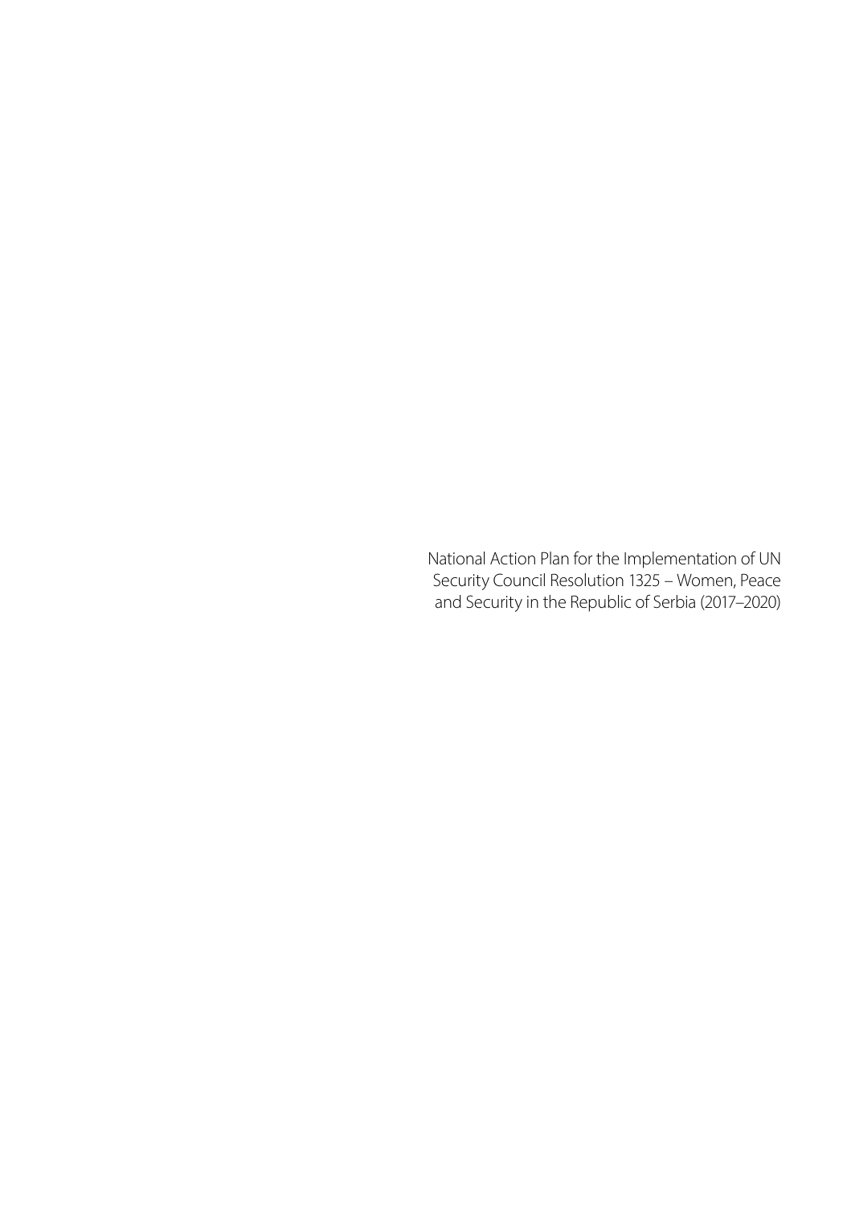National Action Plan for the Implementation of UN Security Council Resolution 1325 – Women, Peace and Security in the Republic of Serbia (2017–2020)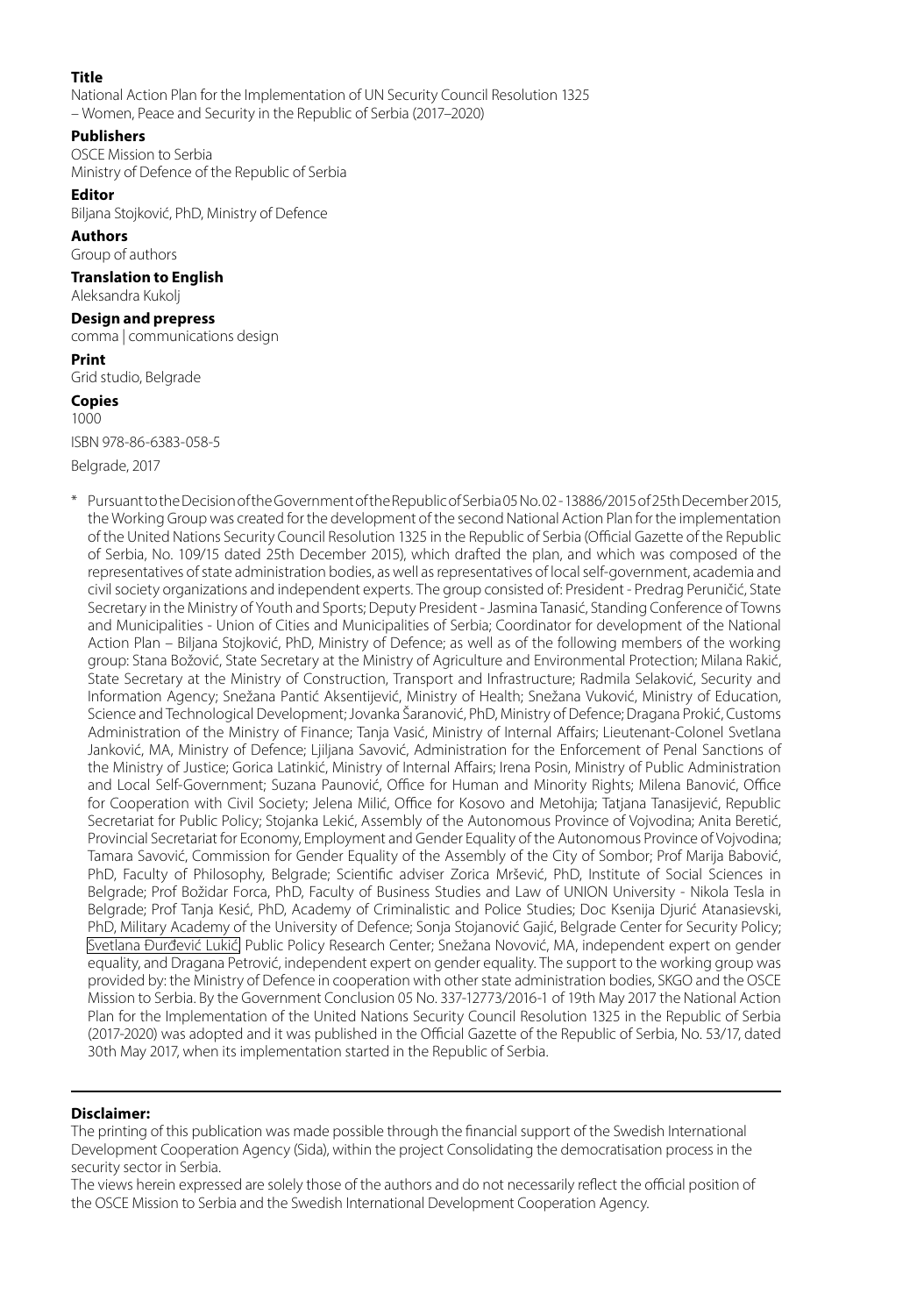**Title**

National Action Plan for the Implementation of UN Security Council Resolution 1325 – Women, Peace and Security in the Republic of Serbia (2017–2020)

**Publishers**

OSCE Mission to Serbia
Ministry of Defence of the Republic of Serbia

**Editor**

Biljana Stojković, PhD, Ministry of Defence

**Authors**

Group of authors

**Translation to English**

Aleksandra Kukolj

**Design and prepress**

comma | communications design

**Print**

Grid studio, Belgrade

**Copies**

1000

ISBN 978-86-6383-058-5

Belgrade, 2017

\* Pursuant to the Decision of the Government of the Republic of Serbia 05 No. 02 - 13886/2015 of 25th December 2015, the Working Group was created for the development of the second National Action Plan for the implementation of the United Nations Security Council Resolution 1325 in the Republic of Serbia (Official Gazette of the Republic of Serbia, No. 109/15 dated 25th December 2015), which drafted the plan, and which was composed of the representatives of state administration bodies, as well as representatives of local self-government, academia and civil society organizations and independent experts. The group consisted of: President - Predrag Peruničić, State Secretary in the Ministry of Youth and Sports; Deputy President - Jasmina Tanasić, Standing Conference of Towns and Municipalities - Union of Cities and Municipalities of Serbia; Coordinator for development of the National Action Plan – Biljana Stojković, PhD, Ministry of Defence; as well as of the following members of the working group: Stana Božović, State Secretary at the Ministry of Agriculture and Environmental Protection; Milana Rakić, State Secretary at the Ministry of Construction, Transport and Infrastructure; Radmila Selaković, Security and Information Agency; Snežana Pantić Aksentijević, Ministry of Health; Snežana Vuković, Ministry of Education, Science and Technological Development; Jovanka Šaranović, PhD, Ministry of Defence; Dragana Prokić, Customs Administration of the Ministry of Finance; Tanja Vasić, Ministry of Internal Affairs; Lieutenant-Colonel Svetlana Janković, MA, Ministry of Defence; Ljiljana Savović, Administration for the Enforcement of Penal Sanctions of the Ministry of Justice; Gorica Latinkić, Ministry of Internal Affairs; Irena Posin, Ministry of Public Administration and Local Self-Government; Suzana Paunović, Office for Human and Minority Rights; Milena Banović, Office for Cooperation with Civil Society; Jelena Milić, Office for Kosovo and Metohija; Tatjana Tanasijević, Republic Secretariat for Public Policy; Stojanka Lekić, Assembly of the Autonomous Province of Vojvodina; Anita Beretić, Provincial Secretariat for Economy, Employment and Gender Equality of the Autonomous Province of Vojvodina; Tamara Savović, Commission for Gender Equality of the Assembly of the City of Sombor; Prof Marija Babović, PhD, Faculty of Philosophy, Belgrade; Scientific adviser Zorica Mršević, PhD, Institute of Social Sciences in Belgrade; Prof Božidar Forca, PhD, Faculty of Business Studies and Law of UNION University - Nikola Tesla in Belgrade; Prof Tanja Kesić, PhD, Academy of Criminalistic and Police Studies; Doc Ksenija Djurić Atanasievski, PhD, Military Academy of the University of Defence; Sonja Stojanović Gajić, Belgrade Center for Security Policy; Svetlana Đurđević Lukić, Public Policy Research Center; Snežana Novović, MA, independent expert on gender equality, and Dragana Petrović, independent expert on gender equality. The support to the working group was provided by: the Ministry of Defence in cooperation with other state administration bodies, SKGO and the OSCE Mission to Serbia. By the Government Conclusion 05 No. 337-12773/2016-1 of 19th May 2017 the National Action Plan for the Implementation of the United Nations Security Council Resolution 1325 in the Republic of Serbia (2017-2020) was adopted and it was published in the Official Gazette of the Republic of Serbia, No. 53/17, dated 30th May 2017, when its implementation started in the Republic of Serbia.

---

**Disclaimer:**

The printing of this publication was made possible through the financial support of the Swedish International Development Cooperation Agency (Sida), within the project Consolidating the democratisation process in the security sector in Serbia.

The views herein expressed are solely those of the authors and do not necessarily reflect the official position of the OSCE Mission to Serbia and the Swedish International Development Cooperation Agency.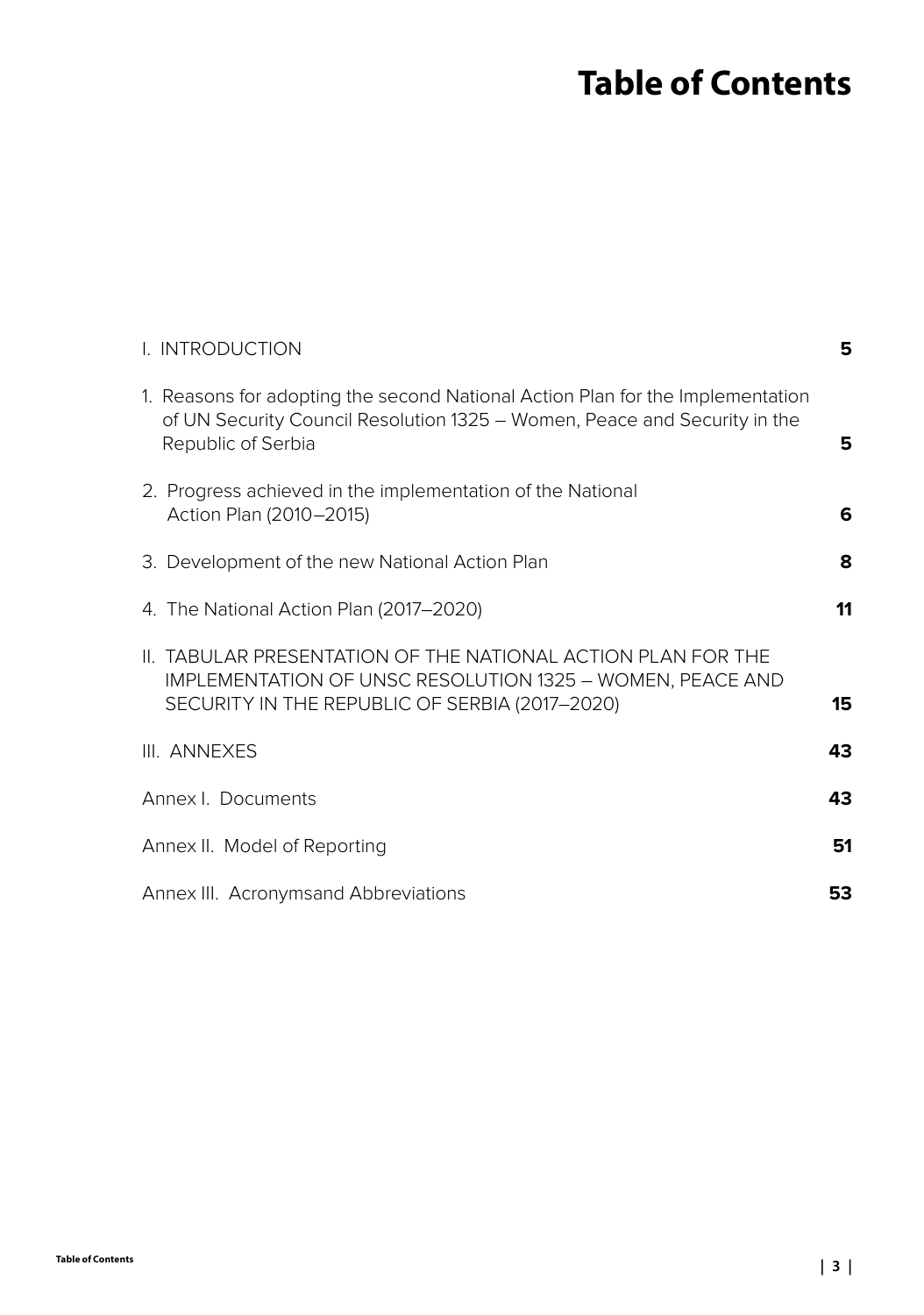# Table of Contents

| | |
|---|---|
| I. INTRODUCTION | **5** |
| 1. Reasons for adopting the second National Action Plan for the Implementation of UN Security Council Resolution 1325 – Women, Peace and Security in the Republic of Serbia | **5** |
| 2. Progress achieved in the implementation of the National Action Plan (2010–2015) | **6** |
| 3. Development of the new National Action Plan | **8** |
| 4. The National Action Plan (2017–2020) | **11** |
| II. TABULAR PRESENTATION OF THE NATIONAL ACTION PLAN FOR THE IMPLEMENTATION OF UNSC RESOLUTION 1325 – WOMEN, PEACE AND SECURITY IN THE REPUBLIC OF SERBIA (2017–2020) | **15** |
| III. ANNEXES | **43** |
| Annex I. Documents | **43** |
| Annex II. Model of Reporting | **51** |
| Annex III. Acronymsand Abbreviations | **53** |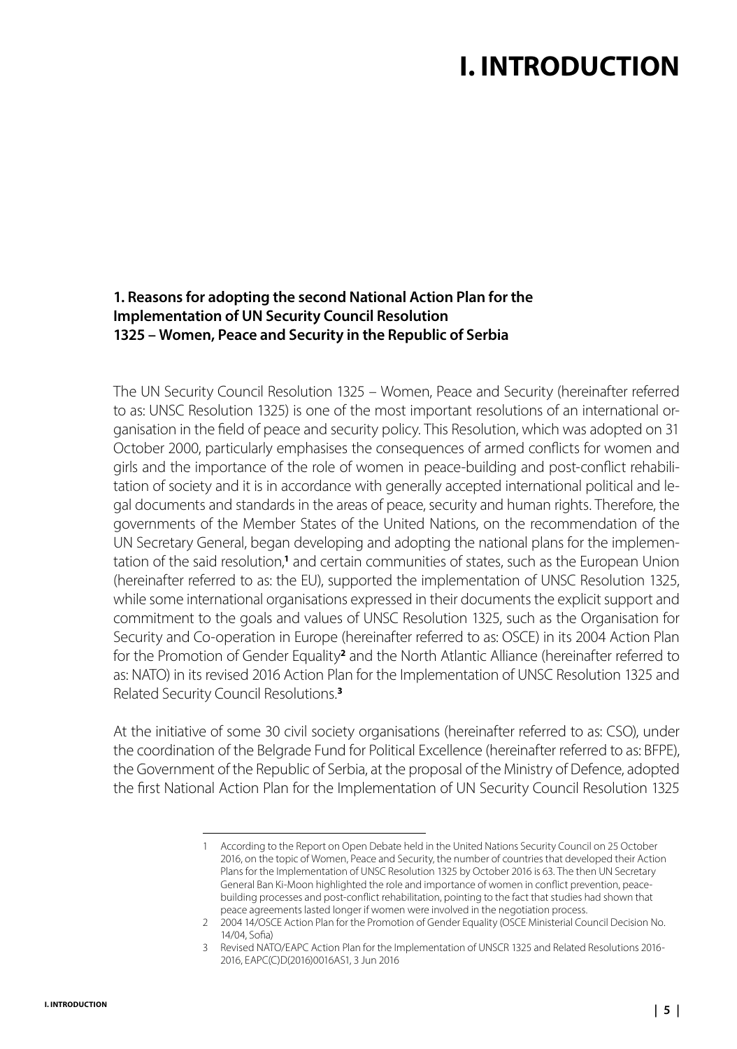# I. INTRODUCTION

### 1. Reasons for adopting the second National Action Plan for the Implementation of UN Security Council Resolution 1325 – Women, Peace and Security in the Republic of Serbia

The UN Security Council Resolution 1325 – Women, Peace and Security (hereinafter referred to as: UNSC Resolution 1325) is one of the most important resolutions of an international organisation in the field of peace and security policy. This Resolution, which was adopted on 31 October 2000, particularly emphasises the consequences of armed conflicts for women and girls and the importance of the role of women in peace-building and post-conflict rehabilitation of society and it is in accordance with generally accepted international political and legal documents and standards in the areas of peace, security and human rights. Therefore, the governments of the Member States of the United Nations, on the recommendation of the UN Secretary General, began developing and adopting the national plans for the implementation of the said resolution,[1] and certain communities of states, such as the European Union (hereinafter referred to as: the EU), supported the implementation of UNSC Resolution 1325, while some international organisations expressed in their documents the explicit support and commitment to the goals and values of UNSC Resolution 1325, such as the Organisation for Security and Co-operation in Europe (hereinafter referred to as: OSCE) in its 2004 Action Plan for the Promotion of Gender Equality[2] and the North Atlantic Alliance (hereinafter referred to as: NATO) in its revised 2016 Action Plan for the Implementation of UNSC Resolution 1325 and Related Security Council Resolutions.[3]

At the initiative of some 30 civil society organisations (hereinafter referred to as: CSO), under the coordination of the Belgrade Fund for Political Excellence (hereinafter referred to as: BFPE), the Government of the Republic of Serbia, at the proposal of the Ministry of Defence, adopted the first National Action Plan for the Implementation of UN Security Council Resolution 1325

---

1 According to the Report on Open Debate held in the United Nations Security Council on 25 October 2016, on the topic of Women, Peace and Security, the number of countries that developed their Action Plans for the Implementation of UNSC Resolution 1325 by October 2016 is 63. The then UN Secretary General Ban Ki-Moon highlighted the role and importance of women in conflict prevention, peace-building processes and post-conflict rehabilitation, pointing to the fact that studies had shown that peace agreements lasted longer if women were involved in the negotiation process.

2 2004 14/OSCE Action Plan for the Promotion of Gender Equality (OSCE Ministerial Council Decision No. 14/04, Sofia)

3 Revised NATO/EAPC Action Plan for the Implementation of UNSCR 1325 and Related Resolutions 2016-2016, EAPC(C)D(2016)0016AS1, 3 Jun 2016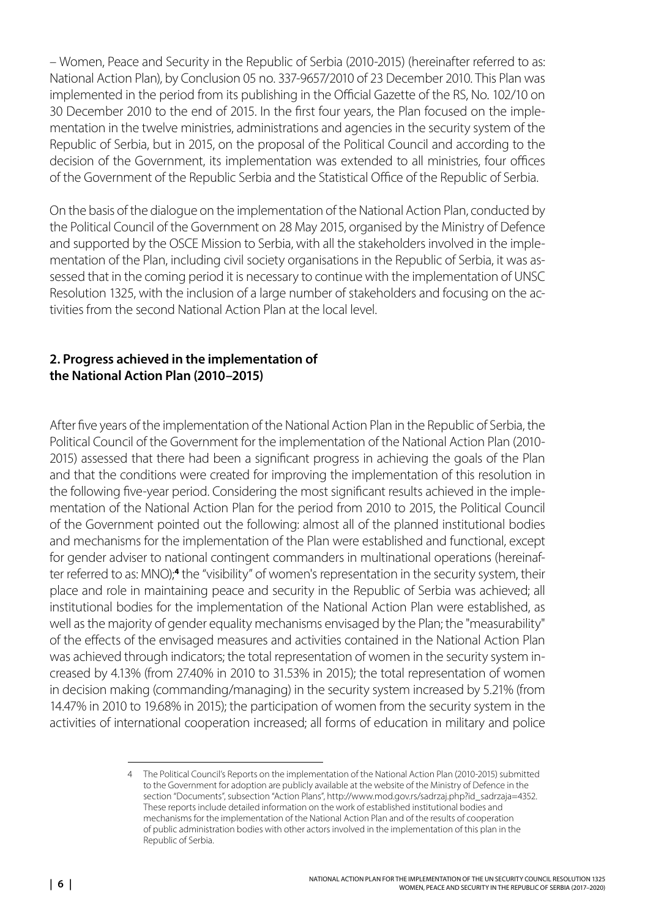– Women, Peace and Security in the Republic of Serbia (2010-2015) (hereinafter referred to as: National Action Plan), by Conclusion 05 no. 337-9657/2010 of 23 December 2010. This Plan was implemented in the period from its publishing in the Official Gazette of the RS, No. 102/10 on 30 December 2010 to the end of 2015. In the first four years, the Plan focused on the implementation in the twelve ministries, administrations and agencies in the security system of the Republic of Serbia, but in 2015, on the proposal of the Political Council and according to the decision of the Government, its implementation was extended to all ministries, four offices of the Government of the Republic Serbia and the Statistical Office of the Republic of Serbia.

On the basis of the dialogue on the implementation of the National Action Plan, conducted by the Political Council of the Government on 28 May 2015, organised by the Ministry of Defence and supported by the OSCE Mission to Serbia, with all the stakeholders involved in the implementation of the Plan, including civil society organisations in the Republic of Serbia, it was assessed that in the coming period it is necessary to continue with the implementation of UNSC Resolution 1325, with the inclusion of a large number of stakeholders and focusing on the activities from the second National Action Plan at the local level.

## 2. Progress achieved in the implementation of the National Action Plan (2010–2015)

After five years of the implementation of the National Action Plan in the Republic of Serbia, the Political Council of the Government for the implementation of the National Action Plan (2010-2015) assessed that there had been a significant progress in achieving the goals of the Plan and that the conditions were created for improving the implementation of this resolution in the following five-year period. Considering the most significant results achieved in the implementation of the National Action Plan for the period from 2010 to 2015, the Political Council of the Government pointed out the following: almost all of the planned institutional bodies and mechanisms for the implementation of the Plan were established and functional, except for gender adviser to national contingent commanders in multinational operations (hereinafter referred to as: MNO);[4] the "visibility" of women's representation in the security system, their place and role in maintaining peace and security in the Republic of Serbia was achieved; all institutional bodies for the implementation of the National Action Plan were established, as well as the majority of gender equality mechanisms envisaged by the Plan; the "measurability" of the effects of the envisaged measures and activities contained in the National Action Plan was achieved through indicators; the total representation of women in the security system increased by 4.13% (from 27.40% in 2010 to 31.53% in 2015); the total representation of women in decision making (commanding/managing) in the security system increased by 5.21% (from 14.47% in 2010 to 19.68% in 2015); the participation of women from the security system in the activities of international cooperation increased; all forms of education in military and police

---

4 The Political Council's Reports on the implementation of the National Action Plan (2010-2015) submitted to the Government for adoption are publicly available at the website of the Ministry of Defence in the section "Documents", subsection "Action Plans", http://www.mod.gov.rs/sadrzaj.php?id_sadrzaja=4352. These reports include detailed information on the work of established institutional bodies and mechanisms for the implementation of the National Action Plan and of the results of cooperation of public administration bodies with other actors involved in the implementation of this plan in the Republic of Serbia.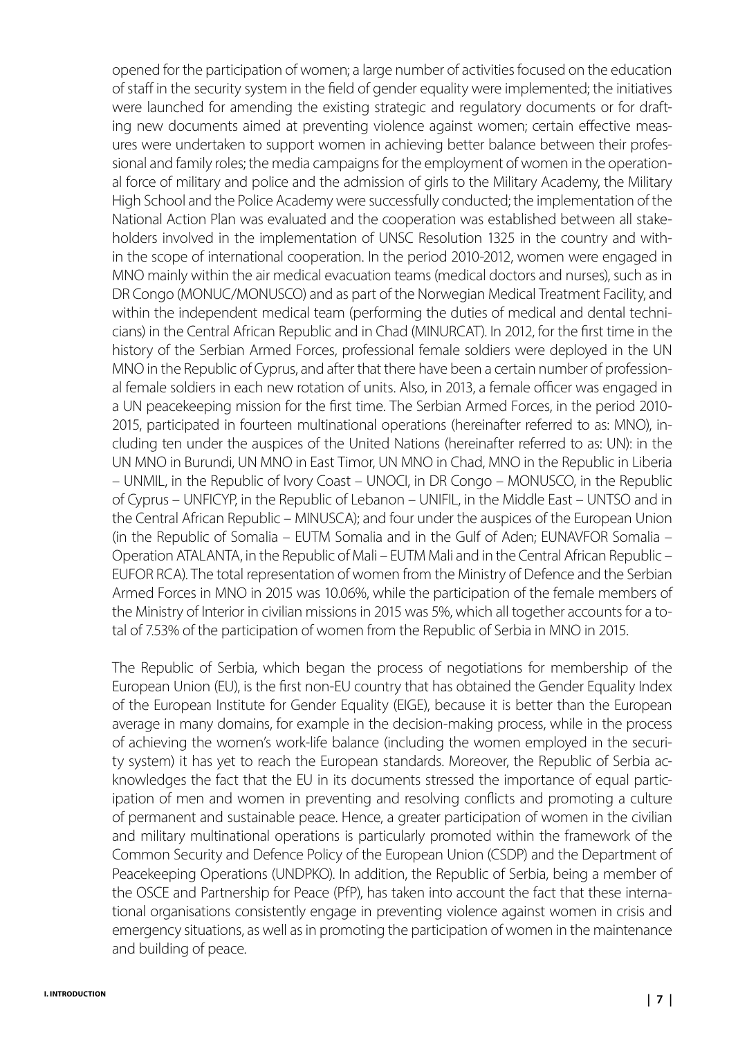opened for the participation of women; a large number of activities focused on the education of staff in the security system in the field of gender equality were implemented; the initiatives were launched for amending the existing strategic and regulatory documents or for drafting new documents aimed at preventing violence against women; certain effective measures were undertaken to support women in achieving better balance between their professional and family roles; the media campaigns for the employment of women in the operational force of military and police and the admission of girls to the Military Academy, the Military High School and the Police Academy were successfully conducted; the implementation of the National Action Plan was evaluated and the cooperation was established between all stakeholders involved in the implementation of UNSC Resolution 1325 in the country and within the scope of international cooperation. In the period 2010-2012, women were engaged in MNO mainly within the air medical evacuation teams (medical doctors and nurses), such as in DR Congo (MONUC/MONUSCO) and as part of the Norwegian Medical Treatment Facility, and within the independent medical team (performing the duties of medical and dental technicians) in the Central African Republic and in Chad (MINURCAT). In 2012, for the first time in the history of the Serbian Armed Forces, professional female soldiers were deployed in the UN MNO in the Republic of Cyprus, and after that there have been a certain number of professional female soldiers in each new rotation of units. Also, in 2013, a female officer was engaged in a UN peacekeeping mission for the first time. The Serbian Armed Forces, in the period 2010-2015, participated in fourteen multinational operations (hereinafter referred to as: MNO), including ten under the auspices of the United Nations (hereinafter referred to as: UN): in the UN MNO in Burundi, UN MNO in East Timor, UN MNO in Chad, MNO in the Republic in Liberia – UNMIL, in the Republic of Ivory Coast – UNOCI, in DR Congo – MONUSCO, in the Republic of Cyprus – UNFICYP, in the Republic of Lebanon – UNIFIL, in the Middle East – UNTSO and in the Central African Republic – MINUSCA); and four under the auspices of the European Union (in the Republic of Somalia – EUTM Somalia and in the Gulf of Aden; EUNAVFOR Somalia – Operation ATALANTA, in the Republic of Mali – EUTM Mali and in the Central African Republic – EUFOR RCA). The total representation of women from the Ministry of Defence and the Serbian Armed Forces in MNO in 2015 was 10.06%, while the participation of the female members of the Ministry of Interior in civilian missions in 2015 was 5%, which all together accounts for a total of 7.53% of the participation of women from the Republic of Serbia in MNO in 2015.

The Republic of Serbia, which began the process of negotiations for membership of the European Union (EU), is the first non-EU country that has obtained the Gender Equality Index of the European Institute for Gender Equality (EIGE), because it is better than the European average in many domains, for example in the decision-making process, while in the process of achieving the women's work-life balance (including the women employed in the security system) it has yet to reach the European standards. Moreover, the Republic of Serbia acknowledges the fact that the EU in its documents stressed the importance of equal participation of men and women in preventing and resolving conflicts and promoting a culture of permanent and sustainable peace. Hence, a greater participation of women in the civilian and military multinational operations is particularly promoted within the framework of the Common Security and Defence Policy of the European Union (CSDP) and the Department of Peacekeeping Operations (UNDPKO). In addition, the Republic of Serbia, being a member of the OSCE and Partnership for Peace (PfP), has taken into account the fact that these international organisations consistently engage in preventing violence against women in crisis and emergency situations, as well as in promoting the participation of women in the maintenance and building of peace.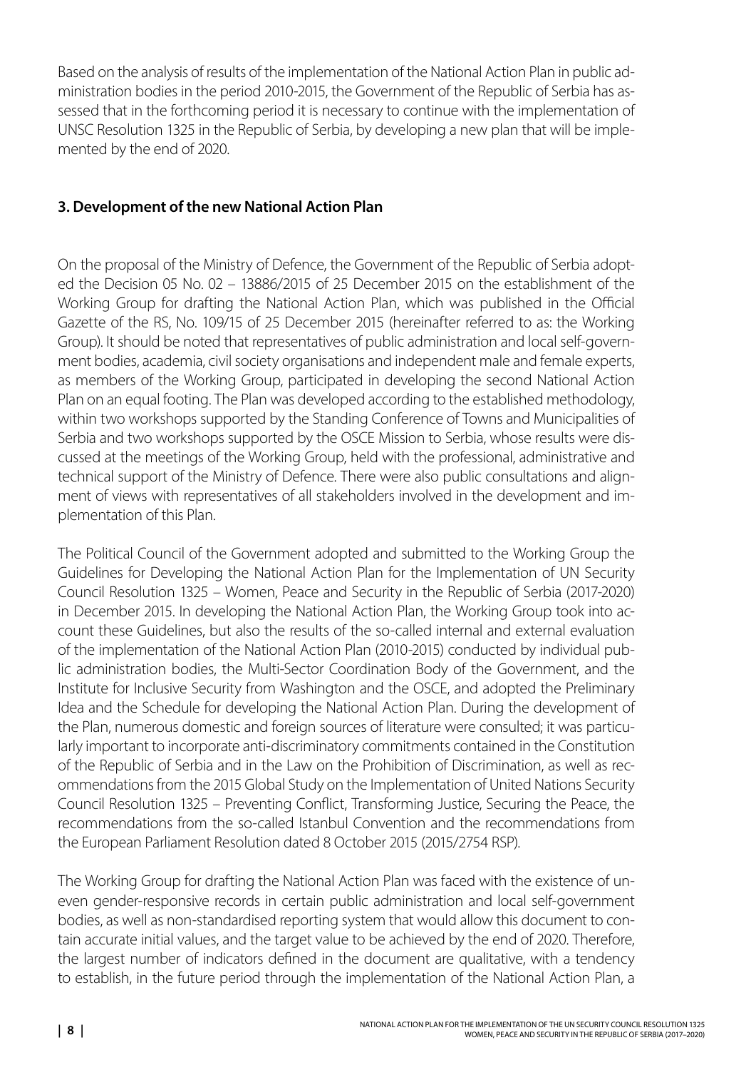Based on the analysis of results of the implementation of the National Action Plan in public administration bodies in the period 2010-2015, the Government of the Republic of Serbia has assessed that in the forthcoming period it is necessary to continue with the implementation of UNSC Resolution 1325 in the Republic of Serbia, by developing a new plan that will be implemented by the end of 2020.

### 3. Development of the new National Action Plan

On the proposal of the Ministry of Defence, the Government of the Republic of Serbia adopted the Decision 05 No. 02 – 13886/2015 of 25 December 2015 on the establishment of the Working Group for drafting the National Action Plan, which was published in the Official Gazette of the RS, No. 109/15 of 25 December 2015 (hereinafter referred to as: the Working Group). It should be noted that representatives of public administration and local self-government bodies, academia, civil society organisations and independent male and female experts, as members of the Working Group, participated in developing the second National Action Plan on an equal footing. The Plan was developed according to the established methodology, within two workshops supported by the Standing Conference of Towns and Municipalities of Serbia and two workshops supported by the OSCE Mission to Serbia, whose results were discussed at the meetings of the Working Group, held with the professional, administrative and technical support of the Ministry of Defence. There were also public consultations and alignment of views with representatives of all stakeholders involved in the development and implementation of this Plan.

The Political Council of the Government adopted and submitted to the Working Group the Guidelines for Developing the National Action Plan for the Implementation of UN Security Council Resolution 1325 – Women, Peace and Security in the Republic of Serbia (2017-2020) in December 2015. In developing the National Action Plan, the Working Group took into account these Guidelines, but also the results of the so-called internal and external evaluation of the implementation of the National Action Plan (2010-2015) conducted by individual public administration bodies, the Multi-Sector Coordination Body of the Government, and the Institute for Inclusive Security from Washington and the OSCE, and adopted the Preliminary Idea and the Schedule for developing the National Action Plan. During the development of the Plan, numerous domestic and foreign sources of literature were consulted; it was particularly important to incorporate anti-discriminatory commitments contained in the Constitution of the Republic of Serbia and in the Law on the Prohibition of Discrimination, as well as recommendations from the 2015 Global Study on the Implementation of United Nations Security Council Resolution 1325 – Preventing Conflict, Transforming Justice, Securing the Peace, the recommendations from the so-called Istanbul Convention and the recommendations from the European Parliament Resolution dated 8 October 2015 (2015/2754 RSP).

The Working Group for drafting the National Action Plan was faced with the existence of uneven gender-responsive records in certain public administration and local self-government bodies, as well as non-standardised reporting system that would allow this document to contain accurate initial values, and the target value to be achieved by the end of 2020. Therefore, the largest number of indicators defined in the document are qualitative, with a tendency to establish, in the future period through the implementation of the National Action Plan, a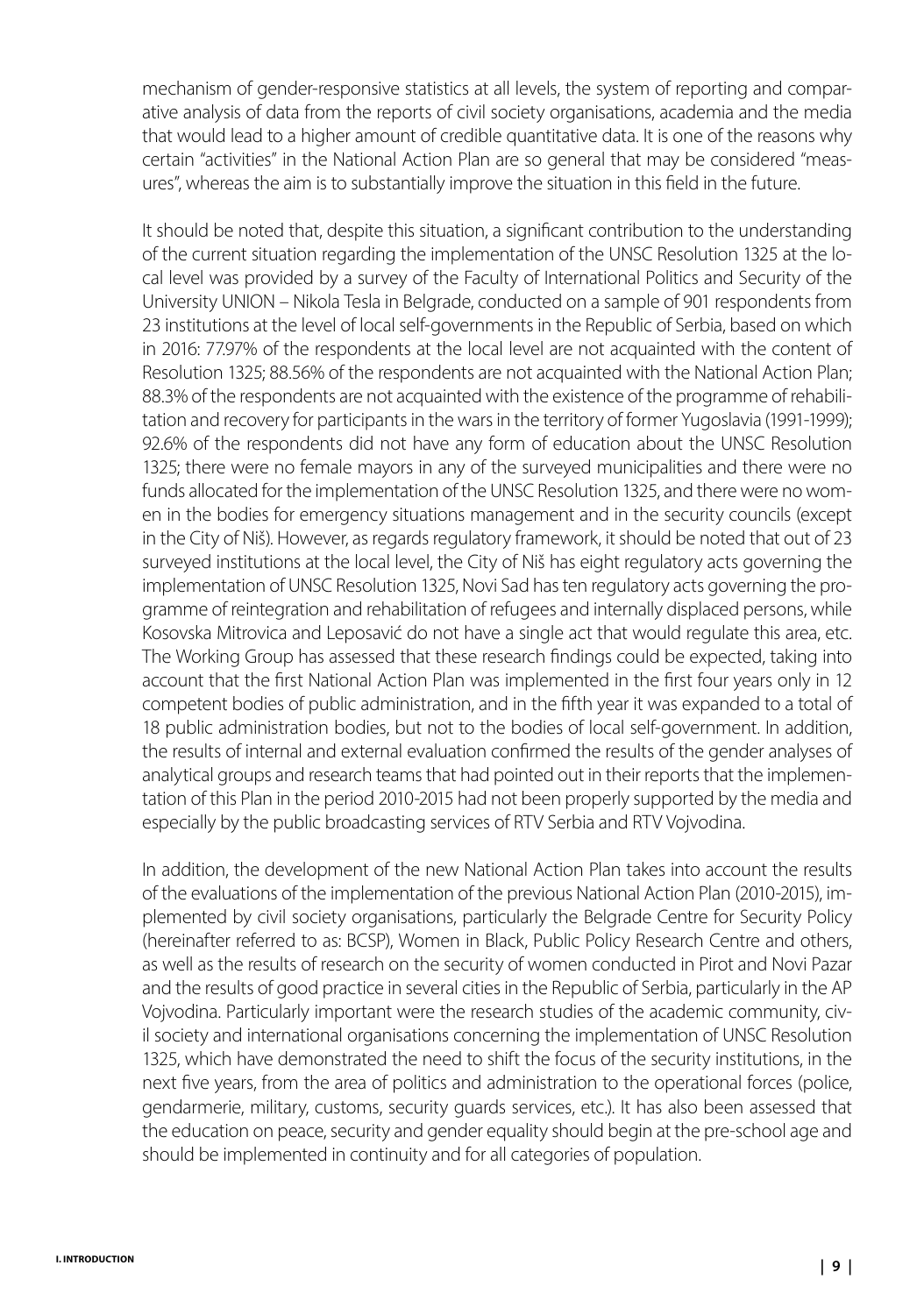mechanism of gender-responsive statistics at all levels, the system of reporting and comparative analysis of data from the reports of civil society organisations, academia and the media that would lead to a higher amount of credible quantitative data. It is one of the reasons why certain "activities" in the National Action Plan are so general that may be considered "measures", whereas the aim is to substantially improve the situation in this field in the future.

It should be noted that, despite this situation, a significant contribution to the understanding of the current situation regarding the implementation of the UNSC Resolution 1325 at the local level was provided by a survey of the Faculty of International Politics and Security of the University UNION – Nikola Tesla in Belgrade, conducted on a sample of 901 respondents from 23 institutions at the level of local self-governments in the Republic of Serbia, based on which in 2016: 77.97% of the respondents at the local level are not acquainted with the content of Resolution 1325; 88.56% of the respondents are not acquainted with the National Action Plan; 88.3% of the respondents are not acquainted with the existence of the programme of rehabilitation and recovery for participants in the wars in the territory of former Yugoslavia (1991-1999); 92.6% of the respondents did not have any form of education about the UNSC Resolution 1325; there were no female mayors in any of the surveyed municipalities and there were no funds allocated for the implementation of the UNSC Resolution 1325, and there were no women in the bodies for emergency situations management and in the security councils (except in the City of Niš). However, as regards regulatory framework, it should be noted that out of 23 surveyed institutions at the local level, the City of Niš has eight regulatory acts governing the implementation of UNSC Resolution 1325, Novi Sad has ten regulatory acts governing the programme of reintegration and rehabilitation of refugees and internally displaced persons, while Kosovska Mitrovica and Leposavić do not have a single act that would regulate this area, etc. The Working Group has assessed that these research findings could be expected, taking into account that the first National Action Plan was implemented in the first four years only in 12 competent bodies of public administration, and in the fifth year it was expanded to a total of 18 public administration bodies, but not to the bodies of local self-government. In addition, the results of internal and external evaluation confirmed the results of the gender analyses of analytical groups and research teams that had pointed out in their reports that the implementation of this Plan in the period 2010-2015 had not been properly supported by the media and especially by the public broadcasting services of RTV Serbia and RTV Vojvodina.

In addition, the development of the new National Action Plan takes into account the results of the evaluations of the implementation of the previous National Action Plan (2010-2015), implemented by civil society organisations, particularly the Belgrade Centre for Security Policy (hereinafter referred to as: BCSP), Women in Black, Public Policy Research Centre and others, as well as the results of research on the security of women conducted in Pirot and Novi Pazar and the results of good practice in several cities in the Republic of Serbia, particularly in the AP Vojvodina. Particularly important were the research studies of the academic community, civil society and international organisations concerning the implementation of UNSC Resolution 1325, which have demonstrated the need to shift the focus of the security institutions, in the next five years, from the area of politics and administration to the operational forces (police, gendarmerie, military, customs, security guards services, etc.). It has also been assessed that the education on peace, security and gender equality should begin at the pre-school age and should be implemented in continuity and for all categories of population.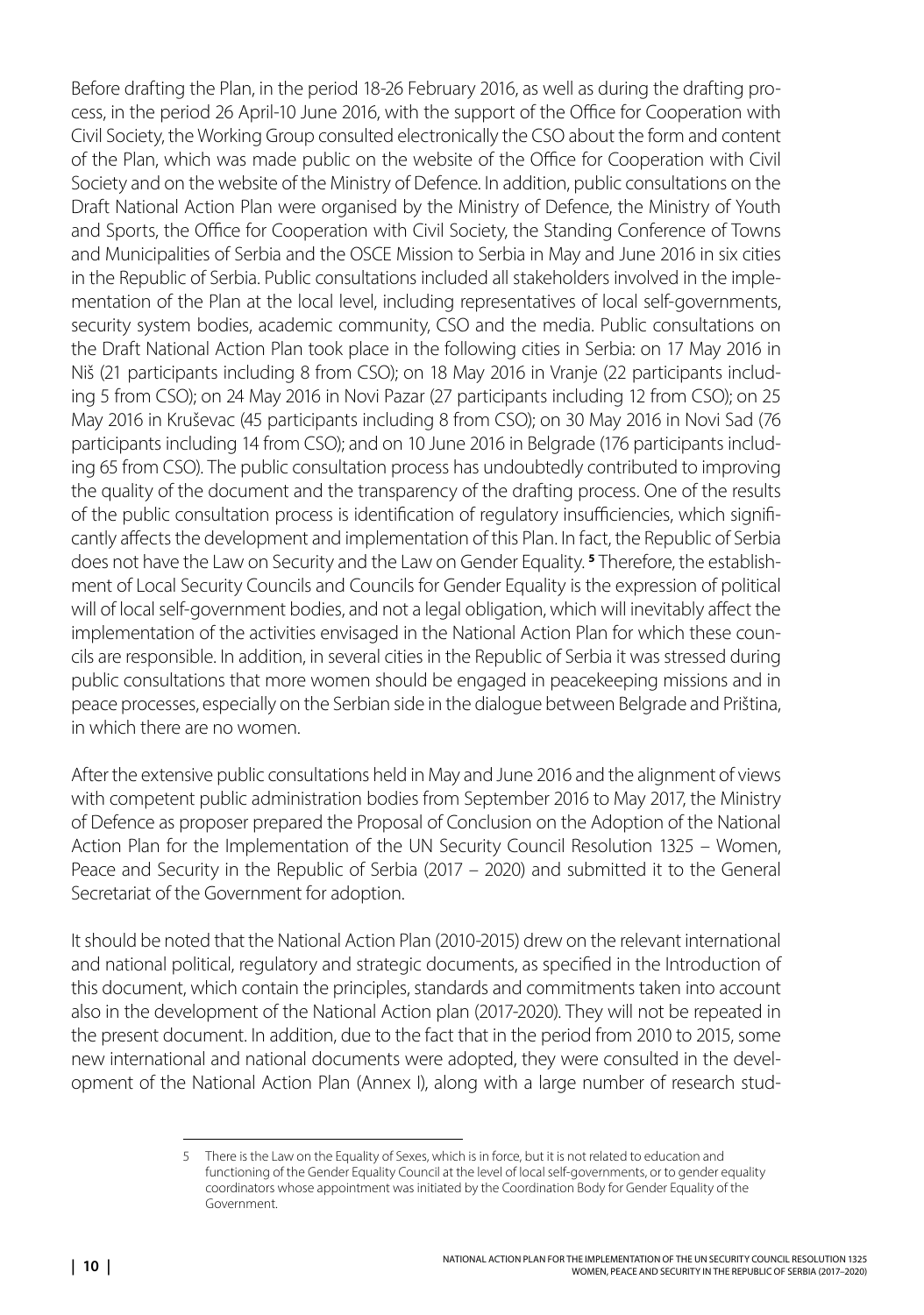Before drafting the Plan, in the period 18-26 February 2016, as well as during the drafting process, in the period 26 April-10 June 2016, with the support of the Office for Cooperation with Civil Society, the Working Group consulted electronically the CSO about the form and content of the Plan, which was made public on the website of the Office for Cooperation with Civil Society and on the website of the Ministry of Defence. In addition, public consultations on the Draft National Action Plan were organised by the Ministry of Defence, the Ministry of Youth and Sports, the Office for Cooperation with Civil Society, the Standing Conference of Towns and Municipalities of Serbia and the OSCE Mission to Serbia in May and June 2016 in six cities in the Republic of Serbia. Public consultations included all stakeholders involved in the implementation of the Plan at the local level, including representatives of local self-governments, security system bodies, academic community, CSO and the media. Public consultations on the Draft National Action Plan took place in the following cities in Serbia: on 17 May 2016 in Niš (21 participants including 8 from CSO); on 18 May 2016 in Vranje (22 participants including 5 from CSO); on 24 May 2016 in Novi Pazar (27 participants including 12 from CSO); on 25 May 2016 in Kruševac (45 participants including 8 from CSO); on 30 May 2016 in Novi Sad (76 participants including 14 from CSO); and on 10 June 2016 in Belgrade (176 participants including 65 from CSO). The public consultation process has undoubtedly contributed to improving the quality of the document and the transparency of the drafting process. One of the results of the public consultation process is identification of regulatory insufficiencies, which significantly affects the development and implementation of this Plan. In fact, the Republic of Serbia does not have the Law on Security and the Law on Gender Equality. [5] Therefore, the establishment of Local Security Councils and Councils for Gender Equality is the expression of political will of local self-government bodies, and not a legal obligation, which will inevitably affect the implementation of the activities envisaged in the National Action Plan for which these councils are responsible. In addition, in several cities in the Republic of Serbia it was stressed during public consultations that more women should be engaged in peacekeeping missions and in peace processes, especially on the Serbian side in the dialogue between Belgrade and Priština, in which there are no women.

After the extensive public consultations held in May and June 2016 and the alignment of views with competent public administration bodies from September 2016 to May 2017, the Ministry of Defence as proposer prepared the Proposal of Conclusion on the Adoption of the National Action Plan for the Implementation of the UN Security Council Resolution 1325 – Women, Peace and Security in the Republic of Serbia (2017 – 2020) and submitted it to the General Secretariat of the Government for adoption.

It should be noted that the National Action Plan (2010-2015) drew on the relevant international and national political, regulatory and strategic documents, as specified in the Introduction of this document, which contain the principles, standards and commitments taken into account also in the development of the National Action plan (2017-2020). They will not be repeated in the present document. In addition, due to the fact that in the period from 2010 to 2015, some new international and national documents were adopted, they were consulted in the development of the National Action Plan (Annex I), along with a large number of research stud-

---

5 There is the Law on the Equality of Sexes, which is in force, but it is not related to education and functioning of the Gender Equality Council at the level of local self-governments, or to gender equality coordinators whose appointment was initiated by the Coordination Body for Gender Equality of the Government.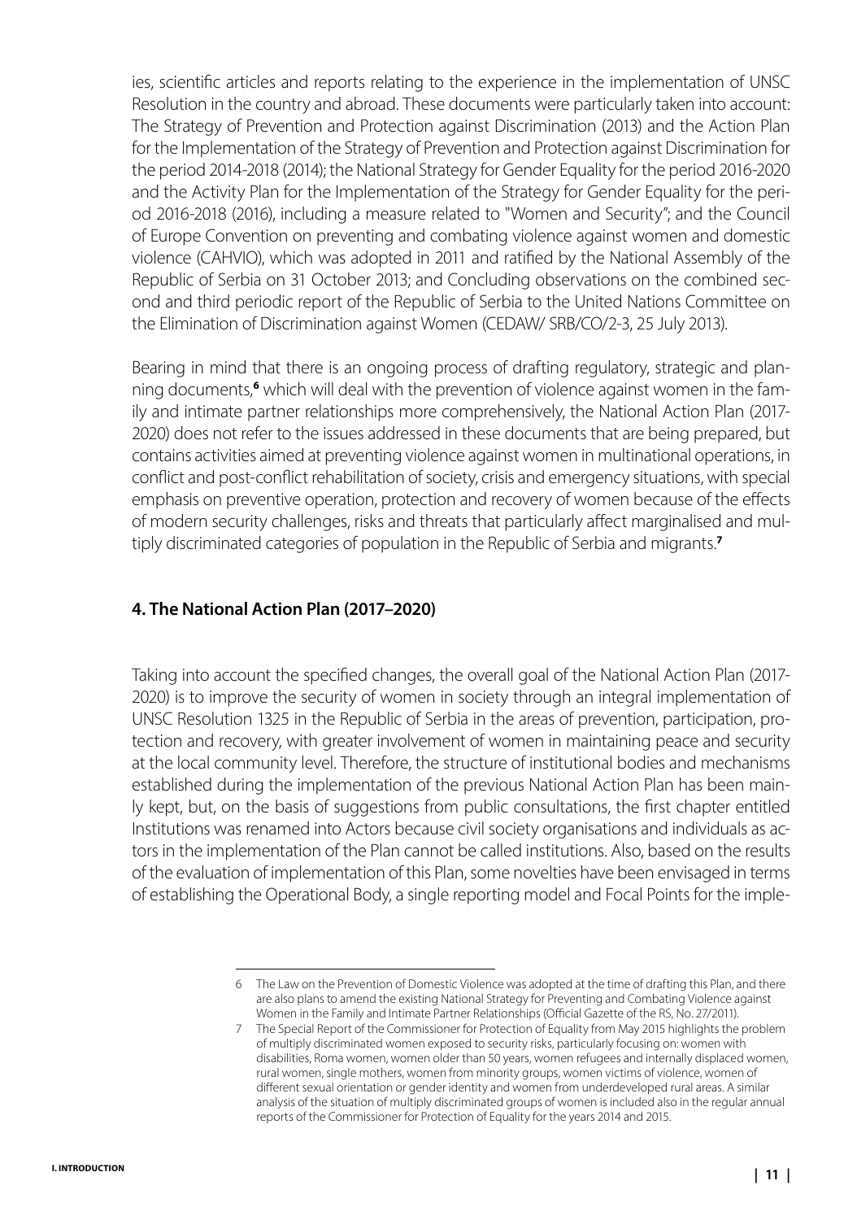ies, scientific articles and reports relating to the experience in the implementation of UNSC Resolution in the country and abroad. These documents were particularly taken into account: The Strategy of Prevention and Protection against Discrimination (2013) and the Action Plan for the Implementation of the Strategy of Prevention and Protection against Discrimination for the period 2014-2018 (2014); the National Strategy for Gender Equality for the period 2016-2020 and the Activity Plan for the Implementation of the Strategy for Gender Equality for the period 2016-2018 (2016), including a measure related to "Women and Security"; and the Council of Europe Convention on preventing and combating violence against women and domestic violence (CAHVIO), which was adopted in 2011 and ratified by the National Assembly of the Republic of Serbia on 31 October 2013; and Concluding observations on the combined second and third periodic report of the Republic of Serbia to the United Nations Committee on the Elimination of Discrimination against Women (CEDAW/ SRB/CO/2-3, 25 July 2013).

Bearing in mind that there is an ongoing process of drafting regulatory, strategic and planning documents,[6] which will deal with the prevention of violence against women in the family and intimate partner relationships more comprehensively, the National Action Plan (2017-2020) does not refer to the issues addressed in these documents that are being prepared, but contains activities aimed at preventing violence against women in multinational operations, in conflict and post-conflict rehabilitation of society, crisis and emergency situations, with special emphasis on preventive operation, protection and recovery of women because of the effects of modern security challenges, risks and threats that particularly affect marginalised and multiply discriminated categories of population in the Republic of Serbia and migrants.[7]

### 4. The National Action Plan (2017–2020)

Taking into account the specified changes, the overall goal of the National Action Plan (2017-2020) is to improve the security of women in society through an integral implementation of UNSC Resolution 1325 in the Republic of Serbia in the areas of prevention, participation, protection and recovery, with greater involvement of women in maintaining peace and security at the local community level. Therefore, the structure of institutional bodies and mechanisms established during the implementation of the previous National Action Plan has been mainly kept, but, on the basis of suggestions from public consultations, the first chapter entitled Institutions was renamed into Actors because civil society organisations and individuals as actors in the implementation of the Plan cannot be called institutions. Also, based on the results of the evaluation of implementation of this Plan, some novelties have been envisaged in terms of establishing the Operational Body, a single reporting model and Focal Points for the imple-

---

6 The Law on the Prevention of Domestic Violence was adopted at the time of drafting this Plan, and there are also plans to amend the existing National Strategy for Preventing and Combating Violence against Women in the Family and Intimate Partner Relationships (Official Gazette of the RS, No. 27/2011).

7 The Special Report of the Commissioner for Protection of Equality from May 2015 highlights the problem of multiply discriminated women exposed to security risks, particularly focusing on: women with disabilities, Roma women, women older than 50 years, women refugees and internally displaced women, rural women, single mothers, women from minority groups, women victims of violence, women of different sexual orientation or gender identity and women from underdeveloped rural areas. A similar analysis of the situation of multiply discriminated groups of women is included also in the regular annual reports of the Commissioner for Protection of Equality for the years 2014 and 2015.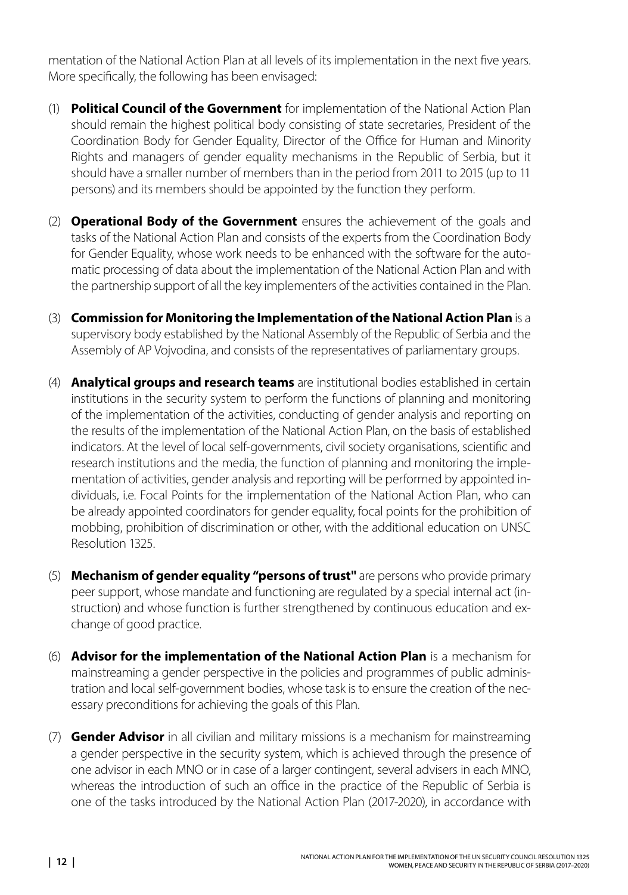mentation of the National Action Plan at all levels of its implementation in the next five years. More specifically, the following has been envisaged:

(1) **Political Council of the Government** for implementation of the National Action Plan should remain the highest political body consisting of state secretaries, President of the Coordination Body for Gender Equality, Director of the Office for Human and Minority Rights and managers of gender equality mechanisms in the Republic of Serbia, but it should have a smaller number of members than in the period from 2011 to 2015 (up to 11 persons) and its members should be appointed by the function they perform.

(2) **Operational Body of the Government** ensures the achievement of the goals and tasks of the National Action Plan and consists of the experts from the Coordination Body for Gender Equality, whose work needs to be enhanced with the software for the automatic processing of data about the implementation of the National Action Plan and with the partnership support of all the key implementers of the activities contained in the Plan.

(3) **Commission for Monitoring the Implementation of the National Action Plan** is a supervisory body established by the National Assembly of the Republic of Serbia and the Assembly of AP Vojvodina, and consists of the representatives of parliamentary groups.

(4) **Analytical groups and research teams** are institutional bodies established in certain institutions in the security system to perform the functions of planning and monitoring of the implementation of the activities, conducting of gender analysis and reporting on the results of the implementation of the National Action Plan, on the basis of established indicators. At the level of local self-governments, civil society organisations, scientific and research institutions and the media, the function of planning and monitoring the implementation of activities, gender analysis and reporting will be performed by appointed individuals, i.e. Focal Points for the implementation of the National Action Plan, who can be already appointed coordinators for gender equality, focal points for the prohibition of mobbing, prohibition of discrimination or other, with the additional education on UNSC Resolution 1325.

(5) **Mechanism of gender equality "persons of trust"** are persons who provide primary peer support, whose mandate and functioning are regulated by a special internal act (instruction) and whose function is further strengthened by continuous education and exchange of good practice.

(6) **Advisor for the implementation of the National Action Plan** is a mechanism for mainstreaming a gender perspective in the policies and programmes of public administration and local self-government bodies, whose task is to ensure the creation of the necessary preconditions for achieving the goals of this Plan.

(7) **Gender Advisor** in all civilian and military missions is a mechanism for mainstreaming a gender perspective in the security system, which is achieved through the presence of one advisor in each MNO or in case of a larger contingent, several advisers in each MNO, whereas the introduction of such an office in the practice of the Republic of Serbia is one of the tasks introduced by the National Action Plan (2017-2020), in accordance with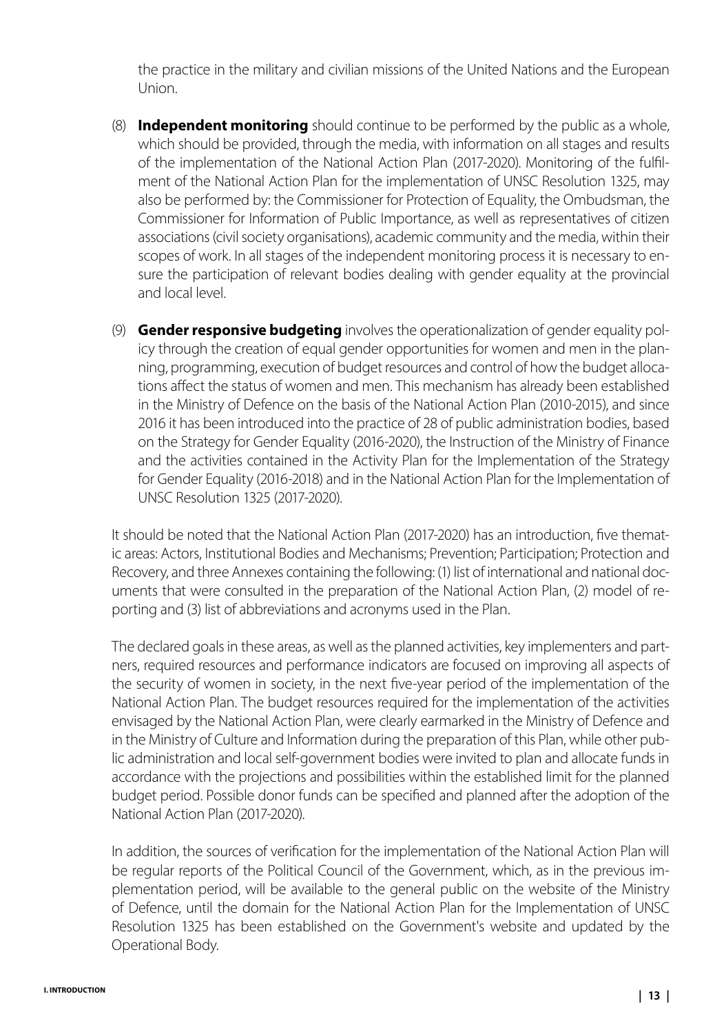the practice in the military and civilian missions of the United Nations and the European Union.

(8) **Independent monitoring** should continue to be performed by the public as a whole, which should be provided, through the media, with information on all stages and results of the implementation of the National Action Plan (2017-2020). Monitoring of the fulfilment of the National Action Plan for the implementation of UNSC Resolution 1325, may also be performed by: the Commissioner for Protection of Equality, the Ombudsman, the Commissioner for Information of Public Importance, as well as representatives of citizen associations (civil society organisations), academic community and the media, within their scopes of work. In all stages of the independent monitoring process it is necessary to ensure the participation of relevant bodies dealing with gender equality at the provincial and local level.

(9) **Gender responsive budgeting** involves the operationalization of gender equality policy through the creation of equal gender opportunities for women and men in the planning, programming, execution of budget resources and control of how the budget allocations affect the status of women and men. This mechanism has already been established in the Ministry of Defence on the basis of the National Action Plan (2010-2015), and since 2016 it has been introduced into the practice of 28 of public administration bodies, based on the Strategy for Gender Equality (2016-2020), the Instruction of the Ministry of Finance and the activities contained in the Activity Plan for the Implementation of the Strategy for Gender Equality (2016-2018) and in the National Action Plan for the Implementation of UNSC Resolution 1325 (2017-2020).

It should be noted that the National Action Plan (2017-2020) has an introduction, five thematic areas: Actors, Institutional Bodies and Mechanisms; Prevention; Participation; Protection and Recovery, and three Annexes containing the following: (1) list of international and national documents that were consulted in the preparation of the National Action Plan, (2) model of reporting and (3) list of abbreviations and acronyms used in the Plan.

The declared goals in these areas, as well as the planned activities, key implementers and partners, required resources and performance indicators are focused on improving all aspects of the security of women in society, in the next five-year period of the implementation of the National Action Plan. The budget resources required for the implementation of the activities envisaged by the National Action Plan, were clearly earmarked in the Ministry of Defence and in the Ministry of Culture and Information during the preparation of this Plan, while other public administration and local self-government bodies were invited to plan and allocate funds in accordance with the projections and possibilities within the established limit for the planned budget period. Possible donor funds can be specified and planned after the adoption of the National Action Plan (2017-2020).

In addition, the sources of verification for the implementation of the National Action Plan will be regular reports of the Political Council of the Government, which, as in the previous implementation period, will be available to the general public on the website of the Ministry of Defence, until the domain for the National Action Plan for the Implementation of UNSC Resolution 1325 has been established on the Government's website and updated by the Operational Body.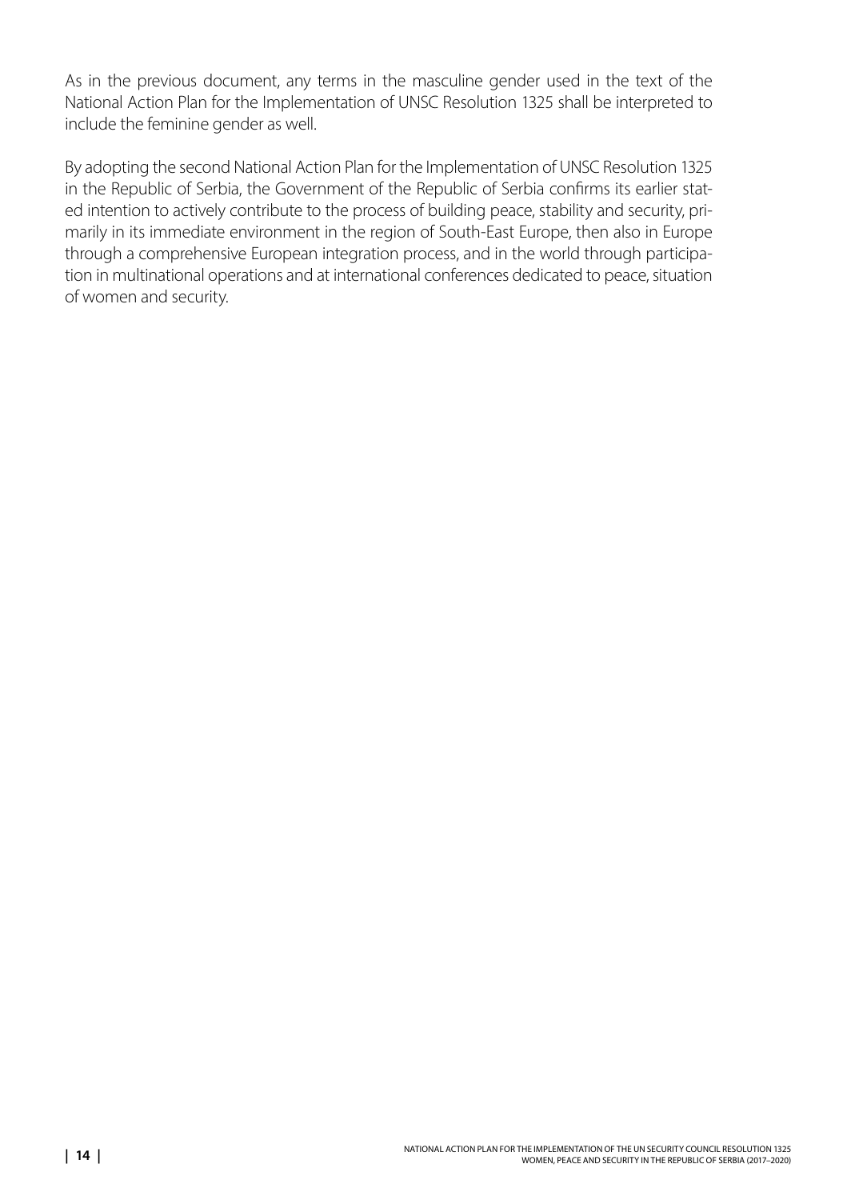As in the previous document, any terms in the masculine gender used in the text of the National Action Plan for the Implementation of UNSC Resolution 1325 shall be interpreted to include the feminine gender as well.

By adopting the second National Action Plan for the Implementation of UNSC Resolution 1325 in the Republic of Serbia, the Government of the Republic of Serbia confirms its earlier stated intention to actively contribute to the process of building peace, stability and security, primarily in its immediate environment in the region of South-East Europe, then also in Europe through a comprehensive European integration process, and in the world through participation in multinational operations and at international conferences dedicated to peace, situation of women and security.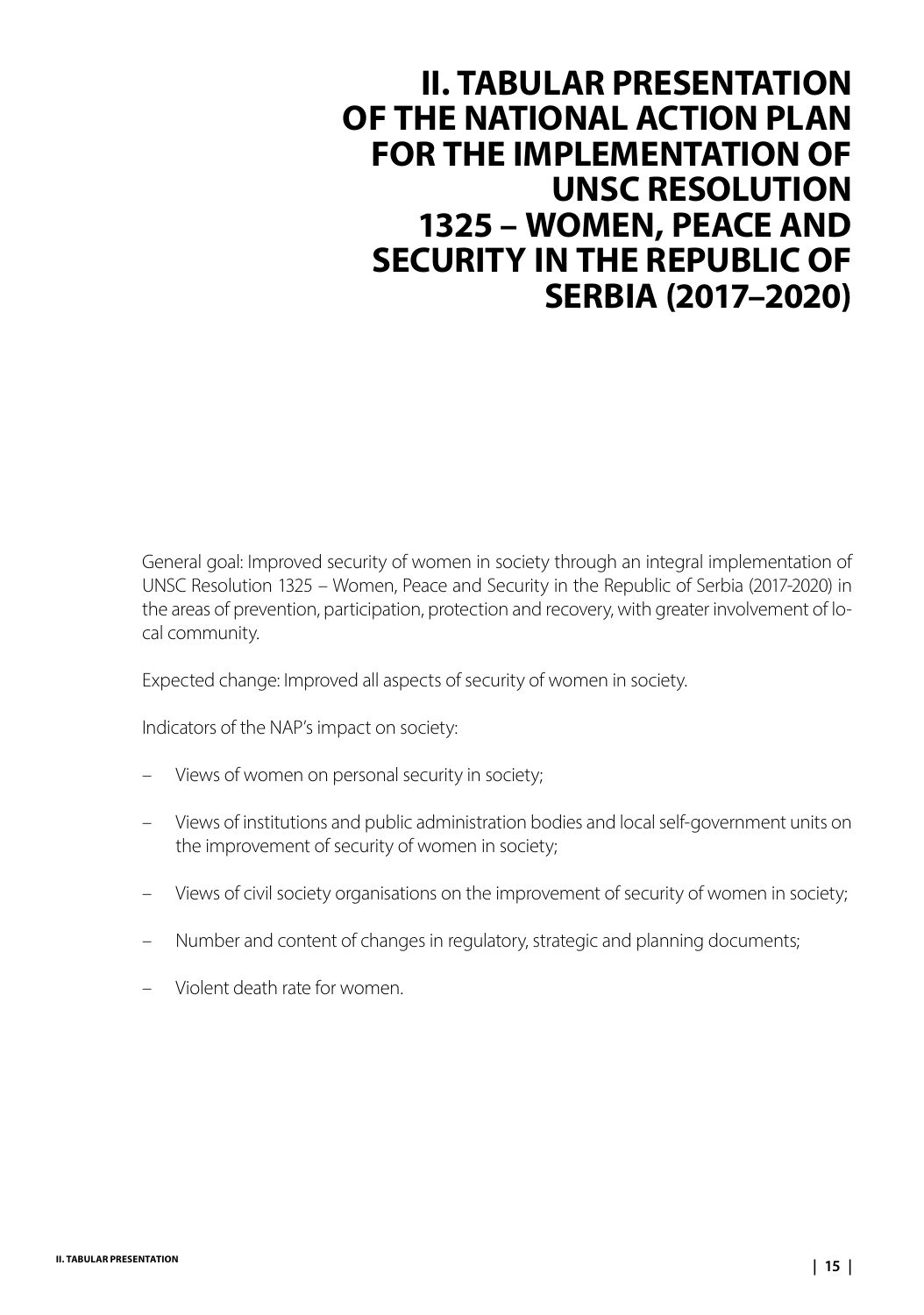# II. TABULAR PRESENTATION OF THE NATIONAL ACTION PLAN FOR THE IMPLEMENTATION OF UNSC RESOLUTION 1325 – WOMEN, PEACE AND SECURITY IN THE REPUBLIC OF SERBIA (2017–2020)

General goal: Improved security of women in society through an integral implementation of UNSC Resolution 1325 – Women, Peace and Security in the Republic of Serbia (2017-2020) in the areas of prevention, participation, protection and recovery, with greater involvement of local community.

Expected change: Improved all aspects of security of women in society.

Indicators of the NAP's impact on society:

– Views of women on personal security in society;

– Views of institutions and public administration bodies and local self-government units on the improvement of security of women in society;

– Views of civil society organisations on the improvement of security of women in society;

– Number and content of changes in regulatory, strategic and planning documents;

– Violent death rate for women.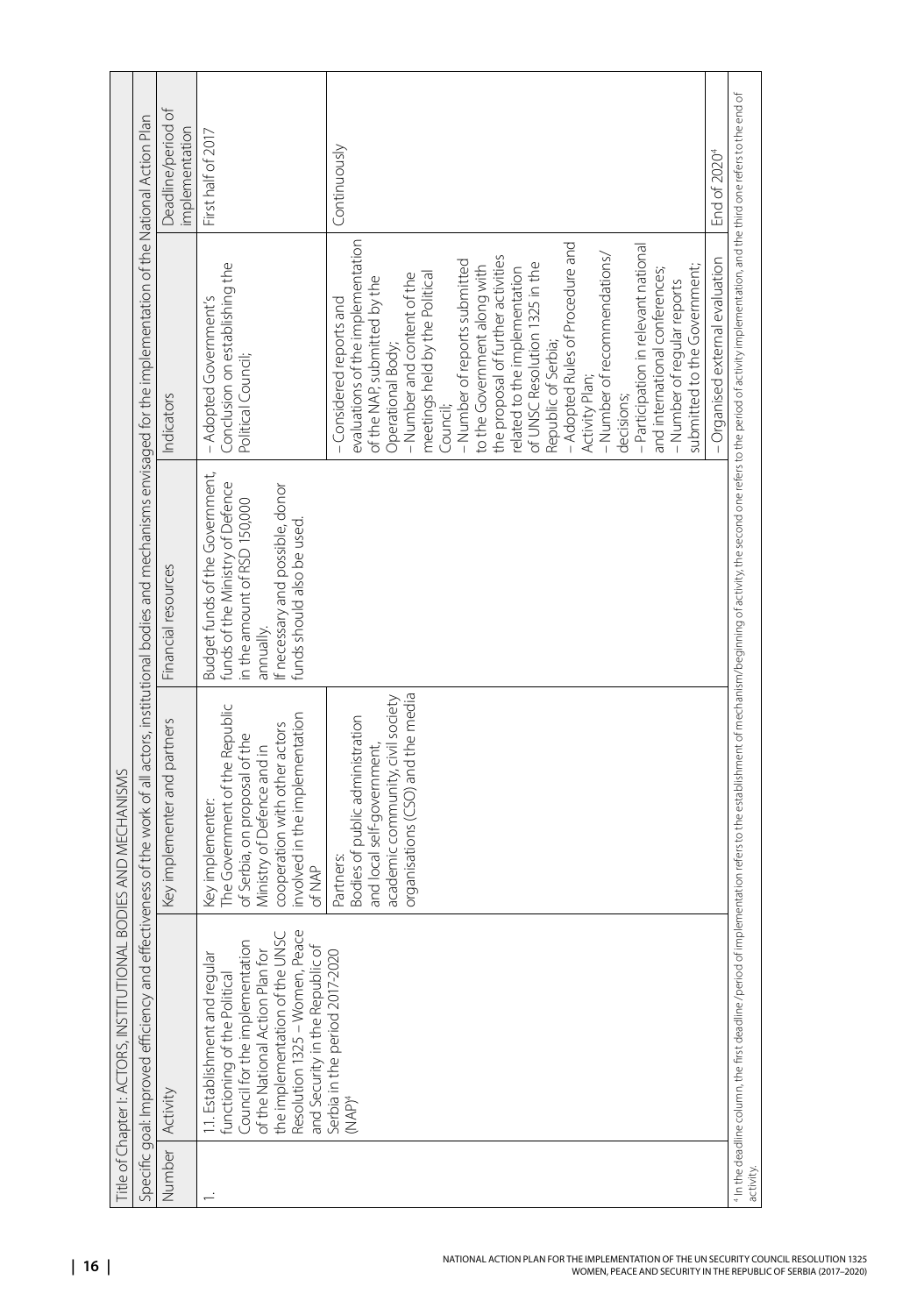| Title of Chapter I: ACTORS, INSTITUTIONAL BODIES AND MECHANISMS | | | | | |
|---|---|---|---|---|---|
| Specific goal: Improved efficiency and effectiveness of the work of all actors, institutional bodies and mechanisms envisaged for the implementation of the National Action Plan | | | | | |
| Number | Activity | Key implementer and partners | Financial resources | Indicators | Deadline/period of implementation |
| 1. | 1.1. Establishment and regular functioning of the Political Council for the implementation of the National Action Plan for the implementation of the UNSC Resolution 1325 – Women, Peace and Security in the Republic of Serbia in the period 2017-2020 (NAP)[4] | Key implementer: The Government of the Republic of Serbia, on proposal of the Ministry of Defence and in cooperation with other actors involved in the implementation of NAP | Budget funds of the Government, funds of the Ministry of Defence in the amount of RSD 150,000 annually. If necessary and possible, donor funds should also be used. | – Adopted Government's Conclusion on establishing the Political Council; | First half of 2017 |
| | | Partners: Bodies of public administration and local self-government, academic community, civil society organisations (CSO) and the media | | – Considered reports and evaluations of the implementation of the NAP, submitted by the Operational Body; – Number and content of the meetings held by the Political Council; – Number of reports submitted to the Government along with the proposal of further activities related to the implementation of UNSC Resolution 1325 in the Republic of Serbia; – Adopted Rules of Procedure and Activity Plan; – Number of recommendations/decisions; – Participation in relevant national and international conferences; – Number of regular reports submitted to the Government; | Continuously |
| | | | | – Organised external evaluation | End of 2020[4] |

[4] In the deadline column, the first deadline/period of implementation refers to the establishment of mechanism/beginning of activity, the second one refers to the period of activity implementation, and the third one refers to the end of activity.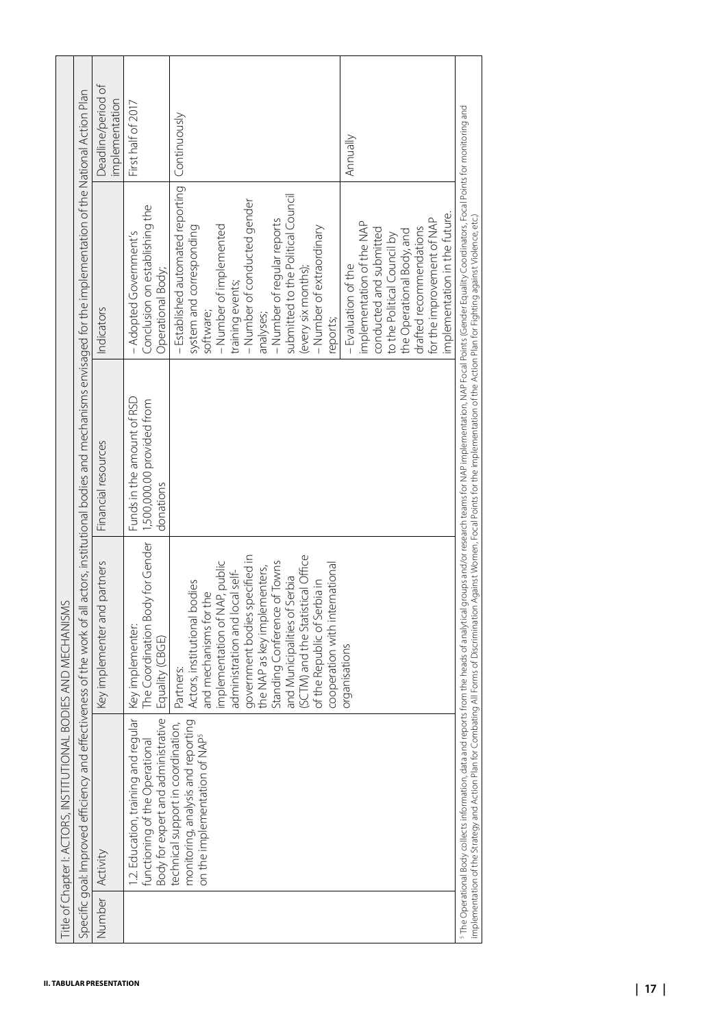| Title of Chapter I: ACTORS, INSTITUTIONAL BODIES AND MECHANISMS | | | | | |
|---|---|---|---|---|---|
| Specific goal: Improved efficiency and effectiveness of the work of all actors, institutional bodies and mechanisms envisaged for the implementation of the National Action Plan | | | | | |
| Number | Activity | Key implementer and partners | Financial resources | Indicators | Deadline/period of implementation |
| | 1.2. Education, training and regular functioning of the Operational Body for expert and administrative technical support in coordination, monitoring, analysis and reporting on the implementation of NAP[5] | Key implementer: The Coordination Body for Gender Equality (CBGE) | Funds in the amount of RSD 1,500,000.00 provided from donations | – Adopted Government's Conclusion on establishing the Operational Body; | First half of 2017 |
| | | Partners: Actors, institutional bodies and mechanisms for the implementation of NAP, public administration and local self-government bodies specified in the NAP as key implementers, Standing Conference of Towns and Municipalities of Serbia (SCTM) and the Statistical Office of the Republic of Serbia in cooperation with international organisations | | – Established automated reporting system and corresponding software;<br>– Number of implemented training events;<br>– Number of conducted gender analyses;<br>– Number of regular reports submitted to the Political Council (every six months);<br>– Number of extraordinary reports; | Continuously |
| | | | | – Evaluation of the implementation of the NAP conducted and submitted to the Political Council by the Operational Body, and drafted recommendations for the improvement of NAP implementation in the future. | Annually |

[5] The Operational Body collects information, data and reports from the heads of analytical groups and/or research teams for NAP implementation, NAP Focal Points (Gender Equality Coordinators, Focal Points for monitoring and implementation of the Strategy and Action Plan for Combating All Forms of Discrimination Against Women, Focal Points for the implementation of the Action Plan for Fighting against Violence, etc.)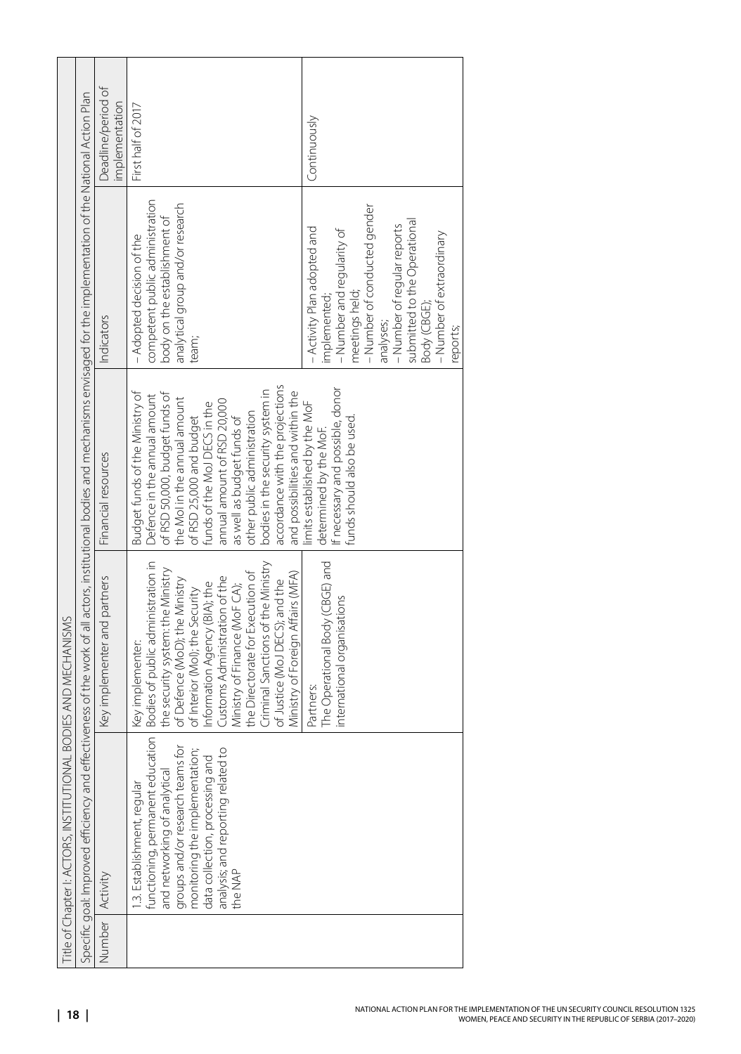| Title of Chapter I: ACTORS, INSTITUTIONAL BODIES AND MECHANISMS | | | | | |
|---|---|---|---|---|---|
| Specific goal: Improved efficiency and effectiveness of the work of all actors, institutional bodies and mechanisms envisaged for the implementation of the National Action Plan | | | | | |
| Number | Activity | Key implementer and partners | Financial resources | Indicators | Deadline/period of implementation |
| | 1.3. Establishment, regular functioning, permanent education and networking of analytical groups and/or research teams for monitoring the implementation; data collection, processing and analysis; and reporting related to the NAP | Key implementer: Bodies of public administration in the security system: the Ministry of Defence (MoD); the Ministry of Interior (MoI); the Security Information Agency (BIA); the Customs Administration of the Ministry of Finance (MoF CA); the Directorate for Execution of Criminal Sanctions of the Ministry of Justice (MoJ DECS); and the Ministry of Foreign Affairs (MFA) | Budget funds of the Ministry of Defence in the annual amount of RSD 50,000, budget funds of the MoI in the annual amount of RSD 25,000 and budget funds of the MoJ DECS in the annual amount of RSD 20,000 as well as budget funds of other public administration bodies in the security system in accordance with the projections and possibilities and within the limits established by the MoF determined by the MoF. If necessary and possible, donor funds should also be used. | – Adopted decision of the competent public administration body on the establishment of analytical group and/or research team; | First half of 2017 |
| | | Partners: The Operational Body (CBGE) and international organisations | | – Activity Plan adopted and implemented;<br>– Number and regularity of meetings held;<br>– Number of conducted gender analyses;<br>– Number of regular reports submitted to the Operational Body (CBGE);<br>– Number of extraordinary reports; | Continuously |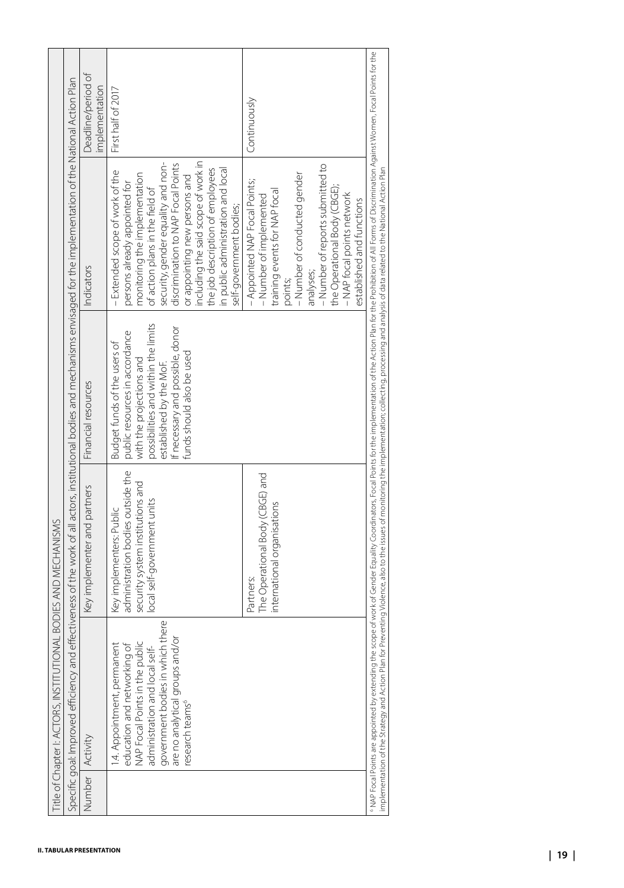| Title of Chapter I: ACTORS, INSTITUTIONAL BODIES AND MECHANISMS | | | | | |
|---|---|---|---|---|---|
| Specific goal: Improved efficiency and effectiveness of the work of all actors, institutional bodies and mechanisms envisaged for the implementation of the National Action Plan | | | | | |
| Number | Activity | Key implementer and partners | Financial resources | Indicators | Deadline/period of implementation |
| | 1.4. Appointment, permanent education and networking of NAP Focal Points in the public administration and local self-government bodies in which there are no analytical groups and/or research teams[6] | Key implementers: Public administration bodies outside the security system institutions and local self-government units | Budget funds of the users of public resources in accordance with the projections and possibilities and within the limits established by the MoF. If necessary and possible, donor funds should also be used | – Extended scope of work of the persons already appointed for monitoring the implementation of action plans in the field of security, gender equality and non-discrimination to NAP Focal Points or appointing new persons and including the said scope of work in the job description of employees in public administration and local self-government bodies; | First half of 2017 |
| | | Partners: The Operational Body (CBGE) and international organisations | | – Appointed NAP Focal Points;<br>– Number of implemented training events for NAP focal points;<br>– Number of conducted gender analyses;<br>– Number of reports submitted to the Operational Body (CBGE);<br>– NAP focal points network established and functions | Continuously |

[6] NAP Focal Points are appointed by extending the scope of work of Gender Equality Coordinators, Focal Points for the implementation of the Action Plan for the Prohibition of All Forms of Discrimination Against Women, Focal Points for the implementation of the Strategy and Action Plan for Preventing Violence, also to the issues of monitoring the implementation; collecting, processing and analysis of data related to the National Action Plan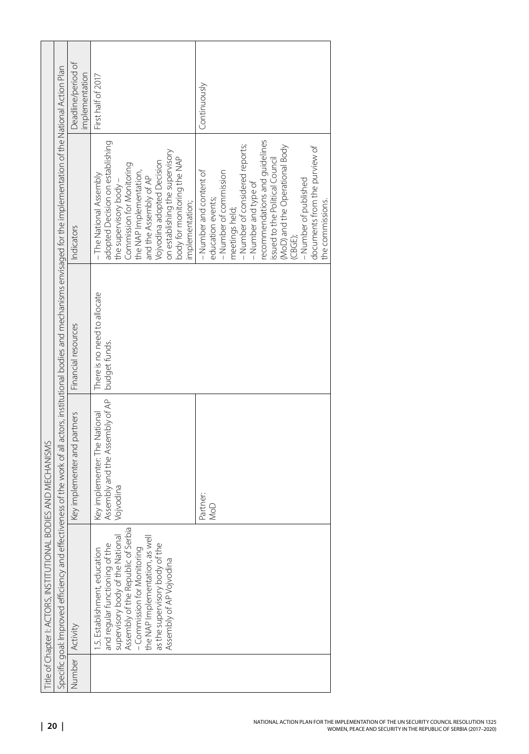| Title of Chapter I: ACTORS, INSTITUTIONAL BODIES AND MECHANISMS | | | | | |
|---|---|---|---|---|---|
| Specific goal: Improved efficiency and effectiveness of the work of all actors, institutional bodies and mechanisms envisaged for the implementation of the National Action Plan | | | | | |
| Number | Activity | Key implementer and partners | Financial resources | Indicators | Deadline/period of implementation |
| | 1.5. Establishment, education and regular functioning of the supervisory body of the National Assembly of the Republic of Serbia – Commission for Monitoring the NAP Implementation, as well as the supervisory body of the Assembly of AP Vojvodina | Key implementer: The National Assembly and the Assembly of AP Vojvodina | There is no need to allocate budget funds. | – The National Assembly adopted Decision on establishing the supervisory body – Commission for Monitoring the NAP Implementation, and the Assembly of AP Vojvodina adopted Decision on establishing the supervisory body for monitoring the NAP implementation; | First half of 2017 |
| | | Partner: MoD | | – Number and content of education events;<br>– Number of commission meetings held;<br>– Number of considered reports;<br>– Number and type of recommendations and guidelines issued to the Political Council (MoD) and the Operational Body (CBGE);<br>– Number of published documents from the purview of the commissions. | Continuously |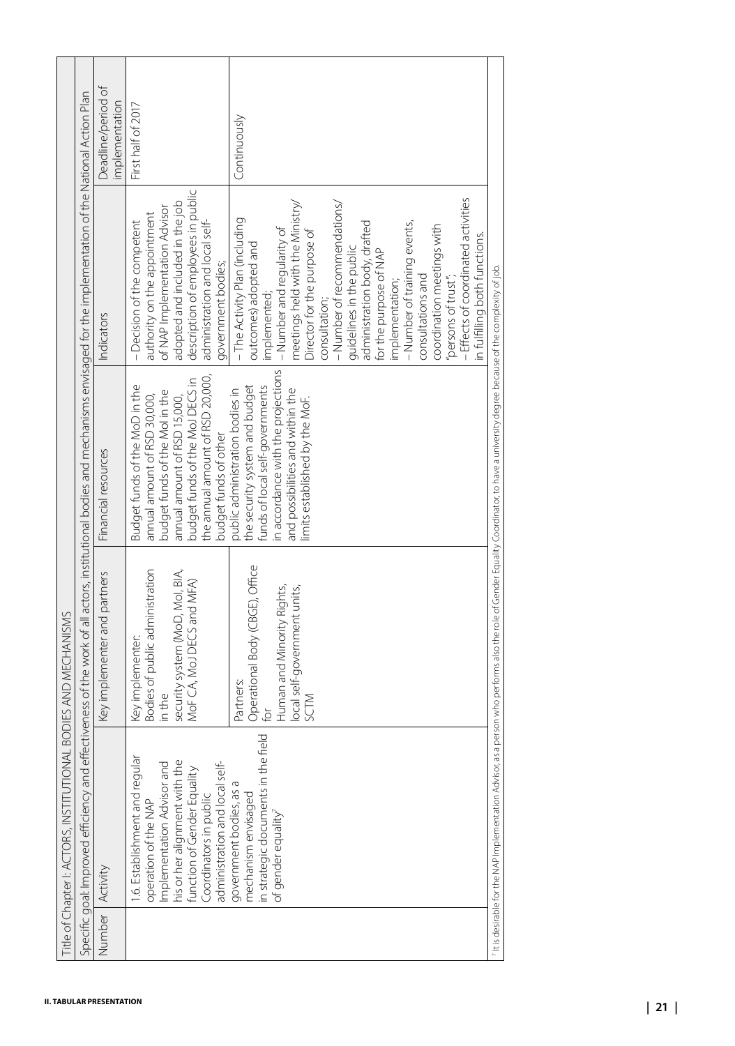| Title of Chapter I: ACTORS, INSTITUTIONAL BODIES AND MECHANISMS | | | | | |
|---|---|---|---|---|---|
| Specific goal: Improved efficiency and effectiveness of the work of all actors, institutional bodies and mechanisms envisaged for the implementation of the National Action Plan | | | | | |
| Number | Activity | Key implementer and partners | Financial resources | Indicators | Deadline/period of implementation |
| | 1.6. Establishment and regular operation of the NAP Implementation Advisor and his or her alignment with the function of Gender Equality Coordinators in public administration and local self-government bodies, as a mechanism envisaged in strategic documents in the field of gender equality[7] | Key implementer: Bodies of public administration in the security system (MoD, MoI, BIA, MoF CA, MoJ DECS and MFA) | Budget funds of the MoD in the annual amount of RSD 30,000, budget funds of the MoI in the annual amount of RSD 15,000, budget funds of the MoJ DECS in the annual amount of RSD 20,000, budget funds of other | – Decision of the competent authority on the appointment of NAP Implementation Advisor adopted and included in the job description of employees in public administration and local self-government bodies; | First half of 2017 |
| | | Partners: Operational Body (CBGE), Office for Human and Minority Rights, local self-government units, SCTM | public administration bodies in the security system and budget funds of local self-governments in accordance with the projections and possibilities and within the limits established by the MoF. | – The Activity Plan (including outcomes) adopted and implemented;<br>– Number and regularity of meetings held with the Ministry/Director for the purpose of consultation;<br>– Number of recommendations/guidelines in the public administration body, drafted for the purpose of NAP implementation;<br>– Number of training events, consultations and coordination meetings with "persons of trust";<br>– Effects of coordinated activities in fulfilling both functions. | Continuously |

[7] It is desirable for the NAP Implementation Advisor, as a person who performs also the role of Gender Equality Coordinator, to have a university degree because of the complexity of job.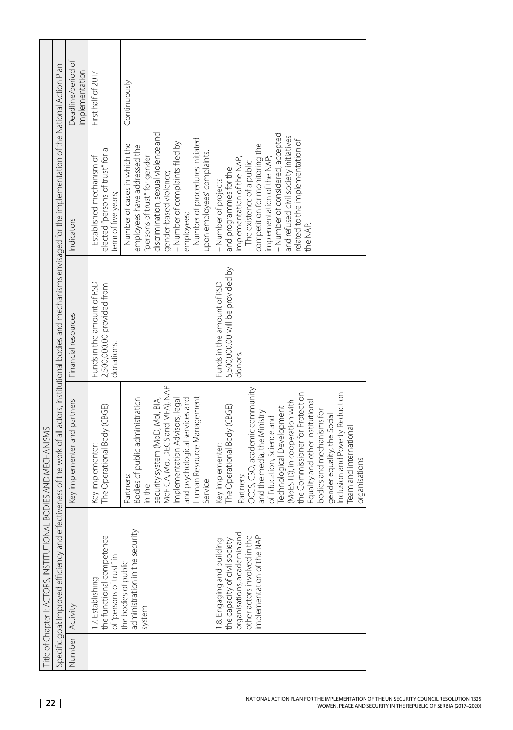| Title of Chapter I: ACTORS, INSTITUTIONAL BODIES AND MECHANISMS | | | | | |
|---|---|---|---|---|---|
| Specific goal: Improved efficiency and effectiveness of the work of all actors, institutional bodies and mechanisms envisaged for the implementation of the National Action Plan | | | | | |
| Number | Activity | Key implementer and partners | Financial resources | Indicators | Deadline/period of implementation |
| | 1.7. Establishing the functional competence of "persons of trust" in the bodies of public administration in the security system | Key implementer: The Operational Body (CBGE) | Funds in the amount of RSD 2,500,000.00 provided from donations. | – Established mechanism of elected "persons of trust" for a term of five years; | First half of 2017 |
| | | Partners: Bodies of public administration in the security system (MoD, MoI, BIA, MoF CA, MoJ DECS and MFA), NAP Implementation Advisors, legal and psychological services and Human Resource Management Service | | – Number of cases in which the employees have addressed the "persons of trust" for gender discrimination, sexual violence and gender-based violence;<br>– Number of complaints filed by employees;<br>– Number of procedures initiated upon employees' complaints. | Continuously |
| | 1.8. Engaging and building the capacity of civil society organisations, academia and other actors involved in the implementation of the NAP | Key implementer: The Operational Body (CBGE)<br>Partners: OCCS, CSO, academic community and the media, the Ministry of Education, Science and Technological Development (MoESTD), in cooperation with the Commissioner for Protection Equality and other institutional bodies and mechanisms for gender equality, the Social Inclusion and Poverty Reduction Team and international organisations | Funds in the amount of RSD 5,500,000.00 will be provided by donors. | – Number of projects and programmes for the implementation of the NAP;<br>– The existence of a public competition for monitoring the implementation of the NAP;<br>– Number of considered, accepted and refused civil society initiatives related to the implementation of the NAP. | |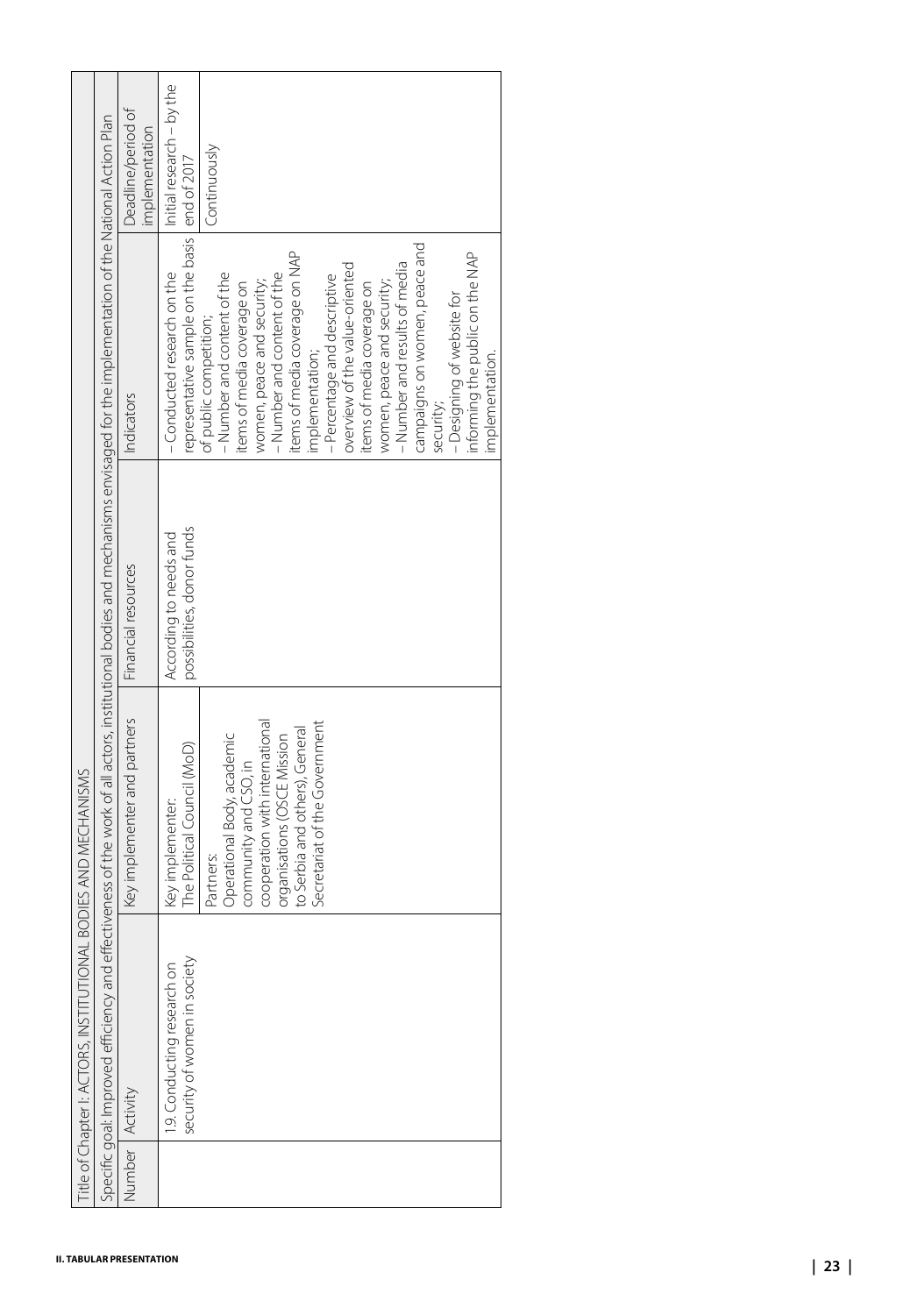| Title of Chapter I: ACTORS, INSTITUTIONAL BODIES AND MECHANISMS | | | | | |
|---|---|---|---|---|---|
| Specific goal: Improved efficiency and effectiveness of the work of all actors, institutional bodies and mechanisms envisaged for the implementation of the National Action Plan | | | | | |
| Number | Activity | Key implementer and partners | Financial resources | Indicators | Deadline/period of implementation |
| | 1.9. Conducting research on security of women in society | Key implementer: The Political Council (MoD) | According to needs and possibilities, donor funds | – Conducted research on the representative sample on the basis of public competition; | Initial research – by the end of 2017 |
| | | Partners: Operational Body, academic community and CSO, in cooperation with international organisations (OSCE Mission to Serbia and others), General Secretariat of the Government | | – Number and content of the items of media coverage on women, peace and security;<br>– Number and content of the items of media coverage on NAP implementation;<br>– Percentage and descriptive overview of the value-oriented items of media coverage on women, peace and security;<br>– Number and results of media campaigns on women, peace and security;<br>– Designing of website for informing the public on the NAP implementation. | Continuously |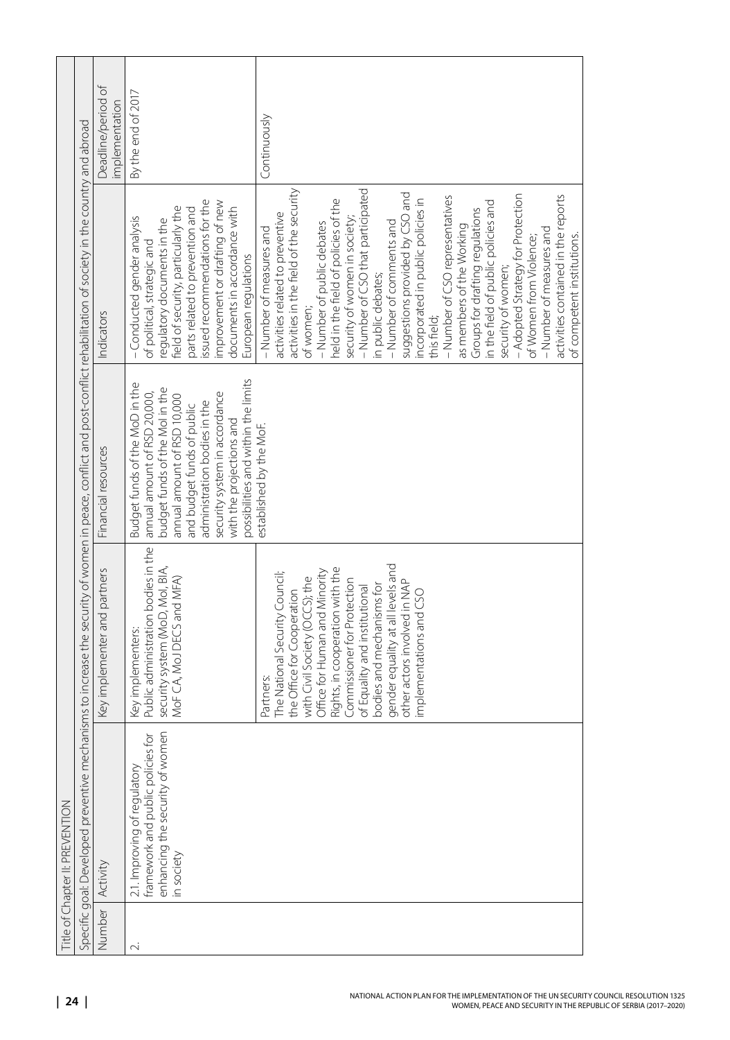| Title of Chapter II: PREVENTION | | | | | |
|---|---|---|---|---|---|
| Specific goal: Developed preventive mechanisms to increase the security of women in peace, conflict and post-conflict rehabilitation of society in the country and abroad | | | | | |
| Number | Activity | Key implementer and partners | Financial resources | Indicators | Deadline/period of implementation |
| 2. | 2.1. Improving of regulatory framework and public policies for enhancing the security of women in society | Key implementers: Public administration bodies in the security system (MoD, MoI, BIA, MoF CA, MoJ DECS and MFA) | Budget funds of the MoD in the annual amount of RSD 20,000, budget funds of the MoI in the annual amount of RSD 10,000 and budget funds of public administration bodies in the security system in accordance with the projections and possibilities and within the limits established by the MoF. | – Conducted gender analysis of political, strategic and regulatory documents in the field of security, particularly the parts related to prevention and issued recommendations for the improvement or drafting of new documents in accordance with European regulations | By the end of 2017 |
| | | Partners: The National Security Council; the Office for Cooperation with Civil Society (OCCS); the Office for Human and Minority Rights, in cooperation with the Commissioner for Protection of Equality and institutional bodies and mechanisms for gender equality at all levels and other actors involved in NAP implementations and CSO | | – Number of measures and activities related to preventive activities in the field of the security of women;<br>– Number of public debates held in the field of policies of the security of women in society;<br>– Number of CSO that participated in public debates;<br>– Number of comments and suggestions provided by CSO and incorporated in public policies in this field;<br>– Number of CSO representatives as members of the Working Groups for drafting regulations in the field of public policies and security of women;<br>– Adopted Strategy for Protection of Women from Violence;<br>– Number of measures and activities contained in the reports of competent institutions. | Continuously |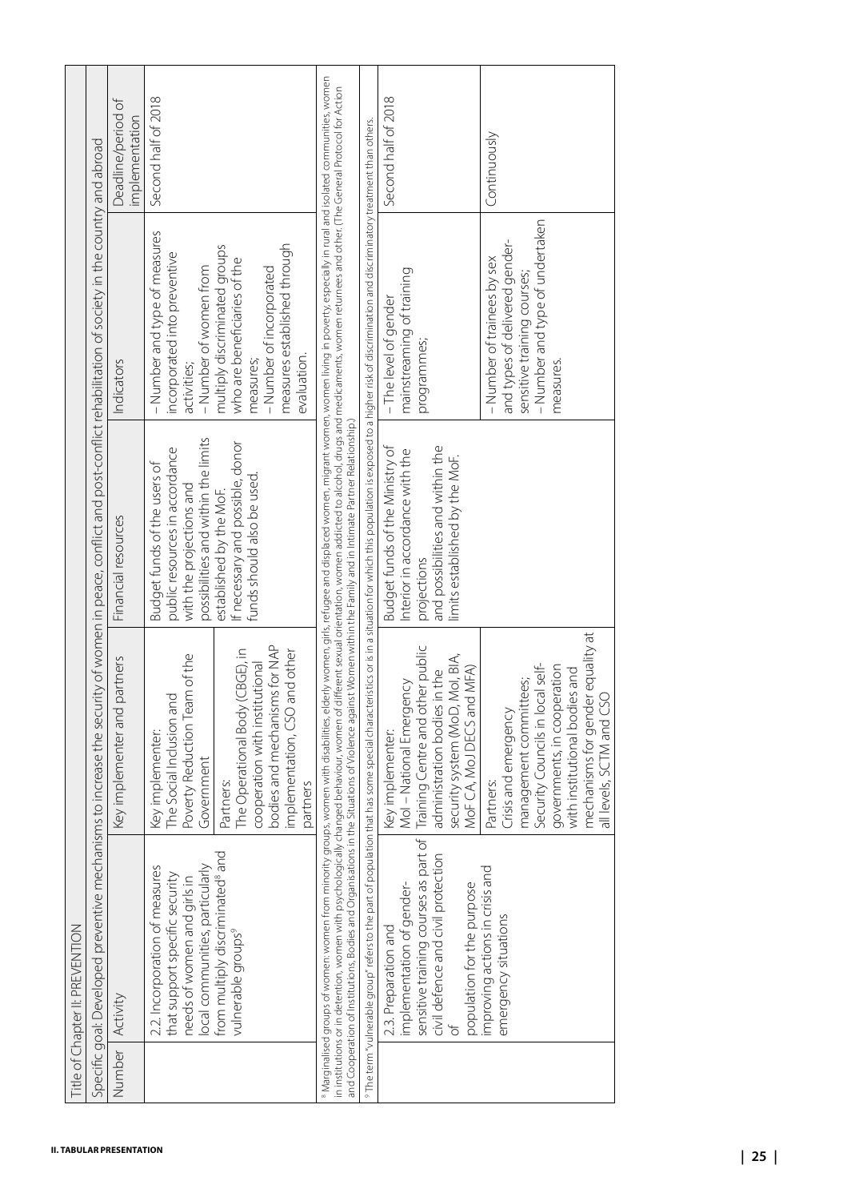| Title of Chapter II: PREVENTION | | | | | |
|---|---|---|---|---|---|
| Specific goal: Developed preventive mechanisms to increase the security of women in peace, conflict and post-conflict rehabilitation of society in the country and abroad | | | | | |
| Number | Activity | Key implementer and partners | Financial resources | Indicators | Deadline/period of implementation |
| | 2.2. Incorporation of measures that support specific security needs of women and girls in local communities, particularly from multiply discriminated[8] and vulnerable groups[9] | Key implementer: The Social Inclusion and Poverty Reduction Team of the Government<br>Partners: The Operational Body (CBGE), in cooperation with institutional bodies and mechanisms for NAP implementation, CSO and other partners | Budget funds of the users of public resources in accordance with the projections and possibilities and within the limits established by the MoF. If necessary and possible, donor funds should also be used. | – Number and type of measures incorporated into preventive activities;<br>– Number of women from multiply discriminated groups who are beneficiaries of the measures;<br>– Number of incorporated measures established through evaluation. | Second half of 2018 |

[8] Marginalised groups of women: women from minority groups, women with disabilities, elderly women, girls, refugee and displaced women, migrant women, women living in poverty, especially in rural and isolated communities, women in institutions or in detention, women with psychologically changed behaviour, women of different sexual orientation, women addicted to alcohol, drugs and medicaments, women returnees and other. (The General Protocol for Action and Cooperation of Institutions, Bodies and Organisations in the Situations of Violence against Women within the Family and in Intimate Partner Relationship.)

[9] The term "vulnerable group" refers to the part of population that has some special characteristics or is in a situation for which this population is exposed to a higher risk of discrimination and discriminatory treatment than others.

| Number | Activity | Key implementer and partners | Financial resources | Indicators | Deadline/period of implementation |
|---|---|---|---|---|---|
| | 2.3. Preparation and implementation of gender-sensitive training courses as part of civil defence and civil protection of population for the purpose of improving actions in crisis and emergency situations | Key implementer: MoI – National Emergency Training Centre and other public administration bodies in the security system (MoD, MoI, BIA, MoF CA, MoJ DECS and MFA) | Budget funds of the Ministry of Interior in accordance with the projections and possibilities and within the limits established by the MoF. | – The level of gender mainstreaming of training programmes; | Second half of 2018 |
| | | Partners: Crisis and emergency management committees; Security Councils in local self-governments, in cooperation with institutional bodies and mechanisms for gender equality at all levels, SCTM and CSO | | – Number of trainees by sex and types of delivered gender-sensitive training courses;<br>– Number and type of undertaken measures. | Continuously |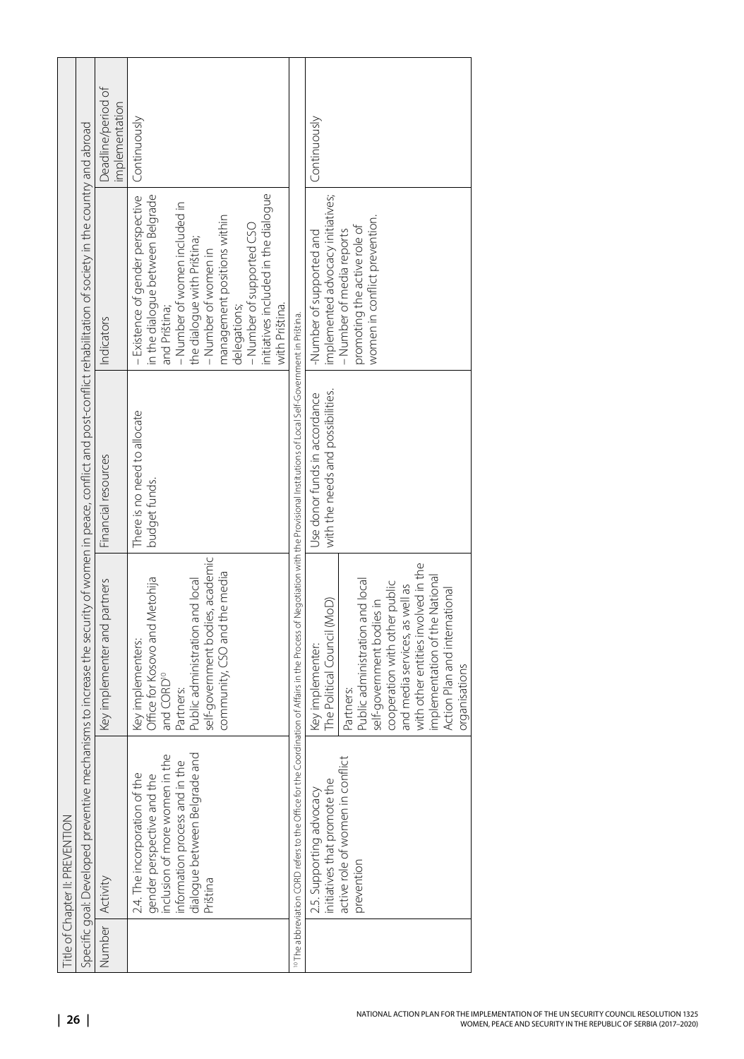| Title of Chapter II: PREVENTION | | | | | |
|---|---|---|---|---|---|
| Specific goal: Developed preventive mechanisms to increase the security of women in peace, conflict and post-conflict rehabilitation of society in the country and abroad | | | | | |
| Number | Activity | Key implementer and partners | Financial resources | Indicators | Deadline/period of implementation |
| | 2.4. The incorporation of the gender perspective and the inclusion of more women in the information process and in the dialogue between Belgrade and Priština | Key implementers: Office for Kosovo and Metohija and CORD[10] Partners: Public administration and local self-government bodies, academic community, CSO and the media | There is no need to allocate budget funds. | – Existence of gender perspective in the dialogue between Belgrade and Priština; – Number of women included in the dialogue with Priština; – Number of women in management positions within delegations; – Number of supported CSO initiatives included in the dialogue with Priština. | Continuously |
| | 2.5. Supporting advocacy initiatives that promote the active role of women in conflict prevention | Key implementer: The Political Council (MoD) Partners: Public administration and local self-government bodies in cooperation with other public and media services, as well as with other entities involved in the implementation of the National Action Plan and international organisations | Use donor funds in accordance with the needs and possibilities. | -Number of supported and implemented advocacy initiatives; – Number of media reports promoting the active role of women in conflict prevention. | Continuously |

[10] The abbreviation CORD refers to the Office for the Coordination of Affairs in the Process of Negotiation with the Provisional Institutions of Local Self-Government in Priština.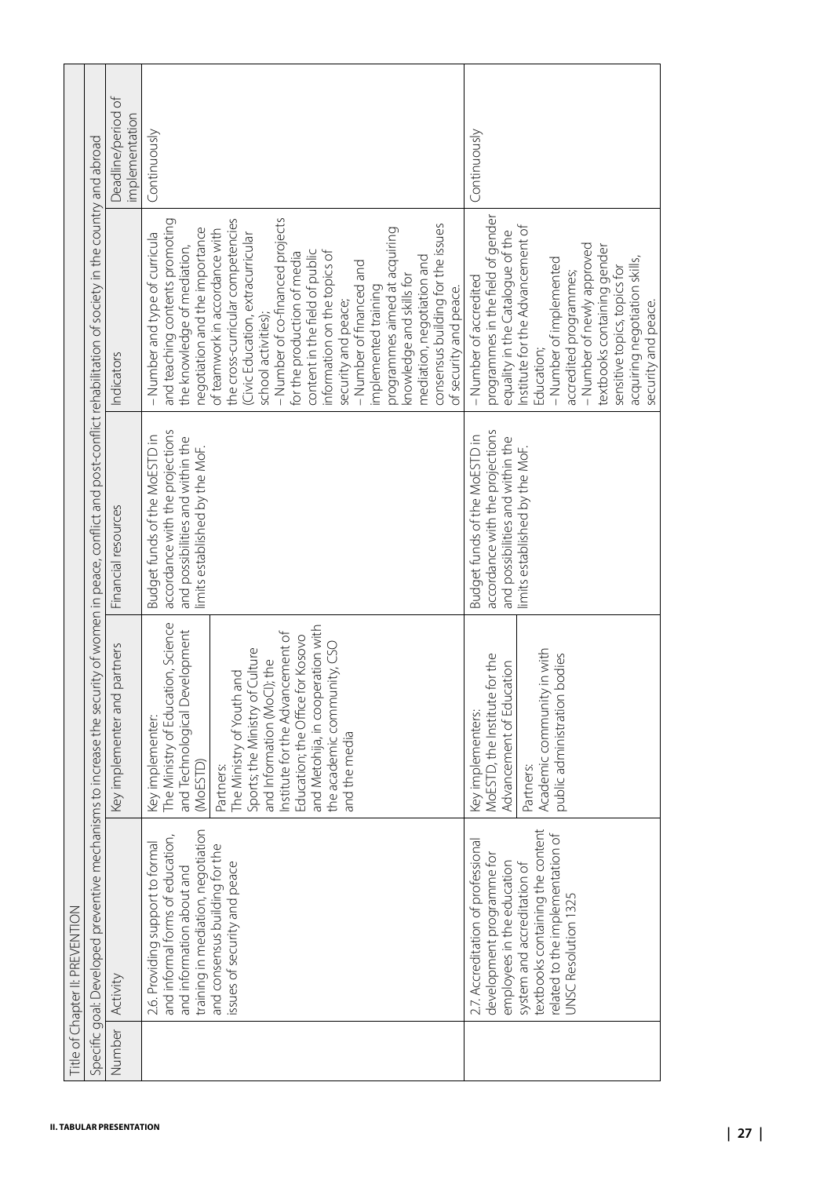| Title of Chapter II: PREVENTION | | | | | |
|---|---|---|---|---|---|
| Specific goal: Developed preventive mechanisms to increase the security of women in peace, conflict and post-conflict rehabilitation of society in the country and abroad | | | | | |
| Number | Activity | Key implementer and partners | Financial resources | Indicators | Deadline/period of implementation |
| | 2.6. Providing support to formal and informal forms of education, and information about and training in mediation, negotiation and consensus building for the issues of security and peace | Key implementer: The Ministry of Education, Science and Technological Development (MoESTD)<br>Partners: The Ministry of Youth and Sports; the Ministry of Culture and Information (MoCI); the Institute for the Advancement of Education; the Office for Kosovo and Metohija, in cooperation with the academic community, CSO and the media | Budget funds of the MoESTD in accordance with the projections and possibilities and within the limits established by the MoF. | – Number and type of curricula and teaching contents promoting the knowledge of mediation, negotiation and the importance of teamwork in accordance with the cross-curricular competencies (Civic Education, extracurricular school activities);<br>– Number of co-financed projects for the production of media content in the field of public information on the topics of security and peace;<br>– Number of financed and implemented training programmes aimed at acquiring knowledge and skills for mediation, negotiation and consensus building for the issues of security and peace. | Continuously |
| | 2.7. Accreditation of professional development programme for employees in the education system and accreditation of textbooks containing the content related to the implementation of UNSC Resolution 1325 | Key implementers: MoESTD, the Institute for the Advancement of Education<br>Partners: Academic community in with public administration bodies | Budget funds of the MoESTD in accordance with the projections and possibilities and within the limits established by the MoF. | – Number of accredited programmes in the field of gender equality in the Catalogue of the Institute for the Advancement of Education;<br>– Number of implemented accredited programmes;<br>– Number of newly approved textbooks containing gender sensitive topics, topics for acquiring negotiation skills, security and peace. | Continuously |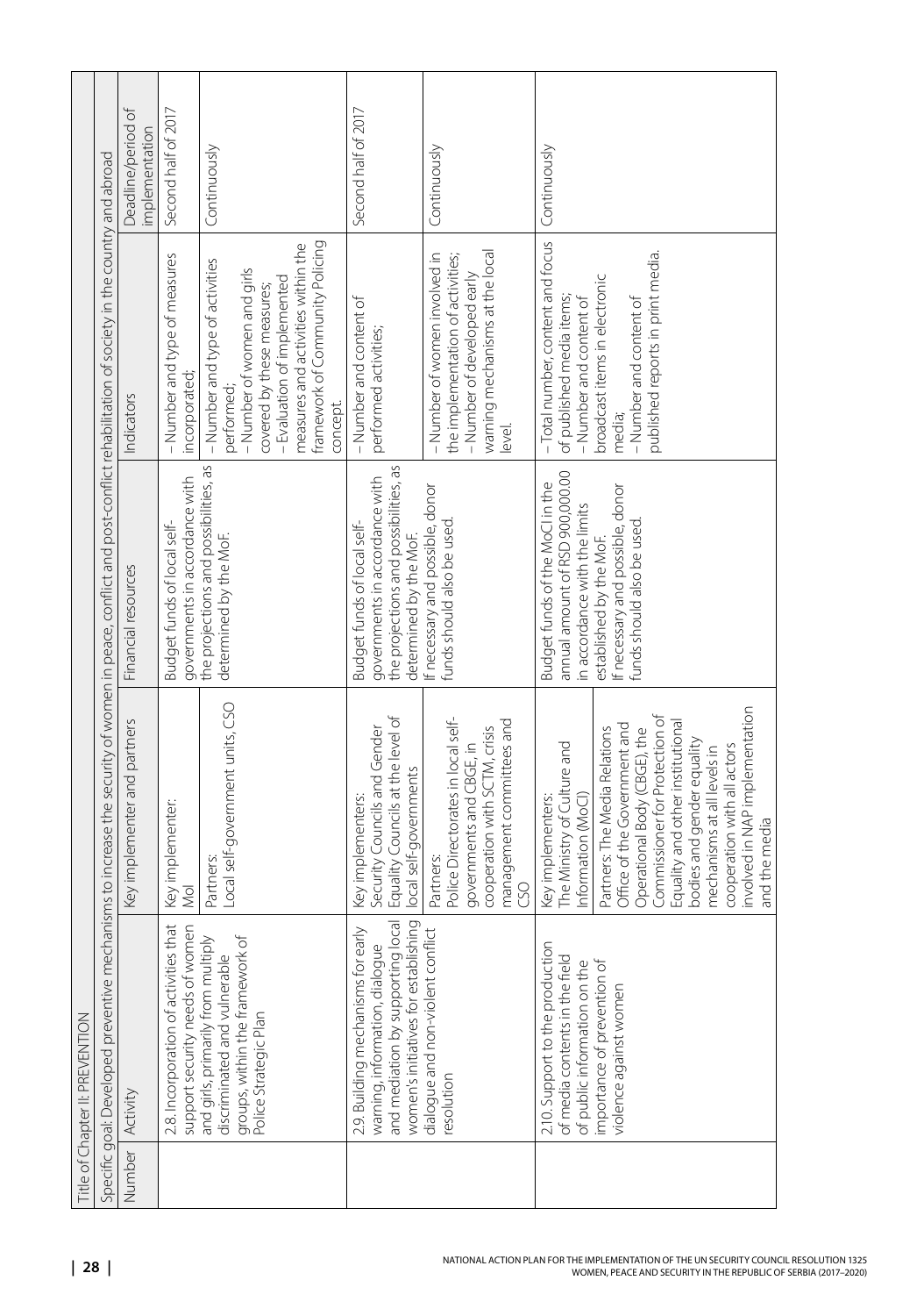| Title of Chapter II: PREVENTION | | | | | |
|---|---|---|---|---|---|
| Specific goal: Developed preventive mechanisms to increase the security of women in peace, conflict and post-conflict rehabilitation of society in the country and abroad | | | | | |
| Number | Activity | Key implementer and partners | Financial resources | Indicators | Deadline/period of implementation |
| | 2.8. Incorporation of activities that support security needs of women and girls, primarily from multiply discriminated and vulnerable groups, within the framework of Police Strategic Plan | Key implementer: MoI | Budget funds of local self-governments in accordance with the projections and possibilities, as determined by the MoF. | – Number and type of measures incorporated; | Second half of 2017 |
| | | Partners: Local self-government units, CSO | | – Number and type of activities performed; – Number of women and girls covered by these measures; – Evaluation of implemented measures and activities within the framework of Community Policing concept. | Continuously |
| | 2.9. Building mechanisms for early warning, information, dialogue and mediation by supporting local women's initiatives for establishing dialogue and non-violent conflict resolution | Key implementers: Security Councils and Gender Equality Councils at the level of local self-governments | Budget funds of local self-governments in accordance with the projections and possibilities, as determined by the MoF. If necessary and possible, donor funds should also be used. | – Number and content of performed activities; | Second half of 2017 |
| | | Partners: Police Directorates in local self-governments and CBGE, in cooperation with SCTM, crisis management committees and CSO | | – Number of women involved in the implementation of activities; – Number of developed early warning mechanisms at the local level. | Continuously |
| | 2.10. Support to the production of media contents in the field of public information on the importance of prevention of violence against women | Key implementers: The Ministry of Culture and Information (MoCI) Partners: The Media Relations Office of the Government and Operational Body (CBGE), the Commissioner for Protection of Equality and other institutional bodies and gender equality mechanisms at all levels in cooperation with all actors involved in NAP implementation and the media | Budget funds of the MoCI in the annual amount of RSD 900,000.00 in accordance with the limits established by the MoF. If necessary and possible, donor funds should also be used. | – Total number, content and focus of published media items; – Number and content of broadcast items in electronic media; – Number and content of published reports in print media. | Continuously |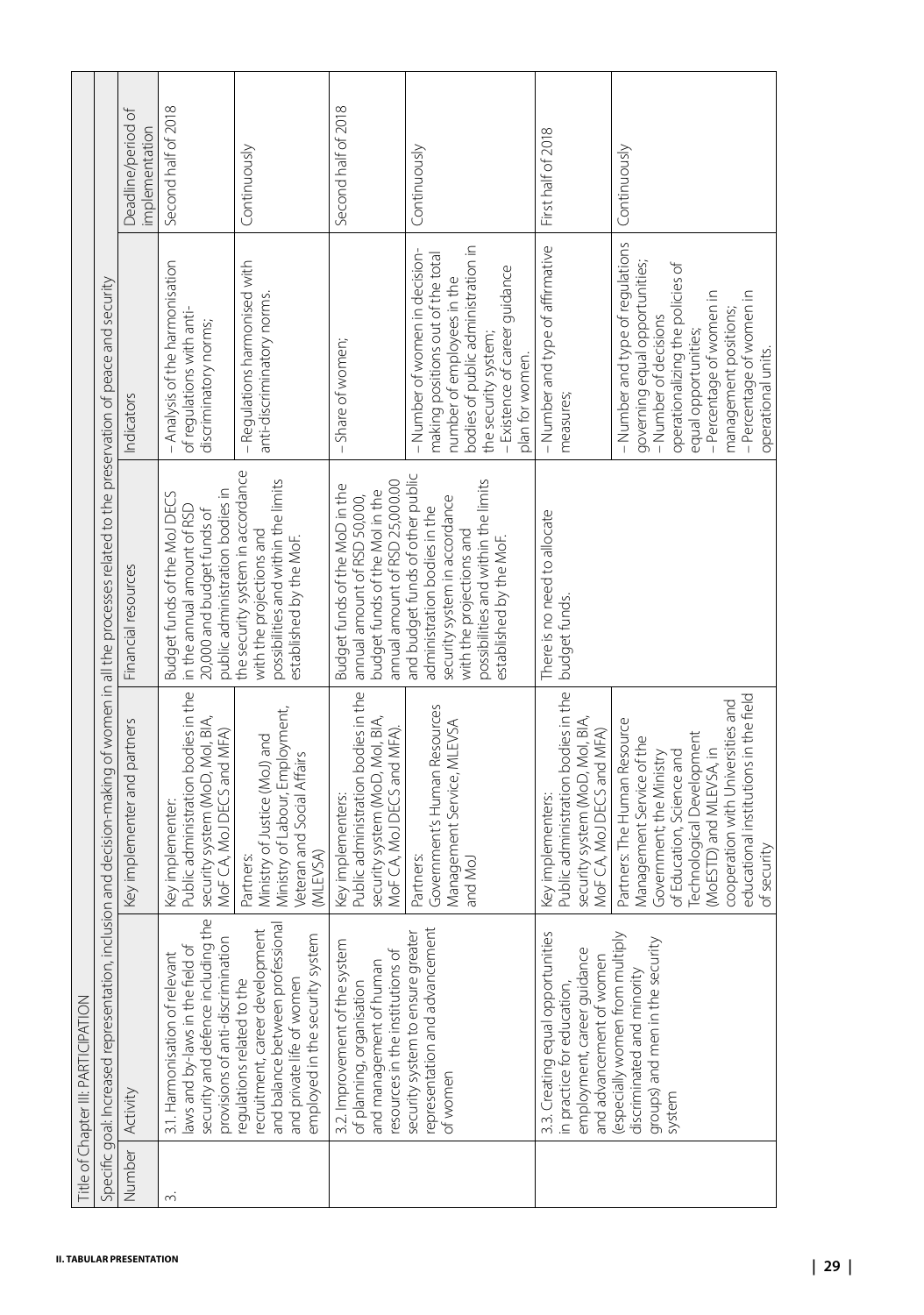| Title of Chapter III: PARTICIPATION | | | | | |
|---|---|---|---|---|---|
| Specific goal: Increased representation, inclusion and decision-making of women in all the processes related to the preservation of peace and security | | | | | |
| Number | Activity | Key implementer and partners | Financial resources | Indicators | Deadline/period of implementation |
| 3. | 3.1. Harmonisation of relevant laws and by-laws in the field of security and defence including the provisions of anti-discrimination regulations related to the recruitment, career development and balance between professional and private life of women employed in the security system | Key implementer: Public administration bodies in the security system (MoD, MoI, BIA, MoF CA, MoJ DECS and MFA) | Budget funds of the MoJ DECS in the annual amount of RSD 20,000 and budget funds of public administration bodies in the security system in accordance with the projections and possibilities and within the limits established by the MoF. | – Analysis of the harmonisation of regulations with anti-discriminatory norms; | Second half of 2018 |
| | | Partners: Ministry of Justice (MoJ) and Ministry of Labour, Employment, Veteran and Social Affairs (MLEVSA) | | – Regulations harmonised with anti-discriminatory norms. | Continuously |
| | 3.2. Improvement of the system of planning, organisation and management of human resources in the institutions of security system to ensure greater representation and advancement of women | Key implementers: Public administration bodies in the security system (MoD, MoI, BIA, MoF CA, MoJ DECS and MFA). | Budget funds of the MoD in the annual amount of RSD 50,000, budget funds of the MoI in the annual amount of RSD 25,000.00 and budget funds of other public administration bodies in the security system in accordance with the projections and possibilities and within the limits established by the MoF. | – Share of women; | Second half of 2018 |
| | | Partners: Government's Human Resources Management Service, MLEVSA and MoJ | | – Number of women in decision-making positions out of the total number of employees in the bodies of public administration in the security system;<br>– Existence of career guidance plan for women. | Continuously |
| | 3.3. Creating equal opportunities in practice for education, employment, career guidance and advancement of women (especially women from multiply discriminated and minority groups) and men in the security system | Key implementers: Public administration bodies in the security system (MoD, MoI, BIA, MoF CA, MoJ DECS and MFA) | There is no need to allocate budget funds. | – Number and type of affirmative measures; | First half of 2018 |
| | | Partners: The Human Resource Management Service of the Government; the Ministry of Education, Science and Technological Development (MoESTD) and MLEVSA, in cooperation with Universities and educational institutions in the field of security | | – Number and type of regulations governing equal opportunities;<br>– Number of decisions operationalizing the policies of equal opportunities;<br>– Percentage of women in management positions;<br>– Percentage of women in operational units. | Continuously |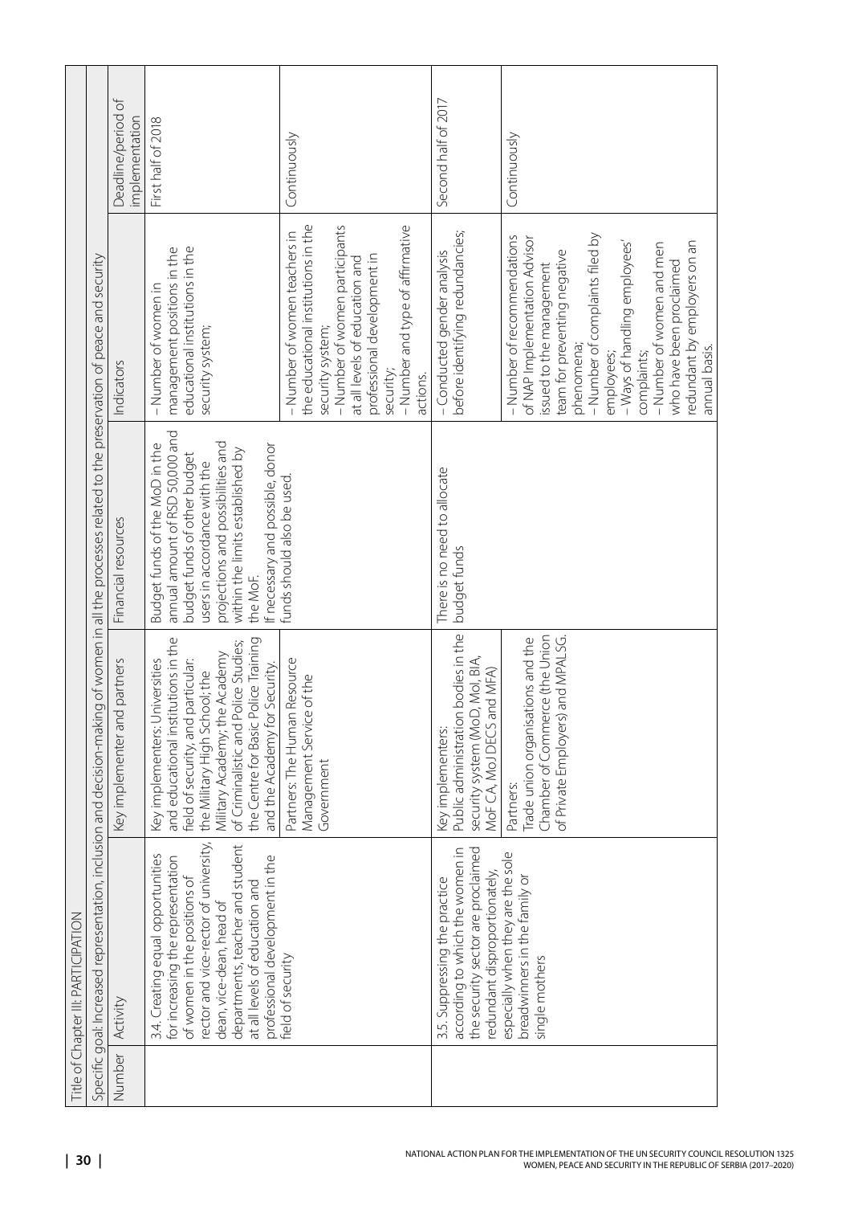| Title of Chapter III: PARTICIPATION | | | | | |
|---|---|---|---|---|---|
| Specific goal: Increased representation, inclusion and decision-making of women in all the processes related to the preservation of peace and security | | | | | |
| Number | Activity | Key implementer and partners | Financial resources | Indicators | Deadline/period of implementation |
| | 3.4. Creating equal opportunities for increasing the representation of women in the positions of rector and vice-rector of university, dean, vice-dean, head of departments, teacher and student at all levels of education and professional development in the field of security | Key implementers: Universities and educational institutions in the field of security, and particular: the Military High School; the Military Academy; the Academy of Criminalistic and Police Studies; the Centre for Basic Police Training and the Academy for Security. | Budget funds of the MoD in the annual amount of RSD 50,000 and budget funds of other budget users in accordance with the projections and possibilities and within the limits established by the MoF. If necessary and possible, donor funds should also be used. | – Number of women in management positions in the educational institutions in the security system; | First half of 2018 |
| | | Partners: The Human Resource Management Service of the Government | | – Number of women teachers in the educational institutions in the security system;<br>– Number of women participants at all levels of education and professional development in security;<br>– Number and type of affirmative actions. | Continuously |
| | 3.5. Suppressing the practice according to which the women in the security sector are proclaimed redundant disproportionately, especially when they are the sole breadwinners in the family or single mothers | Key implementers: Public administration bodies in the security system (MoD, MoI, BIA, MoF CA, MoJ DECS and MFA) | There is no need to allocate budget funds | – Conducted gender analysis before identifying redundancies; | Second half of 2017 |
| | | Partners: Trade union organisations and the Chamber of Commerce (the Union of Private Employers) and MPALSG. | | – Number of recommendations of NAP Implementation Advisor issued to the management team for preventing negative phenomena;<br>– Number of complaints filed by employees;<br>– Ways of handling employees' complaints;<br>– Number of women and men who have been proclaimed redundant by employers on an annual basis. | Continuously |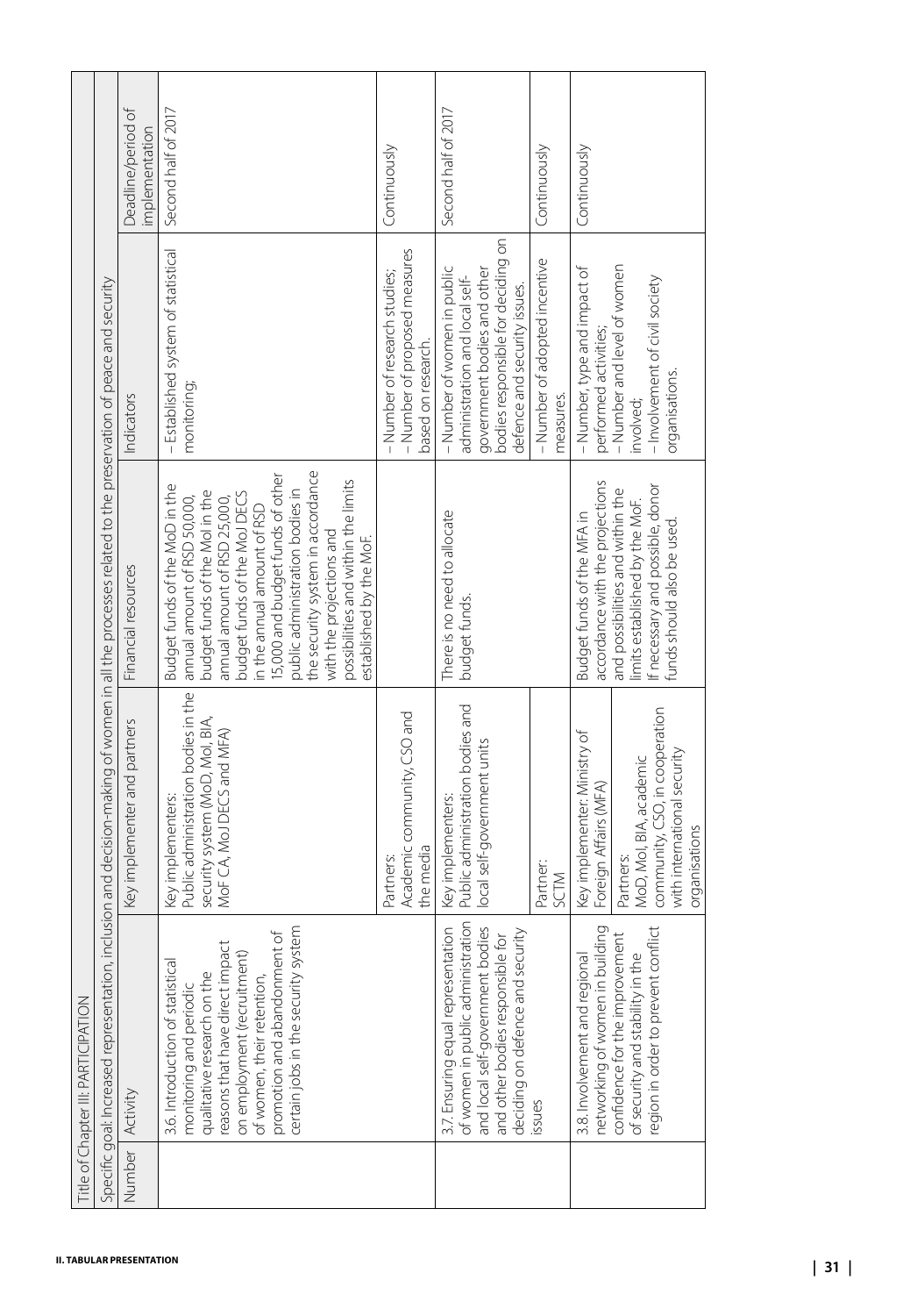| Title of Chapter III: PARTICIPATION | | | | | |
|---|---|---|---|---|---|
| Specific goal: Increased representation, inclusion and decision-making of women in all the processes related to the preservation of peace and security | | | | | |
| Number | Activity | Key implementer and partners | Financial resources | Indicators | Deadline/period of implementation |
| | 3.6. Introduction of statistical monitoring and periodic qualitative research on the reasons that have direct impact on employment (recruitment) of women, their retention, promotion and abandonment of certain jobs in the security system | Key implementers: Public administration bodies in the security system (MoD, MoI, BIA, MoF CA, MoJ DECS and MFA) | Budget funds of the MoD in the annual amount of RSD 50,000, budget funds of the MoI in the annual amount of RSD 25,000, budget funds of the MoJ DECS in the annual amount of RSD 15,000 and budget funds of other public administration bodies in the security system in accordance with the projections and possibilities and within the limits established by the MoF. | – Established system of statistical monitoring; | Second half of 2017 |
| | | Partners: Academic community, CSO and the media | | – Number of research studies; – Number of proposed measures based on research. | Continuously |
| | 3.7. Ensuring equal representation of women in public administration and local self-government bodies and other bodies responsible for deciding on defence and security issues | Key implementers: Public administration bodies and local self-government units | There is no need to allocate budget funds. | – Number of women in public administration and local self-government bodies and other bodies responsible for deciding on defence and security issues. | Second half of 2017 |
| | | Partner: SCTM | | – Number of adopted incentive measures. | Continuously |
| | 3.8. Involvement and regional networking of women in building confidence for the improvement of security and stability in the region in order to prevent conflict | Key implementer: Ministry of Foreign Affairs (MFA) Partners: MoD, MoI, BIA, academic community, CSO, in cooperation with international security organisations | Budget funds of the MFA in accordance with the projections and possibilities and within the limits established by the MoF. If necessary and possible, donor funds should also be used. | – Number, type and impact of performed activities; – Number and level of women involved; – Involvement of civil society organisations. | Continuously |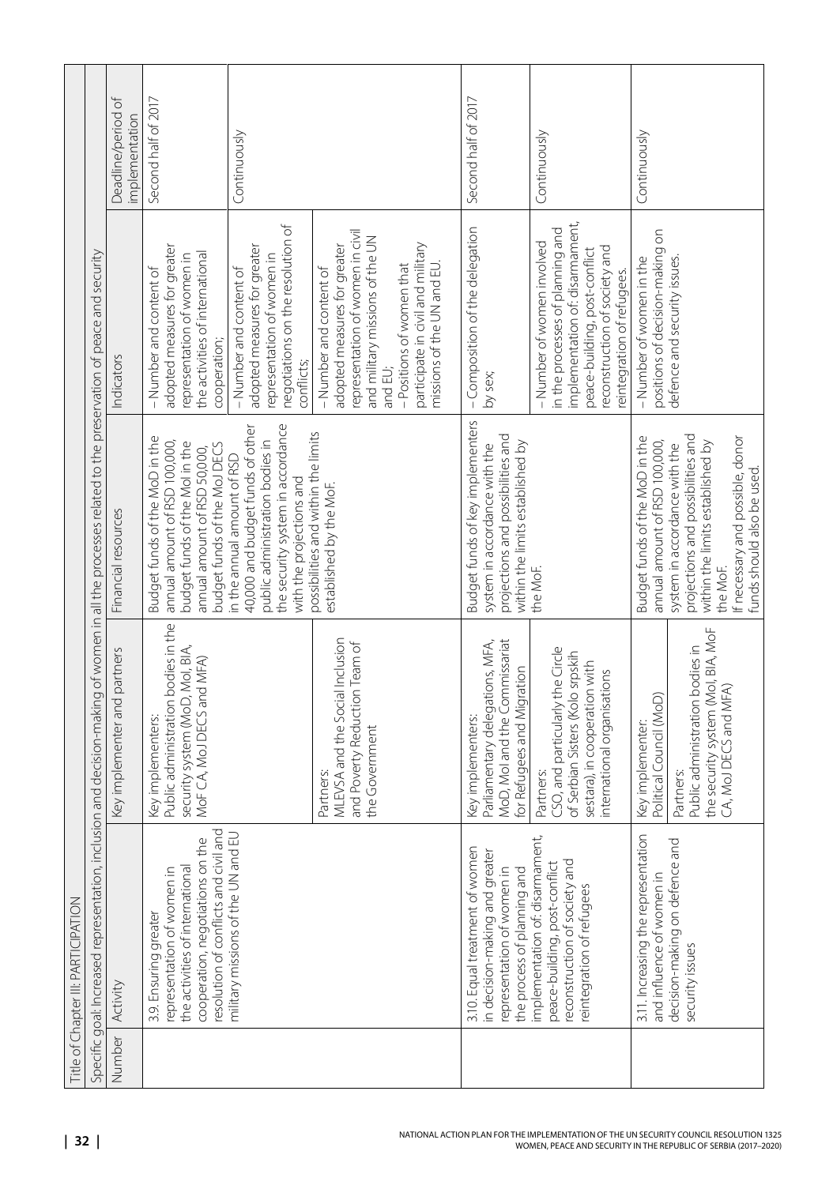| Title of Chapter III: PARTICIPATION | | | | | |
|---|---|---|---|---|---|
| Specific goal: Increased representation, inclusion and decision-making of women in all the processes related to the preservation of peace and security | | | | | |
| Number | Activity | Key implementer and partners | Financial resources | Indicators | Deadline/period of implementation |
| | 3.9. Ensuring greater representation of women in the activities of international cooperation, negotiations on the resolution of conflicts and civil and military missions of the UN and EU | Key implementers: Public administration bodies in the security system (MoD, MoI, BIA, MoF CA, MoJ DECS and MFA) | Budget funds of the MoD in the annual amount of RSD 100,000, budget funds of the MoI in the annual amount of RSD 50,000, budget funds of the MoJ DECS in the annual amount of RSD 40,000 and budget funds of other public administration bodies in the security system in accordance with the projections and possibilities and within the limits established by the MoF. | – Number and content of adopted measures for greater representation of women in the activities of international cooperation; | Second half of 2017 |
| | | | | – Number and content of adopted measures for greater representation of women in negotiations on the resolution of conflicts; | Continuously |
| | | Partners: MLEVSA and the Social Inclusion and Poverty Reduction Team of the Government | | – Number and content of adopted measures for greater representation of women in civil and military missions of the UN and EU; – Positions of women that participate in civil and military missions of the UN and EU. | |
| | 3.10. Equal treatment of women in decision-making and greater representation of women in the process of planning and implementation of: disarmament, peace-building, post-conflict reconstruction of society and reintegration of refugees | Key implementers: Parliamentary delegations, MFA, MoD, MoI and the Commissariat for Refugees and Migration | Budget funds of key implementers system in accordance with the projections and possibilities and within the limits established by the MoF. | – Composition of the delegation by sex; | Second half of 2017 |
| | | Partners: CSO, and particularly the Circle of Serbian Sisters (Kolo srpskih sestara), in cooperation with international organisations | | – Number of women involved in the processes of planning and implementation of: disarmament, peace-building, post-conflict reconstruction of society and reintegration of refugees. | Continuously |
| | 3.11. Increasing the representation and influence of women in decision-making on defence and security issues | Key implementer: Political Council (MoD) | Budget funds of the MoD in the annual amount of RSD 100,000, system in accordance with the projections and possibilities and within the limits established by the MoF. If necessary and possible, donor funds should also be used. | – Number of women in the positions of decision-making on defence and security issues. | Continuously |
| | | Partners: Public administration bodies in the security system (MoI, BIA, MoF CA, MoJ DECS and MFA) | | | |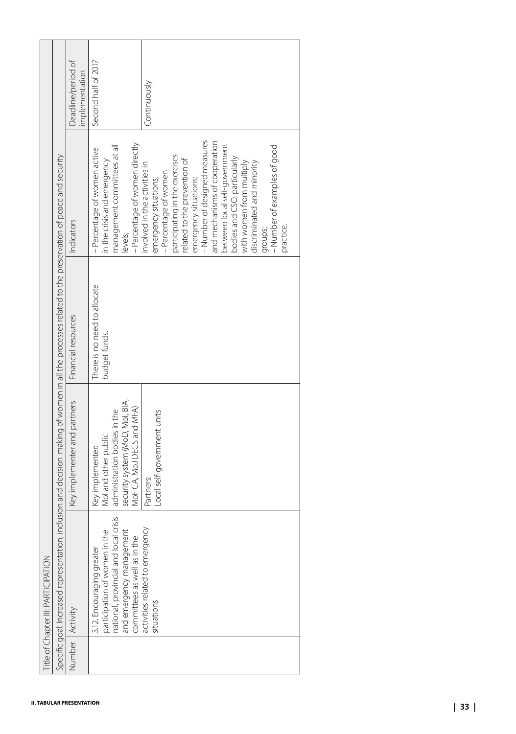| Title of Chapter III: PARTICIPATION | | | | | |
|---|---|---|---|---|---|
| Specific goal: Increased representation, inclusion and decision-making of women in all the processes related to the preservation of peace and security | | | | | |
| Number | Activity | Key implementer and partners | Financial resources | Indicators | Deadline/period of implementation |
| | 3.12. Encouraging greater participation of women in the national, provincial and local crisis and emergency management committees as well as in the activities related to emergency situations | Key implementer: MoI and other public administration bodies in the security system (MoD, MoI, BIA, MoF CA, MoJ DECS and MFA) | There is no need to allocate budget funds. | – Percentage of women active in the crisis and emergency management committees at all levels;<br>– Percentage of women directly involved in the activities in emergency situations;<br>– Percentage of women participating in the exercises related to the prevention of emergency situations;<br>– Number of designed measures and mechanisms of cooperation between local self-government bodies and CSO, particularly with women from multiply discriminated and minority groups;<br>– Number of examples of good practice. | Second half of 2017 |
| | | Partners: Local self-government units | | | Continuously |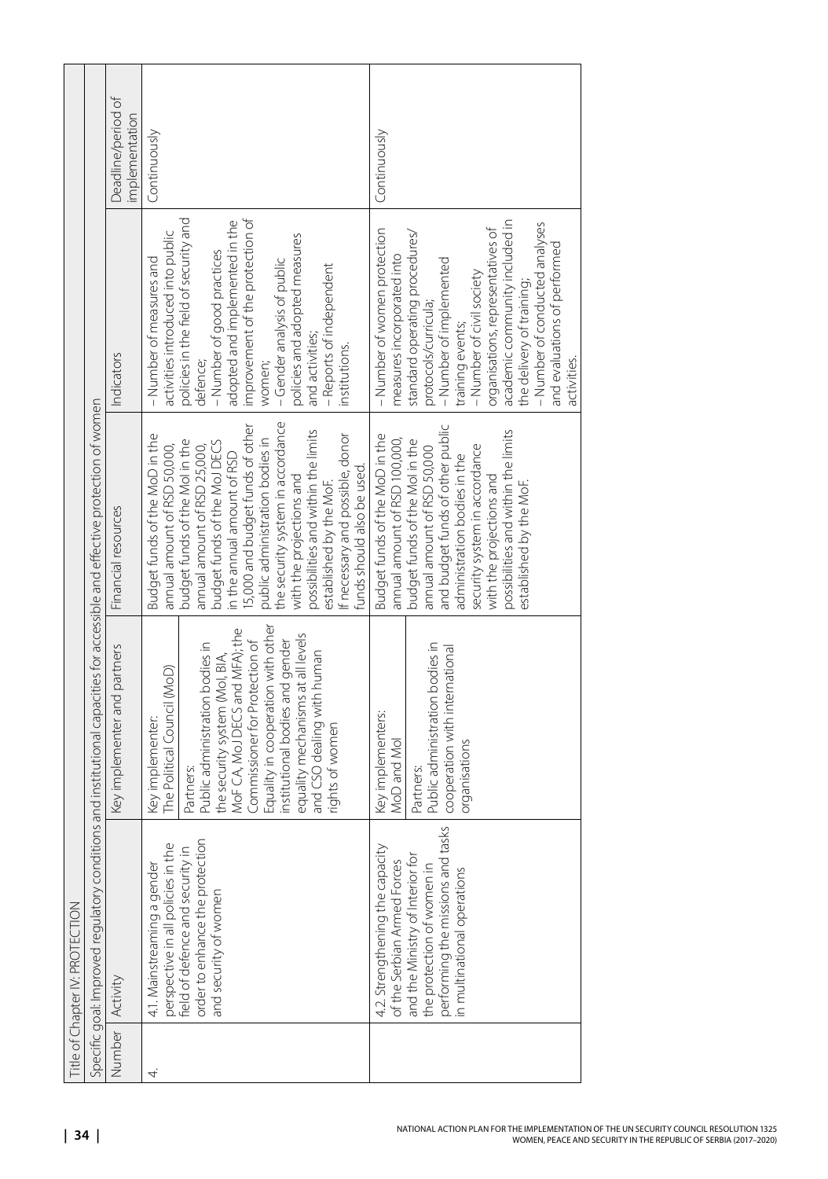| Title of Chapter IV: PROTECTION | | | | | |
|---|---|---|---|---|---|
| Specific goal: Improved regulatory conditions and institutional capacities for accessible and effective protection of women | | | | | |
| Number | Activity | Key implementer and partners | Financial resources | Indicators | Deadline/period of implementation |
| 4. | 4.1. Mainstreaming a gender perspective in all policies in the field of defence and security in order to enhance the protection and security of women | Key implementer: The Political Council (MoD)<br><br>Partners: Public administration bodies in the security system (MoI, BIA, MoF CA, MoJ DECS and MFA); the Commissioner for Protection of Equality in cooperation with other institutional bodies and gender equality mechanisms at all levels and CSO dealing with human rights of women | Budget funds of the MoD in the annual amount of RSD 50,000, budget funds of the MoI in the annual amount of RSD 25,000, budget funds of the MoJ DECS in the annual amount of RSD 15,000 and budget funds of other public administration bodies in the security system in accordance with the projections and possibilities and within the limits established by the MoF. If necessary and possible, donor funds should also be used. | – Number of measures and activities introduced into public policies in the field of security and defence;<br>– Number of good practices adopted and implemented in the improvement of the protection of women;<br>– Gender analysis of public policies and adopted measures and activities;<br>– Reports of independent institutions. | Continuously |
| | 4.2. Strengthening the capacity of the Serbian Armed Forces and the Ministry of Interior for the protection of women in performing the missions and tasks in multinational operations | Key implementers: MoD and MoI<br><br>Partners: Public administration bodies in cooperation with international organisations | Budget funds of the MoD in the annual amount of RSD 100,000, budget funds of the MoI in the annual amount of RSD 50,000 and budget funds of other public administration bodies in the security system in accordance with the projections and possibilities and within the limits established by the MoF. | – Number of women protection measures incorporated into standard operating procedures/ protocols/curricula;<br>– Number of implemented training events;<br>– Number of civil society organisations, representatives of academic community included in the delivery of training;<br>– Number of conducted analyses and evaluations of performed activities. | Continuously |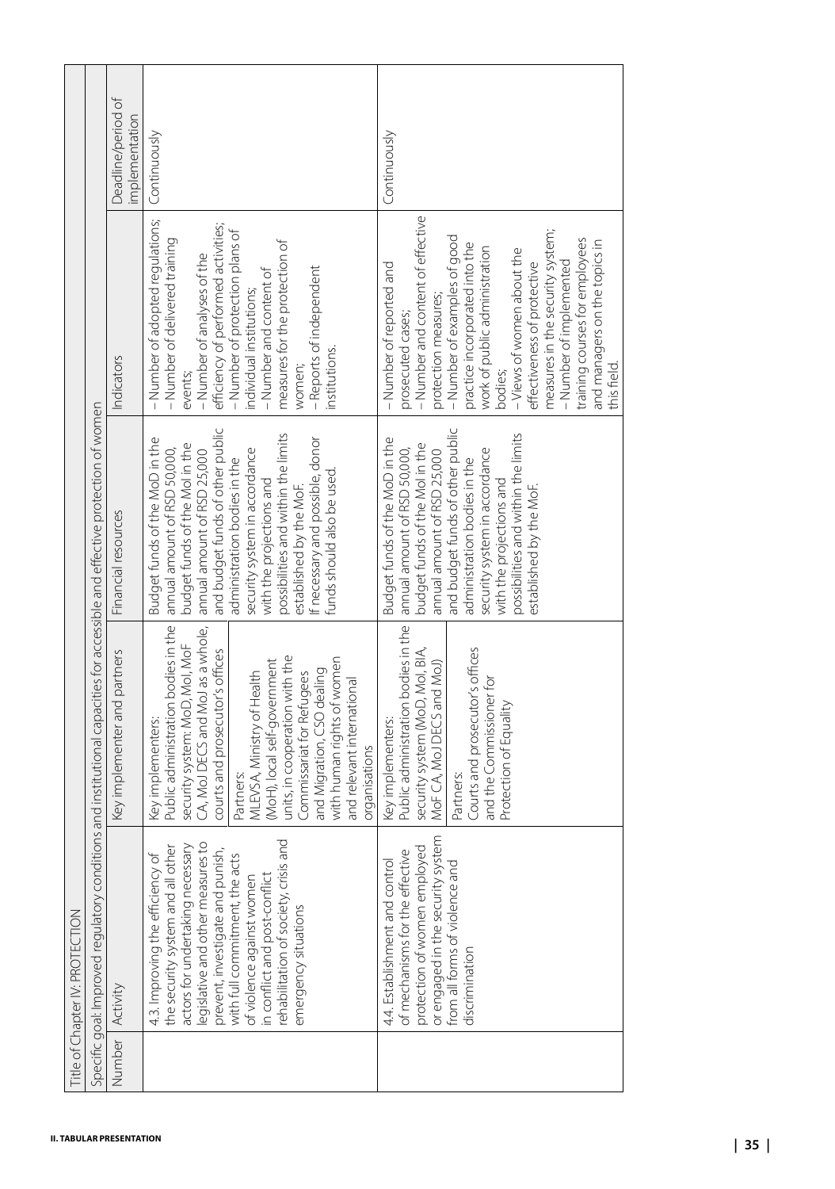| Title of Chapter IV: PROTECTION | | | | | |
|---|---|---|---|---|---|
| Specific goal: Improved regulatory conditions and institutional capacities for accessible and effective protection of women | | | | | |
| Number | Activity | Key implementer and partners | Financial resources | Indicators | Deadline/period of implementation |
| | 4.3. Improving the efficiency of the security system and all other actors for undertaking necessary legislative and other measures to prevent, investigate and punish, with full commitment, the acts of violence against women in conflict and post-conflict rehabilitation of society, crisis and emergency situations | Key implementers: Public administration bodies in the security system: MoD, MoI, MoF CA, MoJ DECS and MoJ as a whole, courts and prosecutor's offices<br>Partners: MLEVSA, Ministry of Health (MoH), local self-government units, in cooperation with the Commissariat for Refugees and Migration, CSO dealing with human rights of women and relevant international organisations | Budget funds of the MoD in the annual amount of RSD 50,000, budget funds of the MoI in the annual amount of RSD 25,000 and budget funds of other public administration bodies in the security system in accordance with the projections and possibilities and within the limits established by the MoF. If necessary and possible, donor funds should also be used. | – Number of adopted regulations;<br>– Number of delivered training events;<br>– Number of analyses of the efficiency of performed activities;<br>– Number of protection plans of individual institutions;<br>– Number and content of measures for the protection of women;<br>– Reports of independent institutions. | Continuously |
| | 4.4. Establishment and control of mechanisms for the effective protection of women employed or engaged in the security system from all forms of violence and discrimination | Key implementers: Public administration bodies in the security system (MoD, MoI, BIA, MoF CA, MoJ DECS and MoJ)<br>Partners: Courts and prosecutor's offices and the Commissioner for Protection of Equality | Budget funds of the MoD in the annual amount of RSD 50,000, budget funds of the MoI in the annual amount of RSD 25,000 and budget funds of other public administration bodies in the security system in accordance with the projections and possibilities and within the limits established by the MoF. | – Number of reported and prosecuted cases;<br>– Number and content of effective protection measures;<br>– Number of examples of good practice incorporated into the work of public administration bodies;<br>– Views of women about the effectiveness of protective measures in the security system;<br>– Number of implemented training courses for employees and managers on the topics in this field. | Continuously |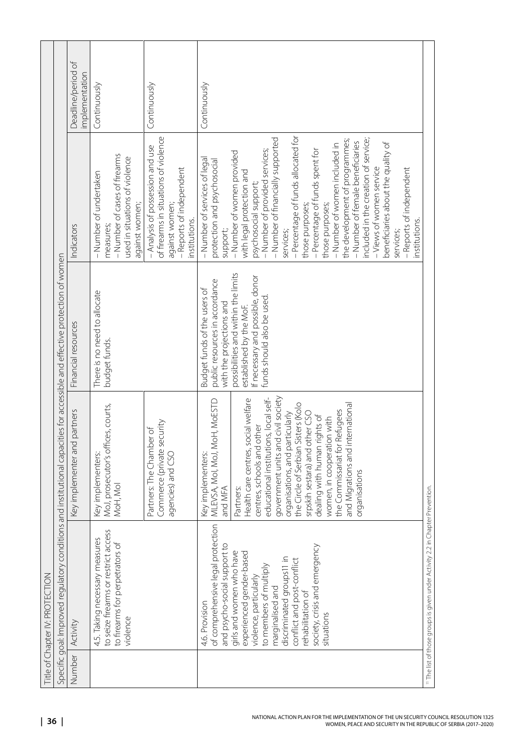| Title of Chapter IV: PROTECTION | | | | | |
|---|---|---|---|---|---|
| Specific goal: Improved regulatory conditions and institutional capacities for accessible and effective protection of women | | | | | |
| Number | Activity | Key implementer and partners | Financial resources | Indicators | Deadline/period of implementation |
| | 4.5. Taking necessary measures to seize firearms or restrict access to firearms for perpetrators of violence | Key implementers: MoJ, prosecutor's offices, courts, MoH, MoI | There is no need to allocate budget funds. | – Number of undertaken measures;<br>– Number of cases of firearms used in situations of violence against women; | Continuously |
| | | Partners: The Chamber of Commerce (private security agencies) and CSO | | – Analysis of possession and use of firearms in situations of violence against women;<br>– Reports of independent institutions. | Continuously |
| | 4.6. Provision of comprehensive legal protection and psycho-social support to girls and women who have experienced gender-based violence, particularly to members of multiply marginalised and discriminated groups[11] in conflict and post-conflict rehabilitation of society, crisis and emergency situations | Key implementers: MLEVSA, MoI, MoJ, MoH, MoESTD and MFA<br><br>Partners: Health care centres, social welfare centres, schools and other educational institutions, local self-government units and civil society organisations, and particularly the Circle of Serbian Sisters (Kolo srpskih sestara) and other CSO dealing with human rights of women, in cooperation with the Commissariat for Refugees and Migrations and international organisations | Budget funds of the users of public resources in accordance with the projections and possibilities and within the limits established by the MoF. If necessary and possible, donor funds should also be used. | – Number of services of legal protection and psychosocial support;<br>– Number of women provided with legal protection and psychosocial support;<br>– Number of provided services;<br>– Number of financially supported services;<br>– Percentage of funds allocated for those purposes;<br>– Percentage of funds spent for those purposes;<br>– Number of women included in the development of programmes;<br>– Number of female beneficiaries included in the creation of service;<br>– Views of women service beneficiaries about the quality of services;<br>– Reports of independent institutions. | Continuously |

[11] The list of those groups is given under Activity 2.2 in Chapter Prevention.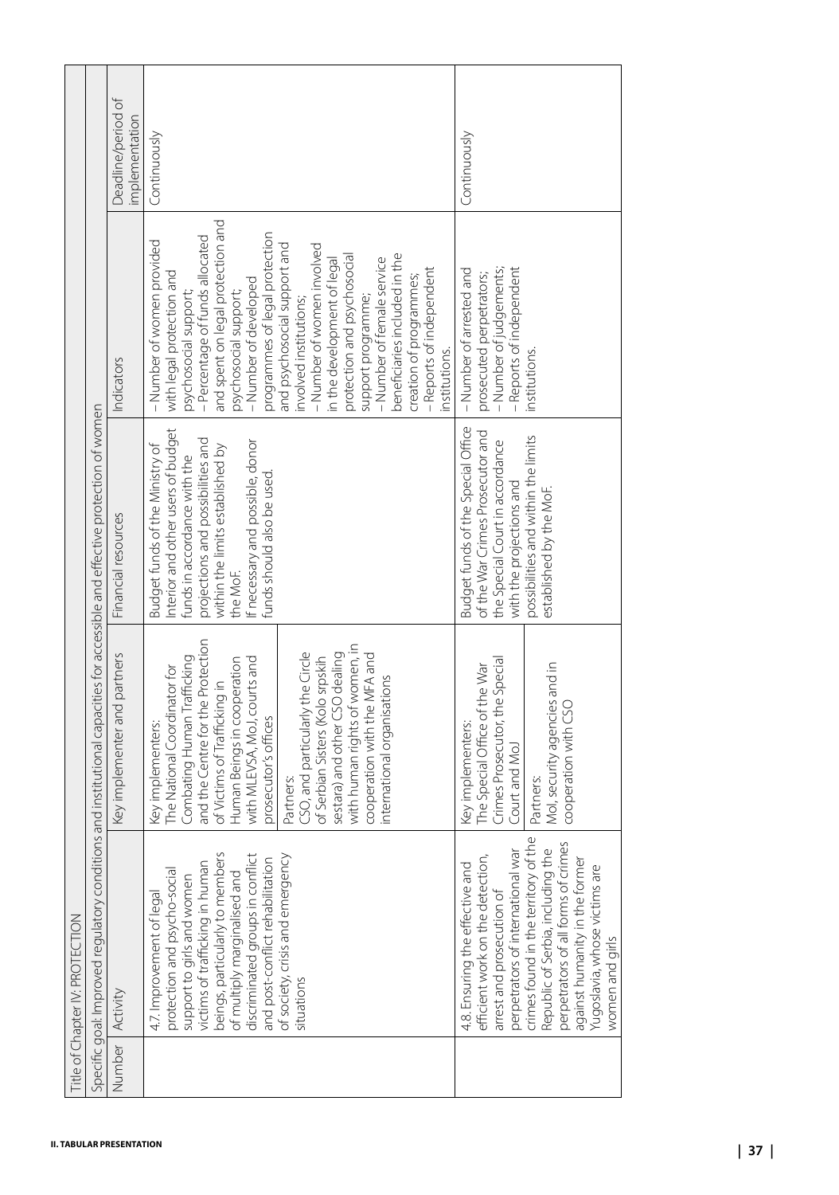| Title of Chapter IV: PROTECTION | | | | | |
|---|---|---|---|---|---|
| Specific goal: Improved regulatory conditions and institutional capacities for accessible and effective protection of women | | | | | |
| Number | Activity | Key implementer and partners | Financial resources | Indicators | Deadline/period of implementation |
| | 4.7 Improvement of legal protection and psycho-social support to girls and women victims of trafficking in human beings, particularly to members of multiply marginalised and discriminated groups in conflict and post-conflict rehabilitation of society, crisis and emergency situations | Key implementers: The National Coordinator for Combating Human Trafficking and the Centre for the Protection of Victims of Trafficking in Human Beings in cooperation with MLEVSA, MoJ, courts and prosecutor's offices<br><br>Partners: CSO, and particularly the Circle of Serbian Sisters (Kolo srpskih sestara) and other CSO dealing with human rights of women, in cooperation with the MFA and international organisations | Budget funds of the Ministry of Interior and other users of budget funds in accordance with the projections and possibilities and within the limits established by the MoF.<br>If necessary and possible, donor funds should also be used. | – Number of women provided with legal protection and psychosocial support;<br>– Percentage of funds allocated and spent on legal protection and psychosocial support;<br>– Number of developed programmes of legal protection and psychosocial support and involved institutions;<br>– Number of women involved in the development of legal protection and psychosocial support programme;<br>– Number of female service beneficiaries included in the creation of programmes;<br>– Reports of independent institutions. | Continuously |
| | 4.8. Ensuring the effective and efficient work on the detection, arrest and prosecution of perpetrators of international war crimes found in the territory of the Republic of Serbia, including the perpetrators of all forms of crimes against humanity in the former Yugoslavia, whose victims are women and girls | Key implementers: The Special Office of the War Crimes Prosecutor, the Special Court and MoJ<br><br>Partners: MoI, security agencies and in cooperation with CSO | Budget funds of the Special Office of the War Crimes Prosecutor and the Special Court in accordance with the projections and possibilities and within the limits established by the MoF. | – Number of arrested and prosecuted perpetrators;<br>– Number of judgements;<br>– Reports of independent institutions. | Continuously |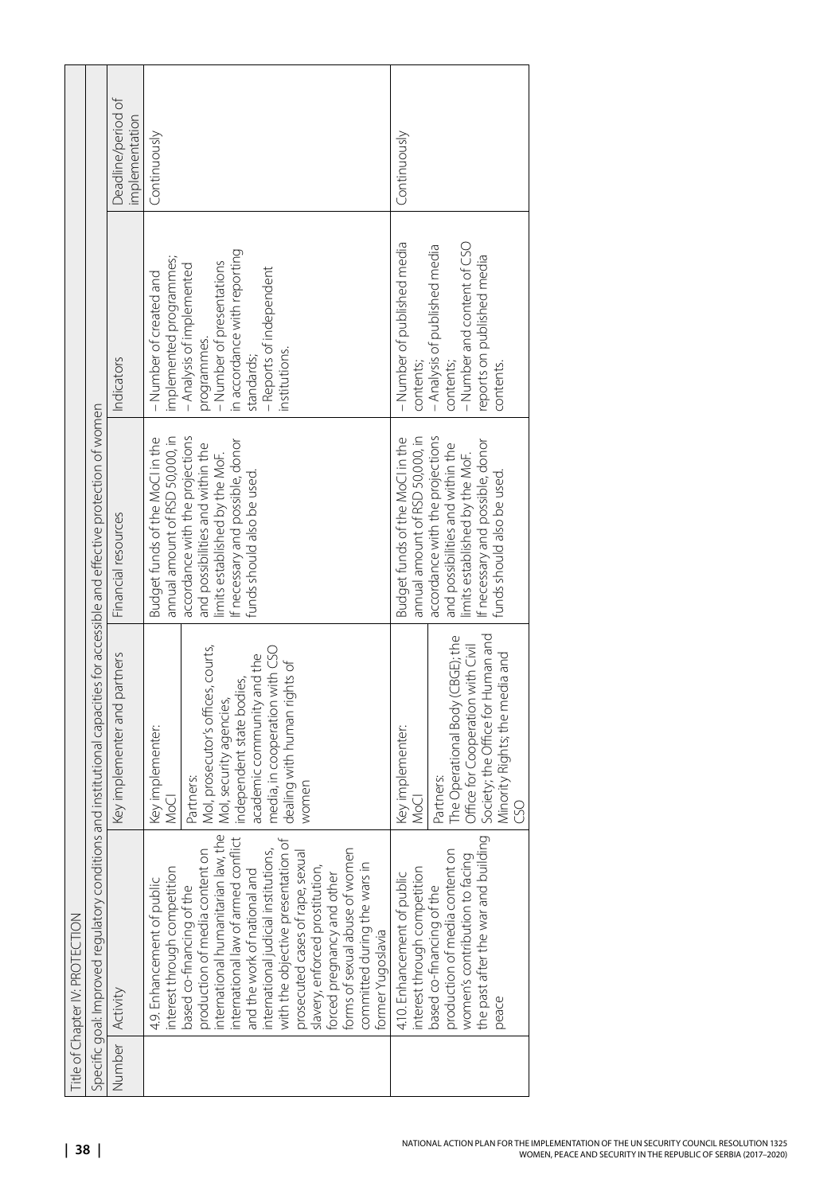| Title of Chapter IV: PROTECTION | | | | | |
|---|---|---|---|---|---|
| Specific goal: Improved regulatory conditions and institutional capacities for accessible and effective protection of women | | | | | |
| Number | Activity | Key implementer and partners | Financial resources | Indicators | Deadline/period of implementation |
| | 4.9. Enhancement of public interest through competition based co-financing of the production of media content on international humanitarian law, the international law of armed conflict and the work of national and international judicial institutions, with the objective presentation of prosecuted cases of rape, sexual slavery, enforced prostitution, forced pregnancy and other forms of sexual abuse of women committed during the wars in former Yugoslavia | Key implementer: MoCI<br><br>Partners: MoI, prosecutor's offices, courts, MoI, security agencies, independent state bodies, academic community and the media, in cooperation with CSO dealing with human rights of women | Budget funds of the MoCI in the annual amount of RSD 50,000, in accordance with the projections and possibilities and within the limits established by the MoF. If necessary and possible, donor funds should also be used. | – Number of created and implemented programmes;<br>– Analysis of implemented programmes.<br>– Number of presentations in accordance with reporting standards;<br>– Reports of independent institutions. | Continuously |
| | 4.10. Enhancement of public interest through competition based co-financing of the production of media content on women's contribution to facing the past after the war and building peace | Key implementer: MoCI<br><br>Partners: The Operational Body (CBGE); the Office for Cooperation with Civil Society; the Office for Human and Minority Rights; the media and CSO | Budget funds of the MoCI in the annual amount of RSD 50,000, in accordance with the projections and possibilities and within the limits established by the MoF. If necessary and possible, donor funds should also be used. | – Number of published media contents;<br>– Analysis of published media contents;<br>– Number and content of CSO reports on published media contents. | Continuously |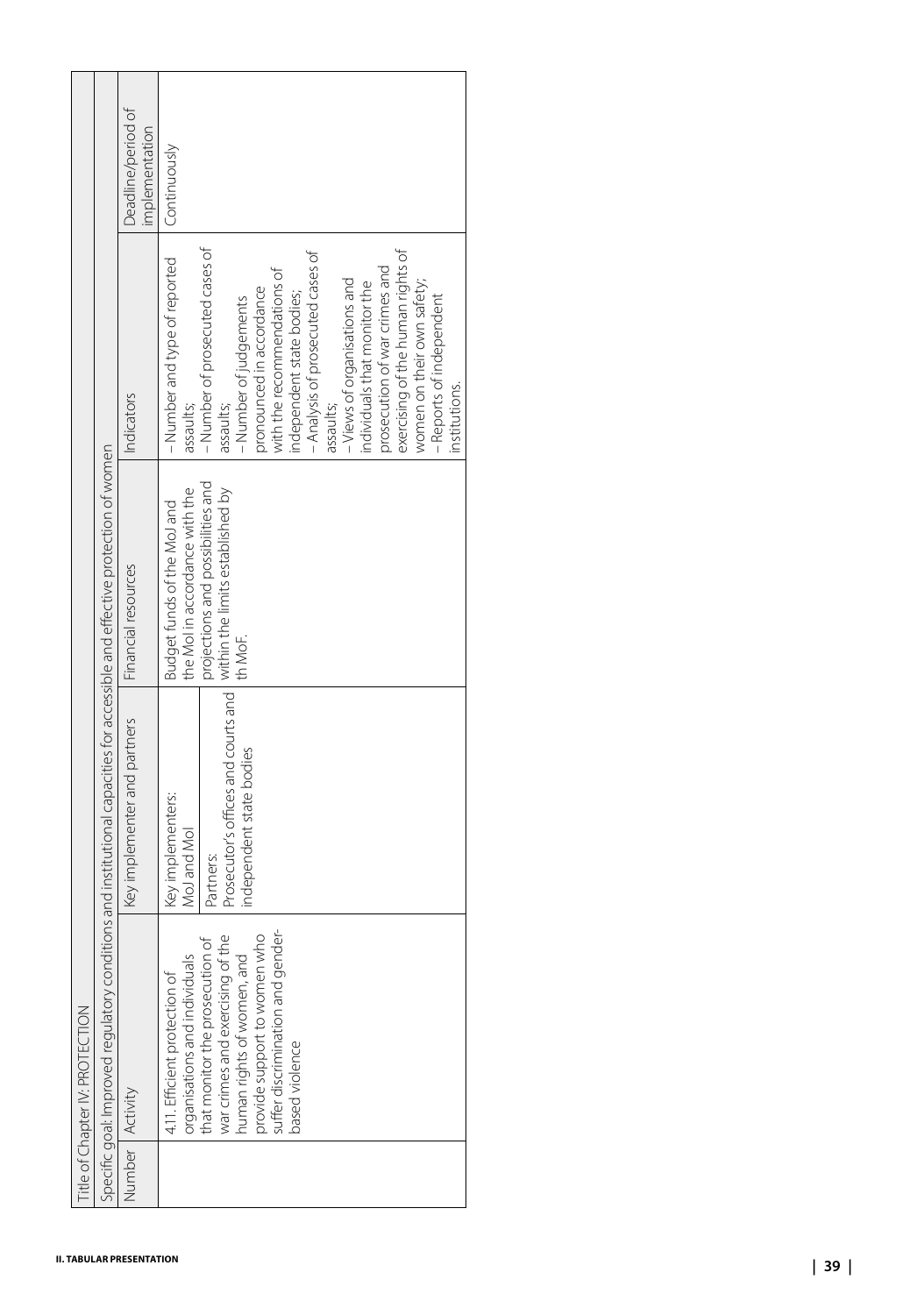| Title of Chapter IV: PROTECTION | | | | | |
|---|---|---|---|---|---|
| Specific goal: Improved regulatory conditions and institutional capacities for accessible and effective protection of women | | | | | |
| Number | Activity | Key implementer and partners | Financial resources | Indicators | Deadline/period of implementation |
| | 4.11. Efficient protection of organisations and individuals that monitor the prosecution of war crimes and exercising of the human rights of women, and provide support to women who suffer discrimination and gender-based violence | Key implementers: MoJ and MoI<br>Partners: Prosecutor's offices and courts and independent state bodies | Budget funds of the MoJ and the MoI in accordance with the projections and possibilities and within the limits established by th MoF. | – Number and type of reported assaults;<br>– Number of prosecuted cases of assaults;<br>– Number of judgements pronounced in accordance with the recommendations of independent state bodies;<br>– Analysis of prosecuted cases of assaults;<br>– Views of organisations and individuals that monitor the prosecution of war crimes and exercising of the human rights of women on their own safety;<br>– Reports of independent institutions. | Continuously |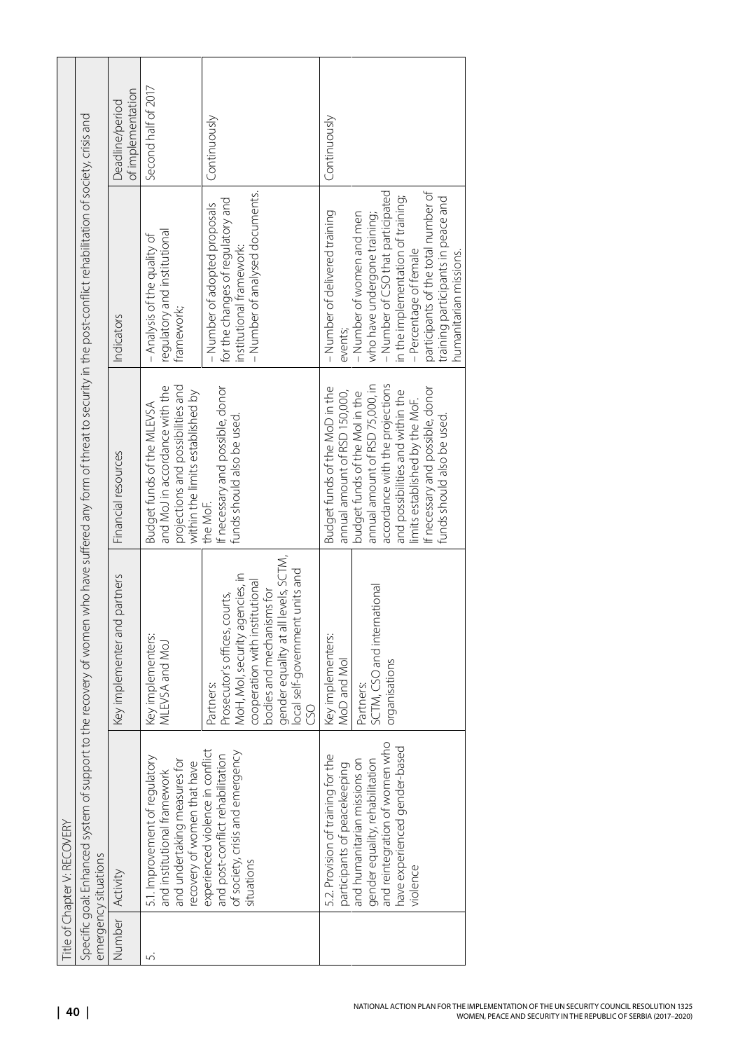| Title of Chapter V: RECOVERY | | | | | | |
|---|---|---|---|---|---|---|
| Specific goal: Enhanced system of support to the recovery of women who have suffered any form of threat to security in the post-conflict rehabilitation of society, crisis and emergency situations | | | | | | |
| Number | Activity | Key implementer and partners | Financial resources | Indicators | Deadline/period of implementation |
| 5. | 5.1. Improvement of regulatory and institutional framework and undertaking measures for recovery of women that have experienced violence in conflict and post-conflict rehabilitation of society, crisis and emergency situations | Key implementers: MLEVSA and MoJ | Budget funds of the MLEVSA and MoJ in accordance with the projections and possibilities and within the limits established by the MoF. If necessary and possible, donor funds should also be used. | – Analysis of the quality of regulatory and institutional framework; | Second half of 2017 |
| | | Partners: Prosecutor's offices, courts, MoH, MoI, security agencies, in cooperation with institutional bodies and mechanisms for gender equality at all levels, SCTM, local self-government units and CSO | | – Number of adopted proposals for the changes of regulatory and institutional framework; – Number of analysed documents. | Continuously |
| | 5.2. Provision of training for the participants of peacekeeping and humanitarian missions on gender equality, rehabilitation and reintegration of women who have experienced gender-based violence | Key implementers: MoD and MoI | Budget funds of the MoD in the annual amount of RSD 150,000, budget funds of the MoI in the annual amount of RSD 75,000, in accordance with the projections and possibilities and within the limits established by the MoF. If necessary and possible, donor funds should also be used. | – Number of delivered training events; – Number of women and men who have undergone training; – Number of CSO that participated in the implementation of training; – Percentage of female participants of the total number of training participants in peace and humanitarian missions. | Continuously |
| | | Partners: SCTM, CSO and international organisations | | | |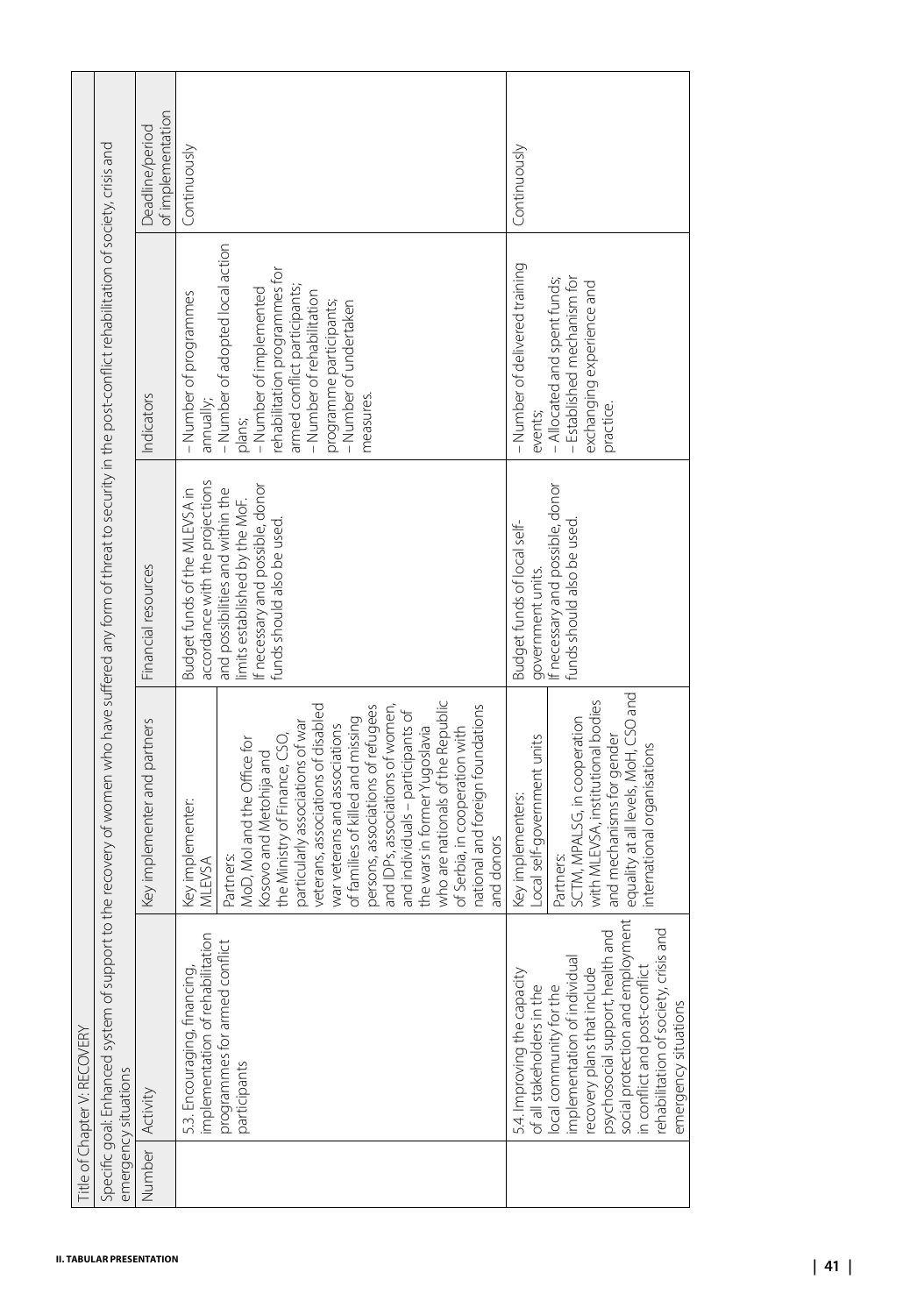| Title of Chapter V: RECOVERY | | | | | |
|---|---|---|---|---|---|
| Specific goal: Enhanced system of support to the recovery of women who have suffered any form of threat to security in the post-conflict rehabilitation of society, crisis and emergency situations | | | | | |
| Number | Activity | Key implementer and partners | Financial resources | Indicators | Deadline/period of implementation |
| | 5.3. Encouraging, financing, implementation of rehabilitation programmes for armed conflict participants | Key implementer: MLEVSA<br>Partners: MoD, MoI and the Office for Kosovo and Metohija and the Ministry of Finance, CSO, particularly associations of war veterans, associations of disabled war veterans and associations of families of killed and missing persons, associations of refugees and IDPs, associations of women, and individuals – participants of the wars in former Yugoslavia who are nationals of the Republic of Serbia, in cooperation with national and foreign foundations and donors | Budget funds of the MLEVSA in accordance with the projections and possibilities and within the limits established by the MoF. If necessary and possible, donor funds should also be used. | – Number of programmes annually;<br>– Number of adopted local action plans;<br>– Number of implemented rehabilitation programmes for armed conflict participants;<br>– Number of rehabilitation programme participants;<br>– Number of undertaken measures. | Continuously |
| | 5.4. Improving the capacity of all stakeholders in the local community for the implementation of individual recovery plans that include psychosocial support, health and social protection and employment in conflict and post-conflict rehabilitation of society, crisis and emergency situations | Key implementers: Local self-government units<br>Partners: SCTM, MPALSG, in cooperation with MLEVSA, institutional bodies and mechanisms for gender equality at all levels, MoH, CSO and international organisations | Budget funds of local self-government units. If necessary and possible, donor funds should also be used. | – Number of delivered training events;<br>– Allocated and spent funds;<br>– Established mechanism for exchanging experience and practice. | Continuously |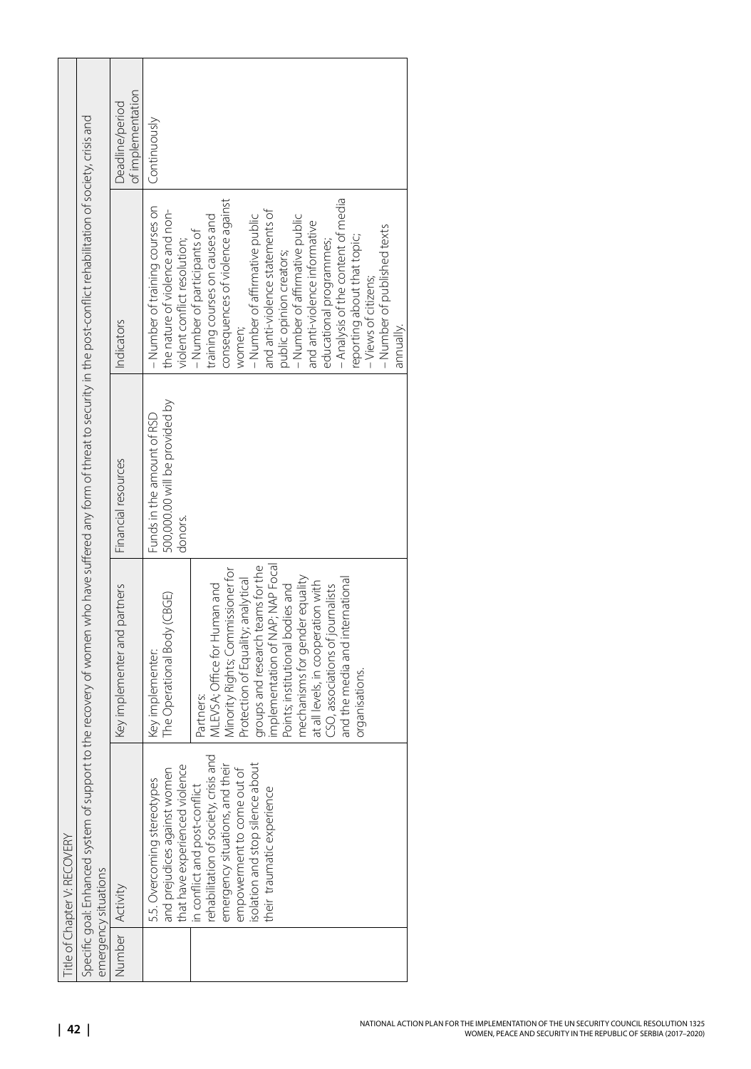| Title of Chapter V: RECOVERY | | | | | |
|---|---|---|---|---|---|
| Specific goal: Enhanced system of support to the recovery of women who have suffered any form of threat to security in the post-conflict rehabilitation of society, crisis and emergency situations | | | | | |
| Number | Activity | Key implementer and partners | Financial resources | Indicators | Deadline/period of implementation |
| | 5.5. Overcoming stereotypes and prejudices against women that have experienced violence in conflict and post-conflict rehabilitation of society, crisis and emergency situations, and their empowerment to come out of isolation and stop silence about their traumatic experience | Key implementer: The Operational Body (CBGE)<br><br>Partners: MLEVSA; Office for Human and Minority Rights; Commissioner for Protection of Equality; analytical groups and research teams for the implementation of NAP; NAP Focal Points; institutional bodies and mechanisms for gender equality at all levels, in cooperation with CSO, associations of journalists and the media and international organisations. | Funds in the amount of RSD 500,000.00 will be provided by donors. | – Number of training courses on the nature of violence and non-violent conflict resolution;<br>– Number of participants of training courses on causes and consequences of violence against women;<br>– Number of affirmative public and anti-violence statements of public opinion creators;<br>– Number of affirmative public and anti-violence informative educational programmes;<br>– Analysis of the content of media reporting about that topic;<br>– Views of citizens;<br>– Number of published texts annually. | Continuously |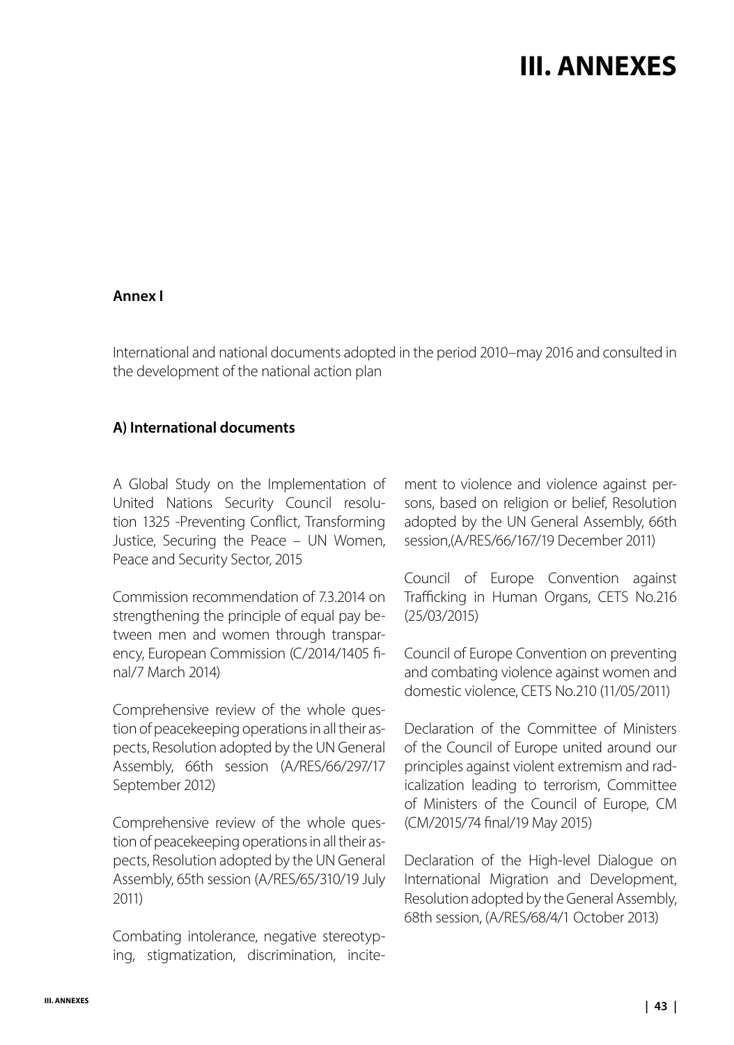# III. ANNEXES

**Annex I**

International and national documents adopted in the period 2010–may 2016 and consulted in the development of the national action plan

**A) International documents**

A Global Study on the Implementation of United Nations Security Council resolution 1325 -Preventing Conflict, Transforming Justice, Securing the Peace – UN Women, Peace and Security Sector, 2015

Commission recommendation of 7.3.2014 on strengthening the principle of equal pay between men and women through transparency, European Commission (C/2014/1405 final/7 March 2014)

Comprehensive review of the whole question of peacekeeping operations in all their aspects, Resolution adopted by the UN General Assembly, 66th session (A/RES/66/297/17 September 2012)

Comprehensive review of the whole question of peacekeeping operations in all their aspects, Resolution adopted by the UN General Assembly, 65th session (A/RES/65/310/19 July 2011)

Combating intolerance, negative stereotyping, stigmatization, discrimination, incitement to violence and violence against persons, based on religion or belief, Resolution adopted by the UN General Assembly, 66th session,(A/RES/66/167/19 December 2011)

Council of Europe Convention against Trafficking in Human Organs, CETS No.216 (25/03/2015)

Council of Europe Convention on preventing and combating violence against women and domestic violence, CETS No.210 (11/05/2011)

Declaration of the Committee of Ministers of the Council of Europe united around our principles against violent extremism and radicalization leading to terrorism, Committee of Ministers of the Council of Europe, CM (CM/2015/74 final/19 May 2015)

Declaration of the High-level Dialogue on International Migration and Development, Resolution adopted by the General Assembly, 68th session, (A/RES/68/4/1 October 2013)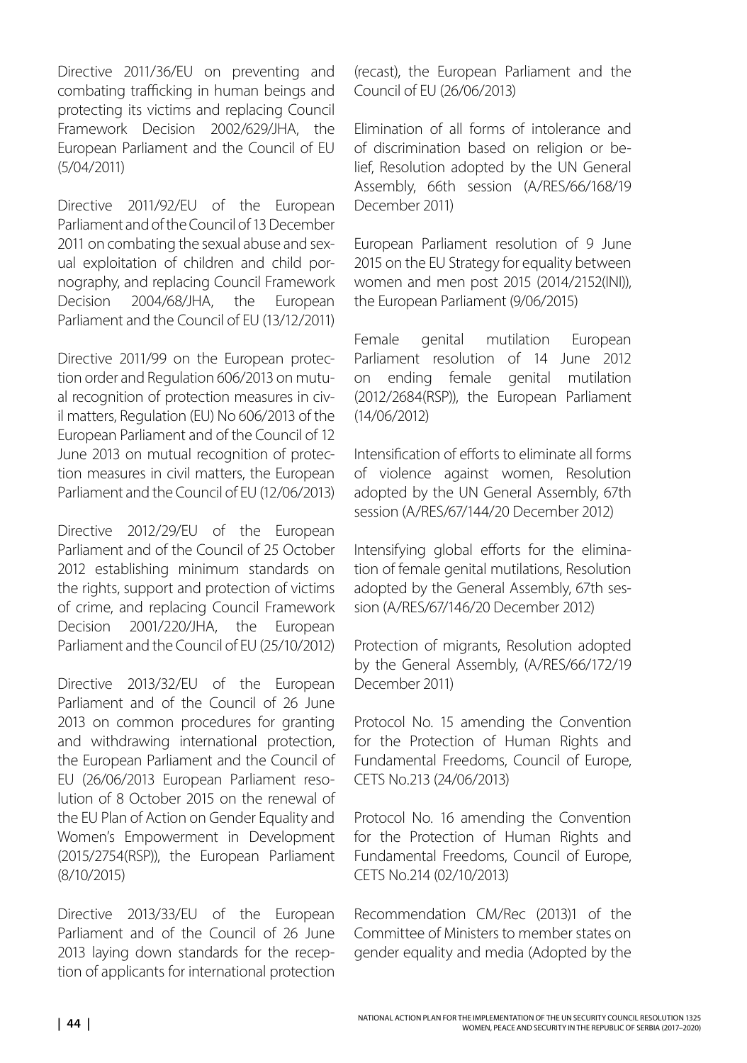Directive 2011/36/EU on preventing and combating trafficking in human beings and protecting its victims and replacing Council Framework Decision 2002/629/JHA, the European Parliament and the Council of EU (5/04/2011)

Directive 2011/92/EU of the European Parliament and of the Council of 13 December 2011 on combating the sexual abuse and sexual exploitation of children and child pornography, and replacing Council Framework Decision 2004/68/JHA, the European Parliament and the Council of EU (13/12/2011)

Directive 2011/99 on the European protection order and Regulation 606/2013 on mutual recognition of protection measures in civil matters, Regulation (EU) No 606/2013 of the European Parliament and of the Council of 12 June 2013 on mutual recognition of protection measures in civil matters, the European Parliament and the Council of EU (12/06/2013)

Directive 2012/29/EU of the European Parliament and of the Council of 25 October 2012 establishing minimum standards on the rights, support and protection of victims of crime, and replacing Council Framework Decision 2001/220/JHA, the European Parliament and the Council of EU (25/10/2012)

Directive 2013/32/EU of the European Parliament and of the Council of 26 June 2013 on common procedures for granting and withdrawing international protection, the European Parliament and the Council of EU (26/06/2013 European Parliament resolution of 8 October 2015 on the renewal of the EU Plan of Action on Gender Equality and Women's Empowerment in Development (2015/2754(RSP)), the European Parliament (8/10/2015)

Directive 2013/33/EU of the European Parliament and of the Council of 26 June 2013 laying down standards for the reception of applicants for international protection (recast), the European Parliament and the Council of EU (26/06/2013)

Elimination of all forms of intolerance and of discrimination based on religion or belief, Resolution adopted by the UN General Assembly, 66th session (A/RES/66/168/19 December 2011)

European Parliament resolution of 9 June 2015 on the EU Strategy for equality between women and men post 2015 (2014/2152(INI)), the European Parliament (9/06/2015)

Female genital mutilation European Parliament resolution of 14 June 2012 on ending female genital mutilation (2012/2684(RSP)), the European Parliament (14/06/2012)

Intensification of efforts to eliminate all forms of violence against women, Resolution adopted by the UN General Assembly, 67th session (A/RES/67/144/20 December 2012)

Intensifying global efforts for the elimination of female genital mutilations, Resolution adopted by the General Assembly, 67th session (A/RES/67/146/20 December 2012)

Protection of migrants, Resolution adopted by the General Assembly, (A/RES/66/172/19 December 2011)

Protocol No. 15 amending the Convention for the Protection of Human Rights and Fundamental Freedoms, Council of Europe, CETS No.213 (24/06/2013)

Protocol No. 16 amending the Convention for the Protection of Human Rights and Fundamental Freedoms, Council of Europe, CETS No.214 (02/10/2013)

Recommendation CM/Rec (2013)1 of the Committee of Ministers to member states on gender equality and media (Adopted by the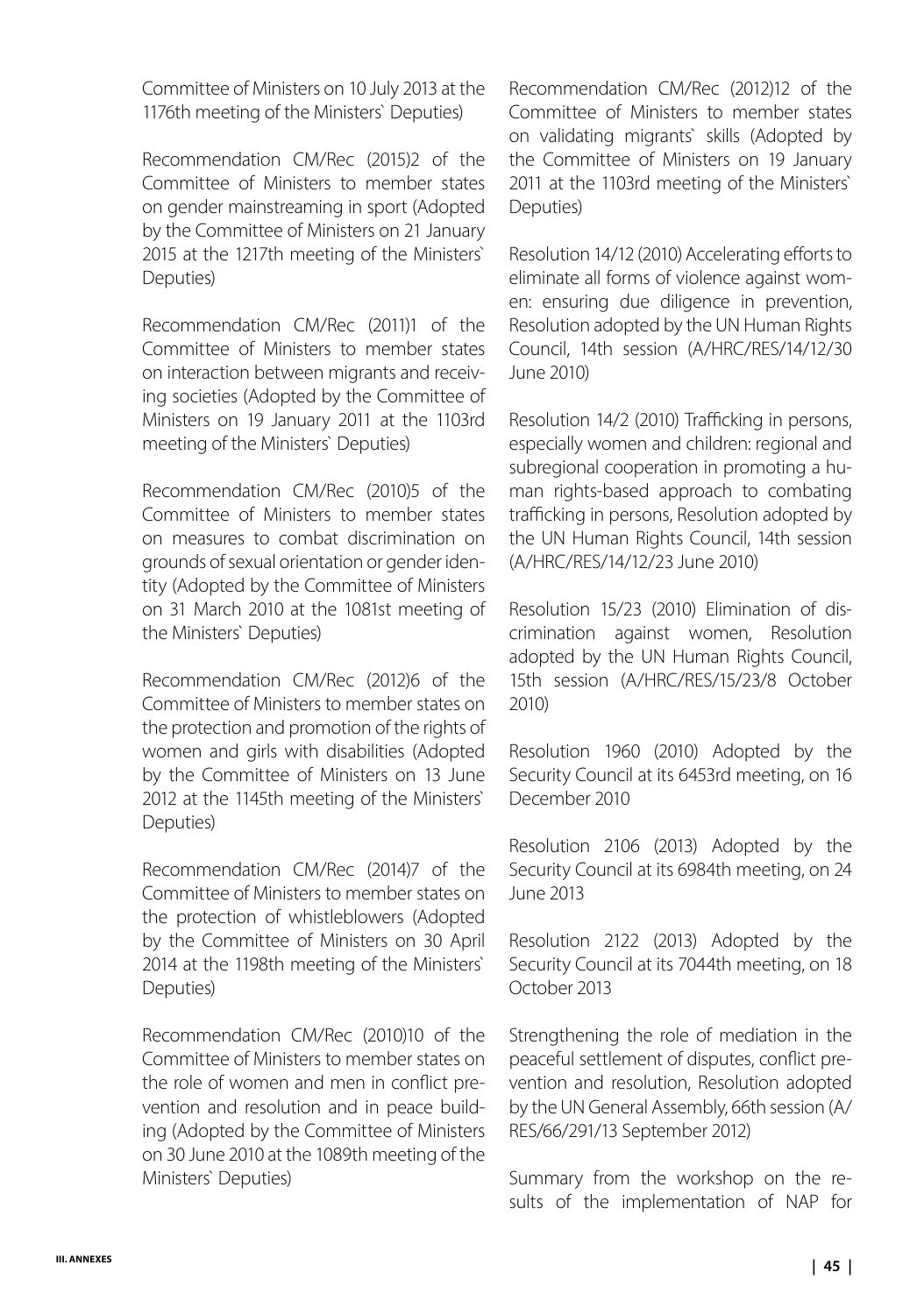Committee of Ministers on 10 July 2013 at the 1176th meeting of the Ministers` Deputies)

Recommendation CM/Rec (2015)2 of the Committee of Ministers to member states on gender mainstreaming in sport (Adopted by the Committee of Ministers on 21 January 2015 at the 1217th meeting of the Ministers` Deputies)

Recommendation CM/Rec (2011)1 of the Committee of Ministers to member states on interaction between migrants and receiving societies (Adopted by the Committee of Ministers on 19 January 2011 at the 1103rd meeting of the Ministers` Deputies)

Recommendation CM/Rec (2010)5 of the Committee of Ministers to member states on measures to combat discrimination on grounds of sexual orientation or gender identity (Adopted by the Committee of Ministers on 31 March 2010 at the 1081st meeting of the Ministers` Deputies)

Recommendation CM/Rec (2012)6 of the Committee of Ministers to member states on the protection and promotion of the rights of women and girls with disabilities (Adopted by the Committee of Ministers on 13 June 2012 at the 1145th meeting of the Ministers` Deputies)

Recommendation CM/Rec (2014)7 of the Committee of Ministers to member states on the protection of whistleblowers (Adopted by the Committee of Ministers on 30 April 2014 at the 1198th meeting of the Ministers` Deputies)

Recommendation CM/Rec (2010)10 of the Committee of Ministers to member states on the role of women and men in conflict prevention and resolution and in peace building (Adopted by the Committee of Ministers on 30 June 2010 at the 1089th meeting of the Ministers` Deputies)

Recommendation CM/Rec (2012)12 of the Committee of Ministers to member states on validating migrants` skills (Adopted by the Committee of Ministers on 19 January 2011 at the 1103rd meeting of the Ministers` Deputies)

Resolution 14/12 (2010) Accelerating efforts to eliminate all forms of violence against women: ensuring due diligence in prevention, Resolution adopted by the UN Human Rights Council, 14th session (A/HRC/RES/14/12/30 June 2010)

Resolution 14/2 (2010) Trafficking in persons, especially women and children: regional and subregional cooperation in promoting a human rights-based approach to combating trafficking in persons, Resolution adopted by the UN Human Rights Council, 14th session (A/HRC/RES/14/12/23 June 2010)

Resolution 15/23 (2010) Elimination of discrimination against women, Resolution adopted by the UN Human Rights Council, 15th session (A/HRC/RES/15/23/8 October 2010)

Resolution 1960 (2010) Adopted by the Security Council at its 6453rd meeting, on 16 December 2010

Resolution 2106 (2013) Adopted by the Security Council at its 6984th meeting, on 24 June 2013

Resolution 2122 (2013) Adopted by the Security Council at its 7044th meeting, on 18 October 2013

Strengthening the role of mediation in the peaceful settlement of disputes, conflict prevention and resolution, Resolution adopted by the UN General Assembly, 66th session (A/RES/66/291/13 September 2012)

Summary from the workshop on the results of the implementation of NAP for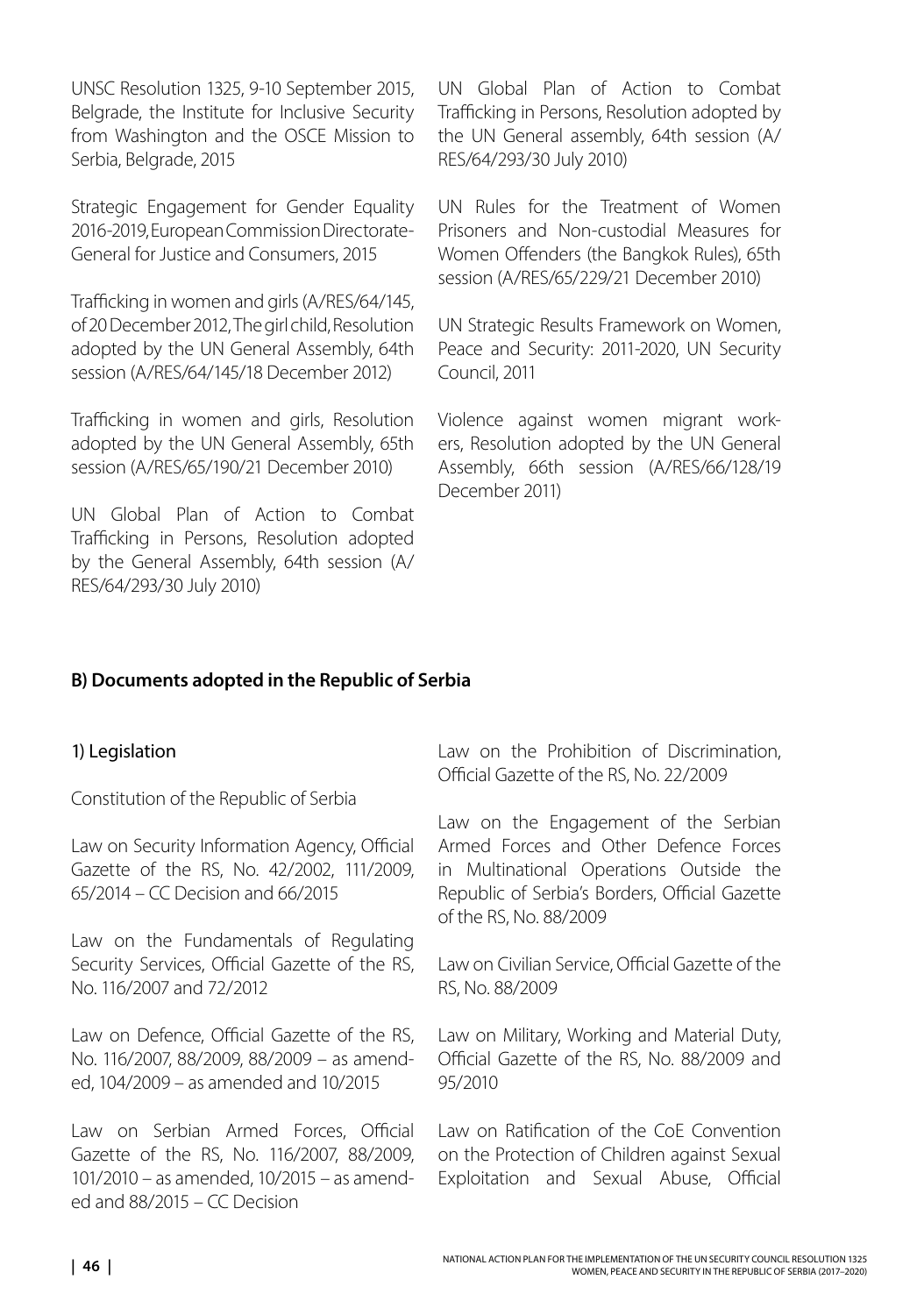UNSC Resolution 1325, 9-10 September 2015, Belgrade, the Institute for Inclusive Security from Washington and the OSCE Mission to Serbia, Belgrade, 2015

Strategic Engagement for Gender Equality 2016-2019, European Commission Directorate-General for Justice and Consumers, 2015

Trafficking in women and girls (A/RES/64/145, of 20 December 2012, The girl child, Resolution adopted by the UN General Assembly, 64th session (A/RES/64/145/18 December 2012)

Trafficking in women and girls, Resolution adopted by the UN General Assembly, 65th session (A/RES/65/190/21 December 2010)

UN Global Plan of Action to Combat Trafficking in Persons, Resolution adopted by the General Assembly, 64th session (A/RES/64/293/30 July 2010)

UN Global Plan of Action to Combat Trafficking in Persons, Resolution adopted by the UN General assembly, 64th session (A/RES/64/293/30 July 2010)

UN Rules for the Treatment of Women Prisoners and Non-custodial Measures for Women Offenders (the Bangkok Rules), 65th session (A/RES/65/229/21 December 2010)

UN Strategic Results Framework on Women, Peace and Security: 2011-2020, UN Security Council, 2011

Violence against women migrant workers, Resolution adopted by the UN General Assembly, 66th session (A/RES/66/128/19 December 2011)

**B) Documents adopted in the Republic of Serbia**

1) Legislation

Constitution of the Republic of Serbia

Law on Security Information Agency, Official Gazette of the RS, No. 42/2002, 111/2009, 65/2014 – CC Decision and 66/2015

Law on the Fundamentals of Regulating Security Services, Official Gazette of the RS, No. 116/2007 and 72/2012

Law on Defence, Official Gazette of the RS, No. 116/2007, 88/2009, 88/2009 – as amended, 104/2009 – as amended and 10/2015

Law on Serbian Armed Forces, Official Gazette of the RS, No. 116/2007, 88/2009, 101/2010 – as amended, 10/2015 – as amended and 88/2015 – CC Decision

Law on the Prohibition of Discrimination, Official Gazette of the RS, No. 22/2009

Law on the Engagement of the Serbian Armed Forces and Other Defence Forces in Multinational Operations Outside the Republic of Serbia's Borders, Official Gazette of the RS, No. 88/2009

Law on Civilian Service, Official Gazette of the RS, No. 88/2009

Law on Military, Working and Material Duty, Official Gazette of the RS, No. 88/2009 and 95/2010

Law on Ratification of the CoE Convention on the Protection of Children against Sexual Exploitation and Sexual Abuse, Official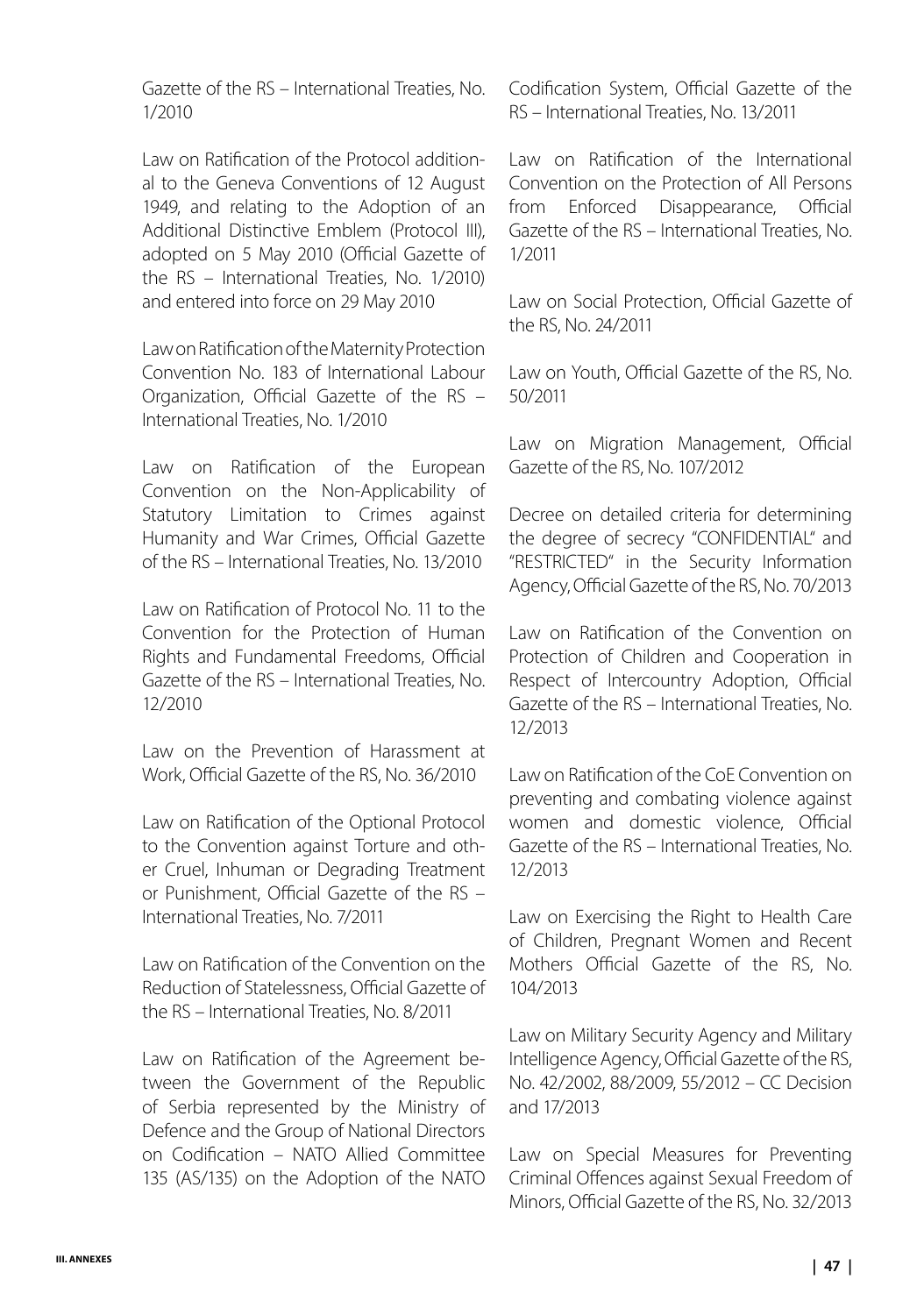Gazette of the RS – International Treaties, No. 1/2010

Law on Ratification of the Protocol additional to the Geneva Conventions of 12 August 1949, and relating to the Adoption of an Additional Distinctive Emblem (Protocol III), adopted on 5 May 2010 (Official Gazette of the RS – International Treaties, No. 1/2010) and entered into force on 29 May 2010

Law on Ratification of the Maternity Protection Convention No. 183 of International Labour Organization, Official Gazette of the RS – International Treaties, No. 1/2010

Law on Ratification of the European Convention on the Non-Applicability of Statutory Limitation to Crimes against Humanity and War Crimes, Official Gazette of the RS – International Treaties, No. 13/2010

Law on Ratification of Protocol No. 11 to the Convention for the Protection of Human Rights and Fundamental Freedoms, Official Gazette of the RS – International Treaties, No. 12/2010

Law on the Prevention of Harassment at Work, Official Gazette of the RS, No. 36/2010

Law on Ratification of the Optional Protocol to the Convention against Torture and other Cruel, Inhuman or Degrading Treatment or Punishment, Official Gazette of the RS – International Treaties, No. 7/2011

Law on Ratification of the Convention on the Reduction of Statelessness, Official Gazette of the RS – International Treaties, No. 8/2011

Law on Ratification of the Agreement between the Government of the Republic of Serbia represented by the Ministry of Defence and the Group of National Directors on Codification – NATO Allied Committee 135 (AS/135) on the Adoption of the NATO Codification System, Official Gazette of the RS – International Treaties, No. 13/2011

Law on Ratification of the International Convention on the Protection of All Persons from Enforced Disappearance, Official Gazette of the RS – International Treaties, No. 1/2011

Law on Social Protection, Official Gazette of the RS, No. 24/2011

Law on Youth, Official Gazette of the RS, No. 50/2011

Law on Migration Management, Official Gazette of the RS, No. 107/2012

Decree on detailed criteria for determining the degree of secrecy "CONFIDENTIAL" and "RESTRICTED" in the Security Information Agency, Official Gazette of the RS, No. 70/2013

Law on Ratification of the Convention on Protection of Children and Cooperation in Respect of Intercountry Adoption, Official Gazette of the RS – International Treaties, No. 12/2013

Law on Ratification of the CoE Convention on preventing and combating violence against women and domestic violence, Official Gazette of the RS – International Treaties, No. 12/2013

Law on Exercising the Right to Health Care of Children, Pregnant Women and Recent Mothers Official Gazette of the RS, No. 104/2013

Law on Military Security Agency and Military Intelligence Agency, Official Gazette of the RS, No. 42/2002, 88/2009, 55/2012 – CC Decision and 17/2013

Law on Special Measures for Preventing Criminal Offences against Sexual Freedom of Minors, Official Gazette of the RS, No. 32/2013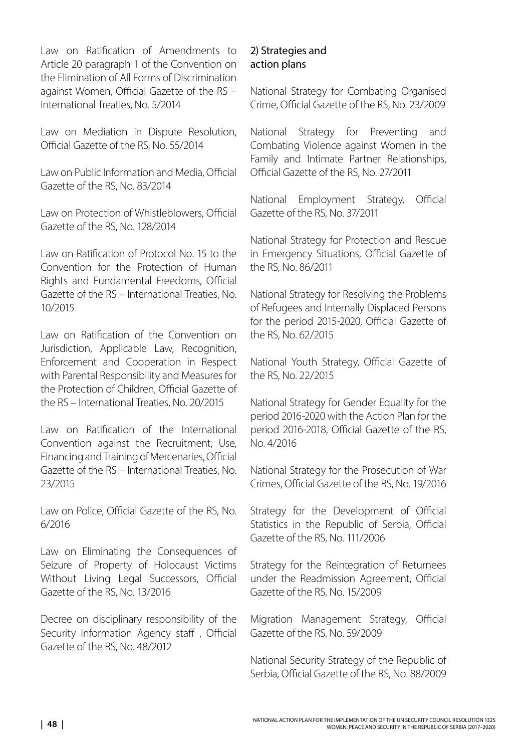Law on Ratification of Amendments to Article 20 paragraph 1 of the Convention on the Elimination of All Forms of Discrimination against Women, Official Gazette of the RS – International Treaties, No. 5/2014

Law on Mediation in Dispute Resolution, Official Gazette of the RS, No. 55/2014

Law on Public Information and Media, Official Gazette of the RS, No. 83/2014

Law on Protection of Whistleblowers, Official Gazette of the RS, No. 128/2014

Law on Ratification of Protocol No. 15 to the Convention for the Protection of Human Rights and Fundamental Freedoms, Official Gazette of the RS – International Treaties, No. 10/2015

Law on Ratification of the Convention on Jurisdiction, Applicable Law, Recognition, Enforcement and Cooperation in Respect with Parental Responsibility and Measures for the Protection of Children, Official Gazette of the RS – International Treaties, No. 20/2015

Law on Ratification of the International Convention against the Recruitment, Use, Financing and Training of Mercenaries, Official Gazette of the RS – International Treaties, No. 23/2015

Law on Police, Official Gazette of the RS, No. 6/2016

Law on Eliminating the Consequences of Seizure of Property of Holocaust Victims Without Living Legal Successors, Official Gazette of the RS, No. 13/2016

Decree on disciplinary responsibility of the Security Information Agency staff , Official Gazette of the RS, No. 48/2012

## 2) Strategies and action plans

National Strategy for Combating Organised Crime, Official Gazette of the RS, No. 23/2009

National Strategy for Preventing and Combating Violence against Women in the Family and Intimate Partner Relationships, Official Gazette of the RS, No. 27/2011

National Employment Strategy, Official Gazette of the RS, No. 37/2011

National Strategy for Protection and Rescue in Emergency Situations, Official Gazette of the RS, No. 86/2011

National Strategy for Resolving the Problems of Refugees and Internally Displaced Persons for the period 2015-2020, Official Gazette of the RS, No. 62/2015

National Youth Strategy, Official Gazette of the RS, No. 22/2015

National Strategy for Gender Equality for the period 2016-2020 with the Action Plan for the period 2016-2018, Official Gazette of the RS, No. 4/2016

National Strategy for the Prosecution of War Crimes, Official Gazette of the RS, No. 19/2016

Strategy for the Development of Official Statistics in the Republic of Serbia, Official Gazette of the RS, No. 111/2006

Strategy for the Reintegration of Returnees under the Readmission Agreement, Official Gazette of the RS, No. 15/2009

Migration Management Strategy, Official Gazette of the RS, No. 59/2009

National Security Strategy of the Republic of Serbia, Official Gazette of the RS, No. 88/2009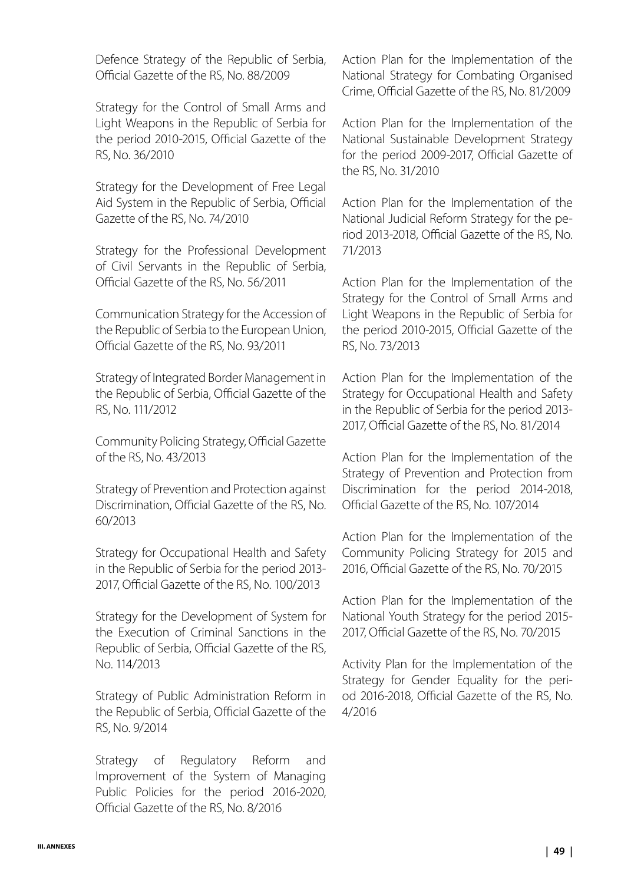Defence Strategy of the Republic of Serbia, Official Gazette of the RS, No. 88/2009

Strategy for the Control of Small Arms and Light Weapons in the Republic of Serbia for the period 2010-2015, Official Gazette of the RS, No. 36/2010

Strategy for the Development of Free Legal Aid System in the Republic of Serbia, Official Gazette of the RS, No. 74/2010

Strategy for the Professional Development of Civil Servants in the Republic of Serbia, Official Gazette of the RS, No. 56/2011

Communication Strategy for the Accession of the Republic of Serbia to the European Union, Official Gazette of the RS, No. 93/2011

Strategy of Integrated Border Management in the Republic of Serbia, Official Gazette of the RS, No. 111/2012

Community Policing Strategy, Official Gazette of the RS, No. 43/2013

Strategy of Prevention and Protection against Discrimination, Official Gazette of the RS, No. 60/2013

Strategy for Occupational Health and Safety in the Republic of Serbia for the period 2013-2017, Official Gazette of the RS, No. 100/2013

Strategy for the Development of System for the Execution of Criminal Sanctions in the Republic of Serbia, Official Gazette of the RS, No. 114/2013

Strategy of Public Administration Reform in the Republic of Serbia, Official Gazette of the RS, No. 9/2014

Strategy of Regulatory Reform and Improvement of the System of Managing Public Policies for the period 2016-2020, Official Gazette of the RS, No. 8/2016

Action Plan for the Implementation of the National Strategy for Combating Organised Crime, Official Gazette of the RS, No. 81/2009

Action Plan for the Implementation of the National Sustainable Development Strategy for the period 2009-2017, Official Gazette of the RS, No. 31/2010

Action Plan for the Implementation of the National Judicial Reform Strategy for the period 2013-2018, Official Gazette of the RS, No. 71/2013

Action Plan for the Implementation of the Strategy for the Control of Small Arms and Light Weapons in the Republic of Serbia for the period 2010-2015, Official Gazette of the RS, No. 73/2013

Action Plan for the Implementation of the Strategy for Occupational Health and Safety in the Republic of Serbia for the period 2013-2017, Official Gazette of the RS, No. 81/2014

Action Plan for the Implementation of the Strategy of Prevention and Protection from Discrimination for the period 2014-2018, Official Gazette of the RS, No. 107/2014

Action Plan for the Implementation of the Community Policing Strategy for 2015 and 2016, Official Gazette of the RS, No. 70/2015

Action Plan for the Implementation of the National Youth Strategy for the period 2015-2017, Official Gazette of the RS, No. 70/2015

Activity Plan for the Implementation of the Strategy for Gender Equality for the period 2016-2018, Official Gazette of the RS, No. 4/2016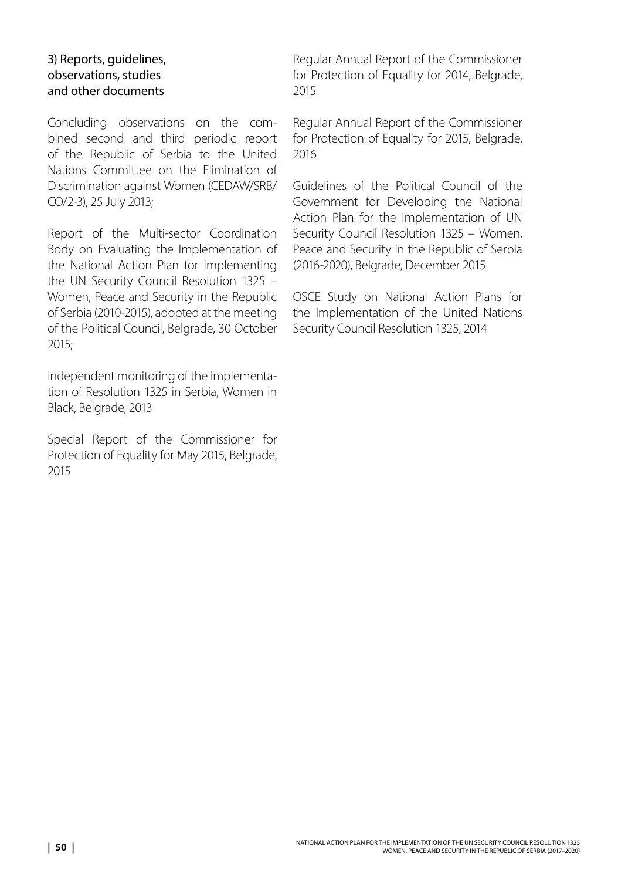### 3) Reports, guidelines, observations, studies and other documents

Concluding observations on the combined second and third periodic report of the Republic of Serbia to the United Nations Committee on the Elimination of Discrimination against Women (CEDAW/SRB/CO/2-3), 25 July 2013;

Report of the Multi-sector Coordination Body on Evaluating the Implementation of the National Action Plan for Implementing the UN Security Council Resolution 1325 – Women, Peace and Security in the Republic of Serbia (2010-2015), adopted at the meeting of the Political Council, Belgrade, 30 October 2015;

Independent monitoring of the implementation of Resolution 1325 in Serbia, Women in Black, Belgrade, 2013

Special Report of the Commissioner for Protection of Equality for May 2015, Belgrade, 2015

Regular Annual Report of the Commissioner for Protection of Equality for 2014, Belgrade, 2015

Regular Annual Report of the Commissioner for Protection of Equality for 2015, Belgrade, 2016

Guidelines of the Political Council of the Government for Developing the National Action Plan for the Implementation of UN Security Council Resolution 1325 – Women, Peace and Security in the Republic of Serbia (2016-2020), Belgrade, December 2015

OSCE Study on National Action Plans for the Implementation of the United Nations Security Council Resolution 1325, 2014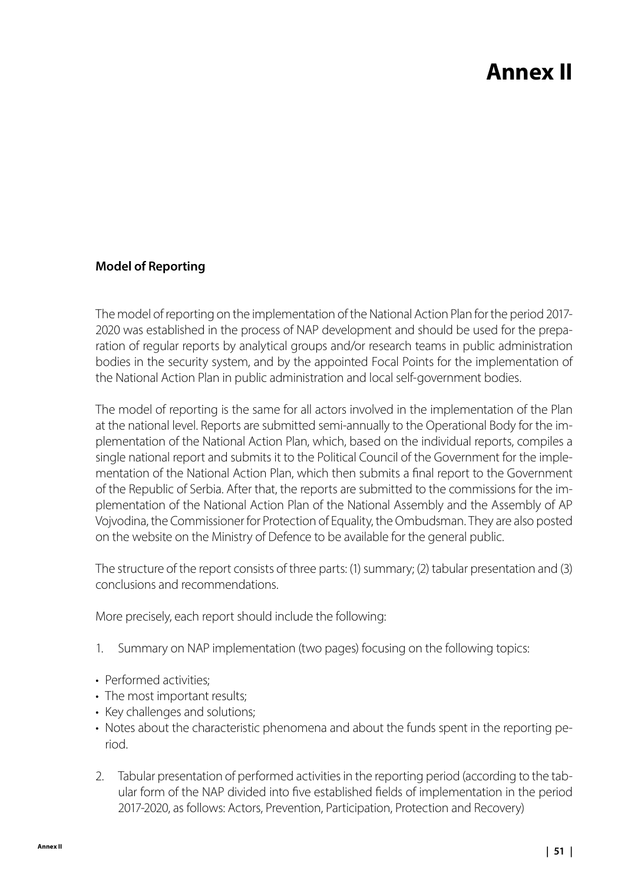# Annex II

**Model of Reporting**

The model of reporting on the implementation of the National Action Plan for the period 2017-2020 was established in the process of NAP development and should be used for the preparation of regular reports by analytical groups and/or research teams in public administration bodies in the security system, and by the appointed Focal Points for the implementation of the National Action Plan in public administration and local self-government bodies.

The model of reporting is the same for all actors involved in the implementation of the Plan at the national level. Reports are submitted semi-annually to the Operational Body for the implementation of the National Action Plan, which, based on the individual reports, compiles a single national report and submits it to the Political Council of the Government for the implementation of the National Action Plan, which then submits a final report to the Government of the Republic of Serbia. After that, the reports are submitted to the commissions for the implementation of the National Action Plan of the National Assembly and the Assembly of AP Vojvodina, the Commissioner for Protection of Equality, the Ombudsman. They are also posted on the website on the Ministry of Defence to be available for the general public.

The structure of the report consists of three parts: (1) summary; (2) tabular presentation and (3) conclusions and recommendations.

More precisely, each report should include the following:

1. Summary on NAP implementation (two pages) focusing on the following topics:

- Performed activities;
- The most important results;
- Key challenges and solutions;
- Notes about the characteristic phenomena and about the funds spent in the reporting period.

2. Tabular presentation of performed activities in the reporting period (according to the tabular form of the NAP divided into five established fields of implementation in the period 2017-2020, as follows: Actors, Prevention, Participation, Protection and Recovery)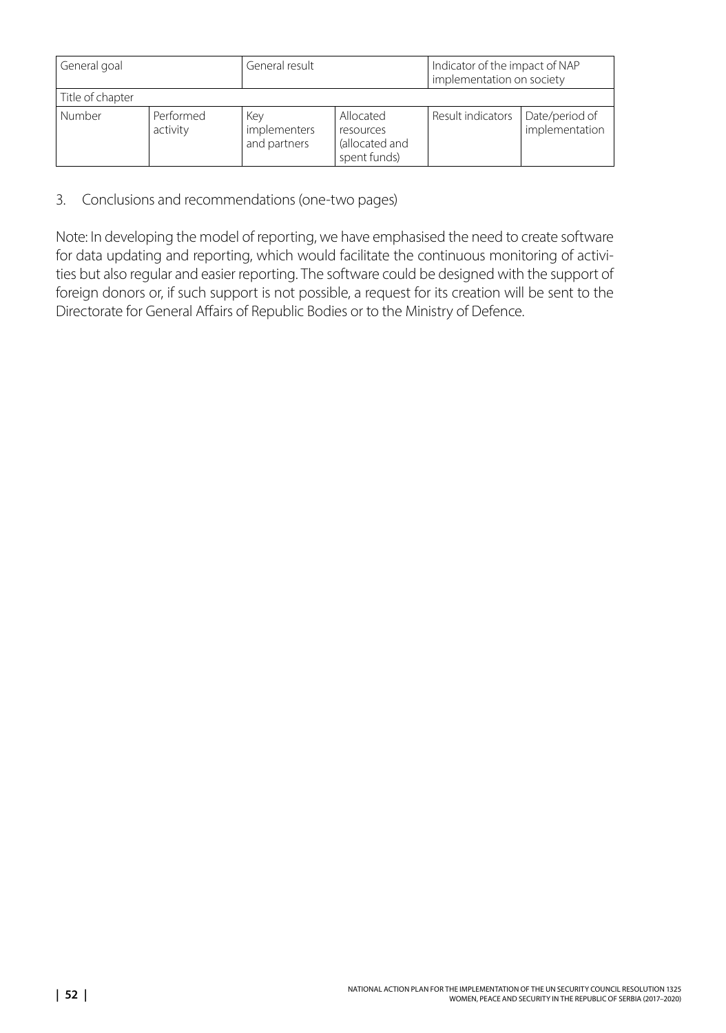| General goal | | General result | | Indicator of the impact of NAP implementation on society | |
|---|---|---|---|---|---|
| Title of chapter | | | | | |
| Number | Performed activity | Key implementers and partners | Allocated resources (allocated and spent funds) | Result indicators | Date/period of implementation |

3. Conclusions and recommendations (one-two pages)

Note: In developing the model of reporting, we have emphasised the need to create software for data updating and reporting, which would facilitate the continuous monitoring of activities but also regular and easier reporting. The software could be designed with the support of foreign donors or, if such support is not possible, a request for its creation will be sent to the Directorate for General Affairs of Republic Bodies or to the Ministry of Defence.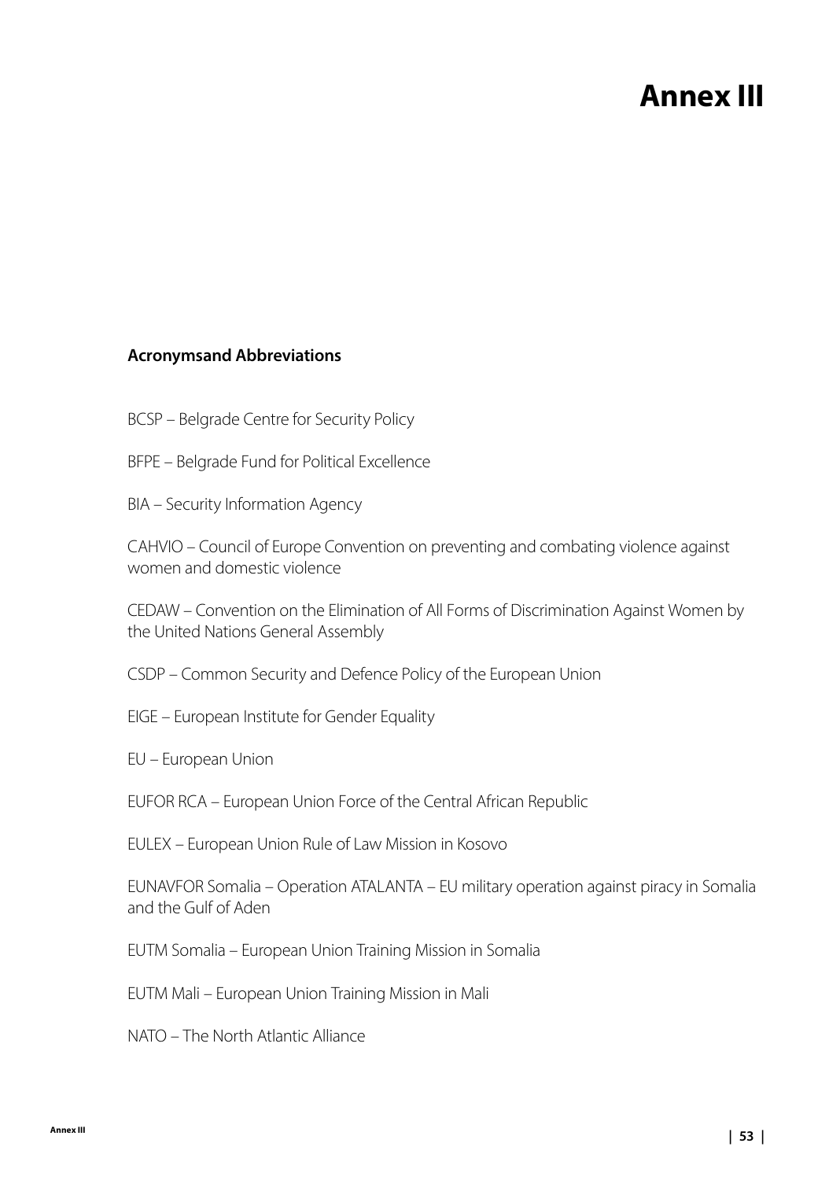# Annex III

### Acronymsand Abbreviations

BCSP – Belgrade Centre for Security Policy

BFPE – Belgrade Fund for Political Excellence

BIA – Security Information Agency

CAHVIO – Council of Europe Convention on preventing and combating violence against women and domestic violence

CEDAW – Convention on the Elimination of All Forms of Discrimination Against Women by the United Nations General Assembly

CSDP – Common Security and Defence Policy of the European Union

EIGE – European Institute for Gender Equality

EU – European Union

EUFOR RCA – European Union Force of the Central African Republic

EULEX – European Union Rule of Law Mission in Kosovo

EUNAVFOR Somalia – Operation ATALANTA – EU military operation against piracy in Somalia and the Gulf of Aden

EUTM Somalia – European Union Training Mission in Somalia

EUTM Mali – European Union Training Mission in Mali

NATO – The North Atlantic Alliance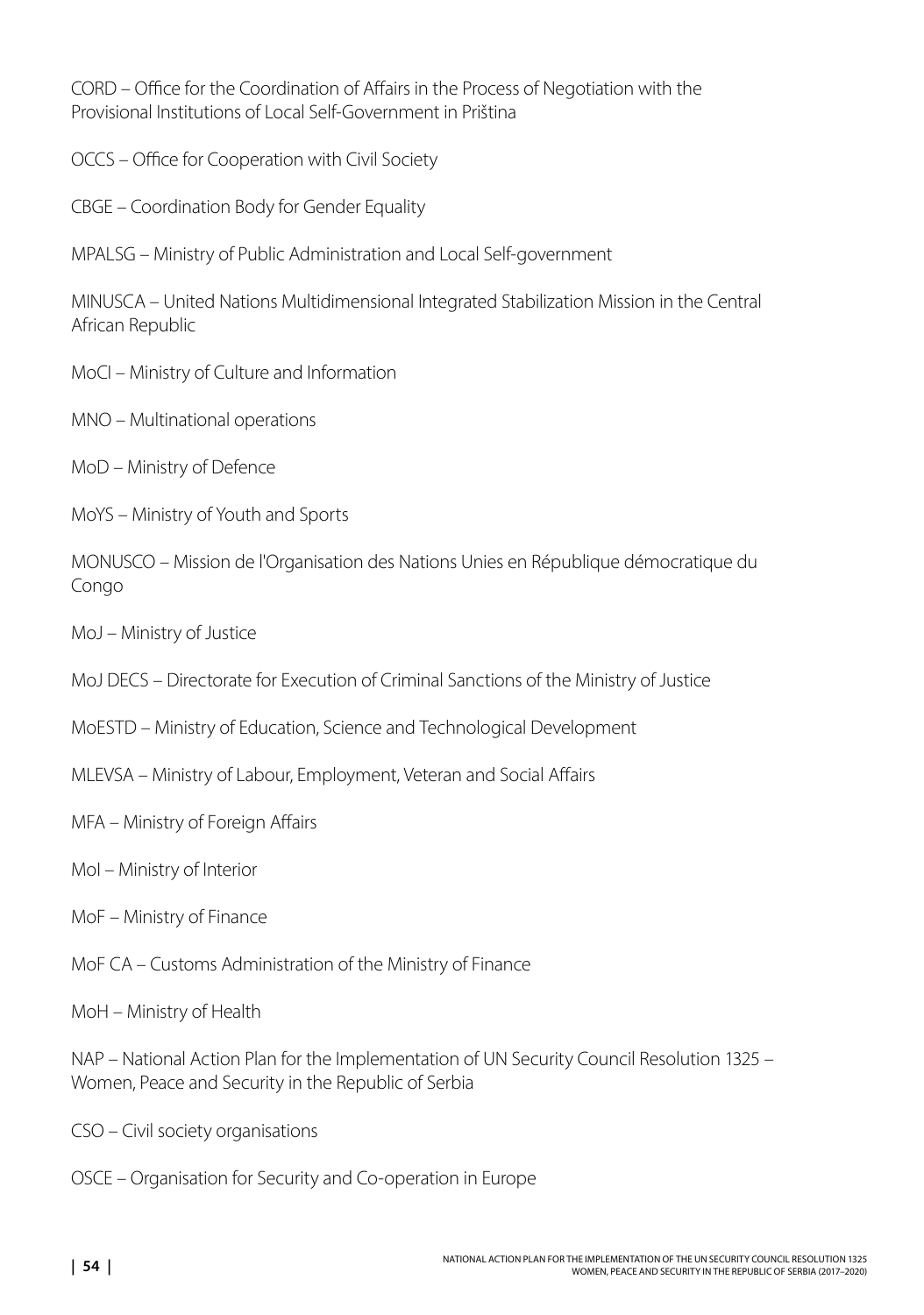CORD – Office for the Coordination of Affairs in the Process of Negotiation with the Provisional Institutions of Local Self-Government in Priština

OCCS – Office for Cooperation with Civil Society

CBGE – Coordination Body for Gender Equality

MPALSG – Ministry of Public Administration and Local Self-government

MINUSCA – United Nations Multidimensional Integrated Stabilization Mission in the Central African Republic

MoCI – Ministry of Culture and Information

MNO – Multinational operations

MoD – Ministry of Defence

MoYS – Ministry of Youth and Sports

MONUSCO – Mission de l'Organisation des Nations Unies en République démocratique du Congo

MoJ – Ministry of Justice

MoJ DECS – Directorate for Execution of Criminal Sanctions of the Ministry of Justice

MoESTD – Ministry of Education, Science and Technological Development

MLEVSA – Ministry of Labour, Employment, Veteran and Social Affairs

MFA – Ministry of Foreign Affairs

MoI – Ministry of Interior

MoF – Ministry of Finance

MoF CA – Customs Administration of the Ministry of Finance

MoH – Ministry of Health

NAP – National Action Plan for the Implementation of UN Security Council Resolution 1325 – Women, Peace and Security in the Republic of Serbia

CSO – Civil society organisations

OSCE – Organisation for Security and Co-operation in Europe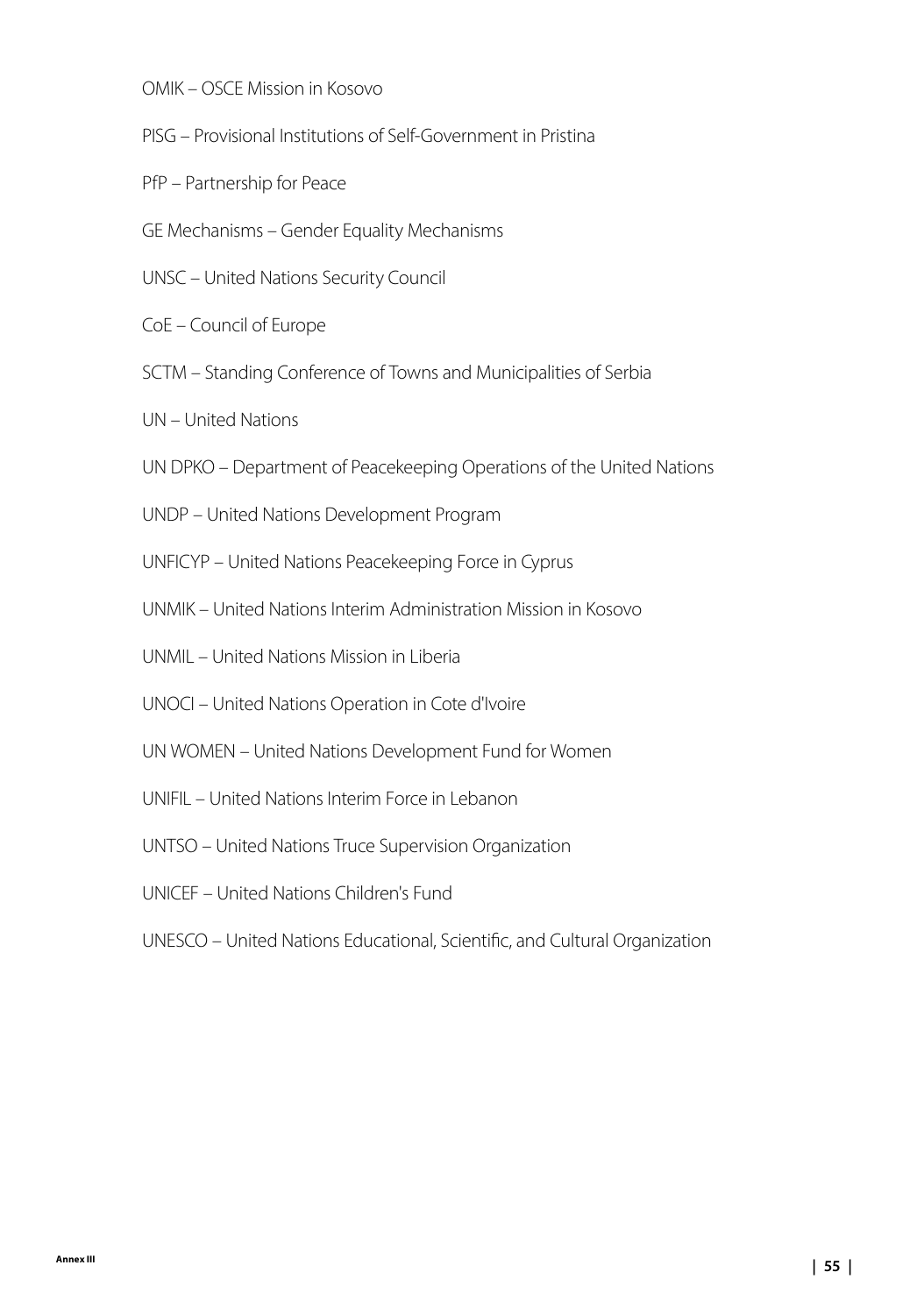OMIK – OSCE Mission in Kosovo

PISG – Provisional Institutions of Self-Government in Pristina

PfP – Partnership for Peace

GE Mechanisms – Gender Equality Mechanisms

UNSC – United Nations Security Council

CoE – Council of Europe

SCTM – Standing Conference of Towns and Municipalities of Serbia

UN – United Nations

UN DPKO – Department of Peacekeeping Operations of the United Nations

UNDP – United Nations Development Program

UNFICYP – United Nations Peacekeeping Force in Cyprus

UNMIK – United Nations Interim Administration Mission in Kosovo

UNMIL – United Nations Mission in Liberia

UNOCI – United Nations Operation in Cote d'Ivoire

UN WOMEN – United Nations Development Fund for Women

UNIFIL – United Nations Interim Force in Lebanon

UNTSO – United Nations Truce Supervision Organization

UNICEF – United Nations Children's Fund

UNESCO – United Nations Educational, Scientific, and Cultural Organization